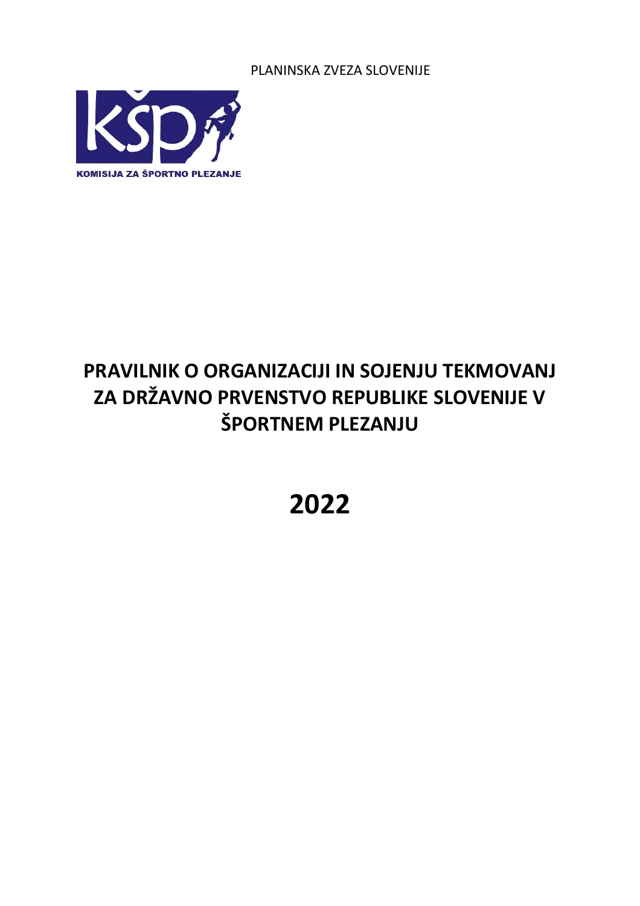PLANINSKA ZVEZA SLOVENIJE

KOMISIJA ZA ŠPORTNO PLEZANJE

# PRAVILNIK O ORGANIZACIJI IN SOJENJU TEKMOVANJ ZA DRŽAVNO PRVENSTVO REPUBLIKE SLOVENIJE V ŠPORTNEM PLEZANJU

# 2022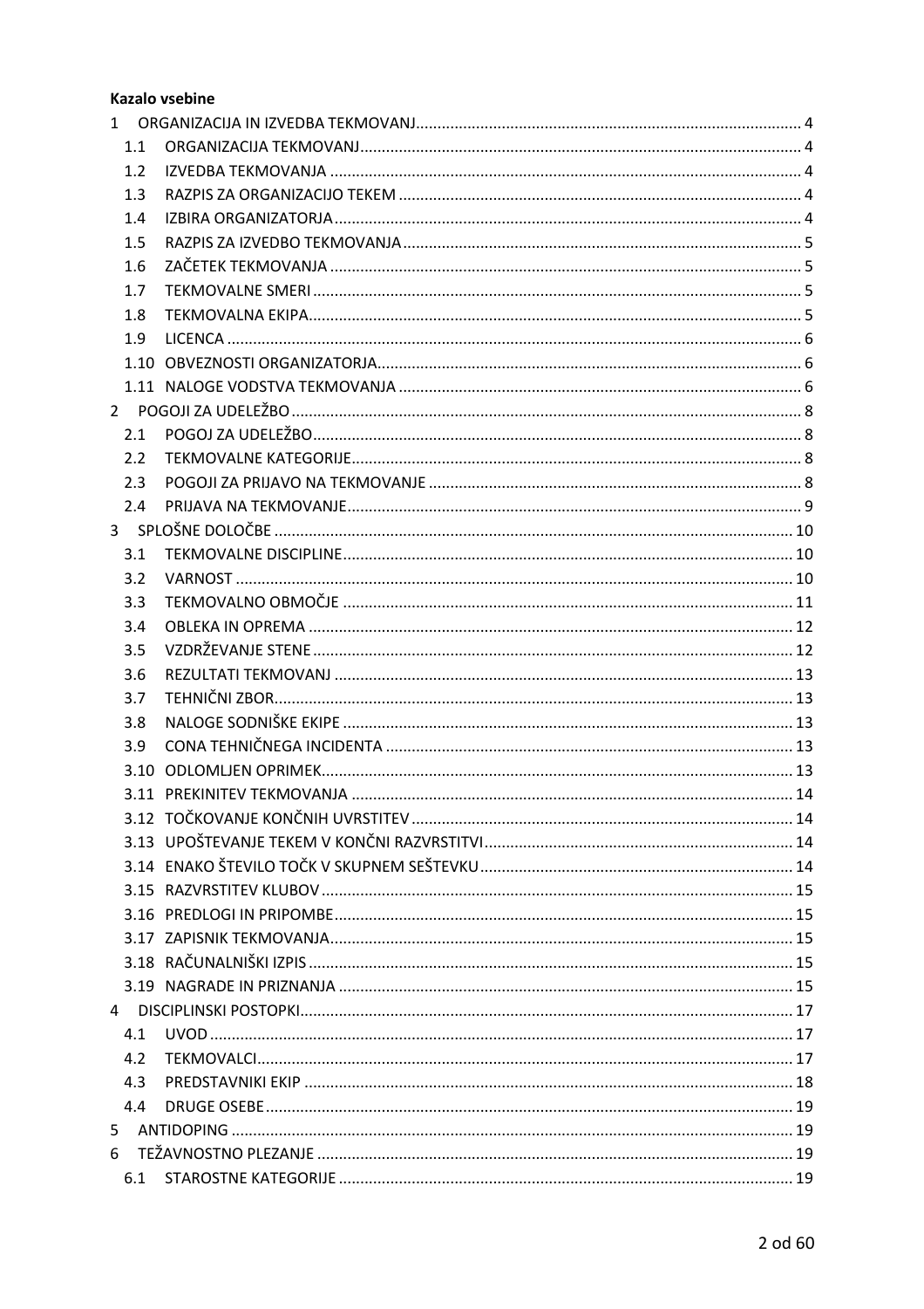**Kazalo vsebine**

1 ORGANIZACIJA IN IZVEDBA TEKMOVANJ ... 4
- 1.1 ORGANIZACIJA TEKMOVANJ ... 4
- 1.2 IZVEDBA TEKMOVANJA ... 4
- 1.3 RAZPIS ZA ORGANIZACIJO TEKEM ... 4
- 1.4 IZBIRA ORGANIZATORJA ... 4
- 1.5 RAZPIS ZA IZVEDBO TEKMOVANJA ... 5
- 1.6 ZAČETEK TEKMOVANJA ... 5
- 1.7 TEKMOVALNE SMERI ... 5
- 1.8 TEKMOVALNA EKIPA ... 5
- 1.9 LICENCA ... 6
- 1.10 OBVEZNOSTI ORGANIZATORJA ... 6
- 1.11 NALOGE VODSTVA TEKMOVANJA ... 6

2 POGOJI ZA UDELEŽBO ... 8
- 2.1 POGOJ ZA UDELEŽBO ... 8
- 2.2 TEKMOVALNE KATEGORIJE ... 8
- 2.3 POGOJI ZA PRIJAVO NA TEKMOVANJE ... 8
- 2.4 PRIJAVA NA TEKMOVANJE ... 9

3 SPLOŠNE DOLOČBE ... 10
- 3.1 TEKMOVALNE DISCIPLINE ... 10
- 3.2 VARNOST ... 10
- 3.3 TEKMOVALNO OBMOČJE ... 11
- 3.4 OBLEKA IN OPREMA ... 12
- 3.5 VZDRŽEVANJE STENE ... 12
- 3.6 REZULTATI TEKMOVANJ ... 13
- 3.7 TEHNIČNI ZBOR ... 13
- 3.8 NALOGE SODNIŠKE EKIPE ... 13
- 3.9 CONA TEHNIČNEGA INCIDENTA ... 13
- 3.10 ODLOMLJEN OPRIMEK ... 13
- 3.11 PREKINITEV TEKMOVANJA ... 14
- 3.12 TOČKOVANJE KONČNIH UVRSTITEV ... 14
- 3.13 UPOŠTEVANJE TEKEM V KONČNI RAZVRSTITVI ... 14
- 3.14 ENAKO ŠTEVILO TOČK V SKUPNEM SEŠTEVKU ... 14
- 3.15 RAZVRSTITEV KLUBOV ... 15
- 3.16 PREDLOGI IN PRIPOMBE ... 15
- 3.17 ZAPISNIK TEKMOVANJA ... 15
- 3.18 RAČUNALNIŠKI IZPIS ... 15
- 3.19 NAGRADE IN PRIZNANJA ... 15

4 DISCIPLINSKI POSTOPKI ... 17
- 4.1 UVOD ... 17
- 4.2 TEKMOVALCI ... 17
- 4.3 PREDSTAVNIKI EKIP ... 18
- 4.4 DRUGE OSEBE ... 19

5 ANTIDOPING ... 19

6 TEŽAVNOSTNO PLEZANJE ... 19
- 6.1 STAROSTNE KATEGORIJE ... 19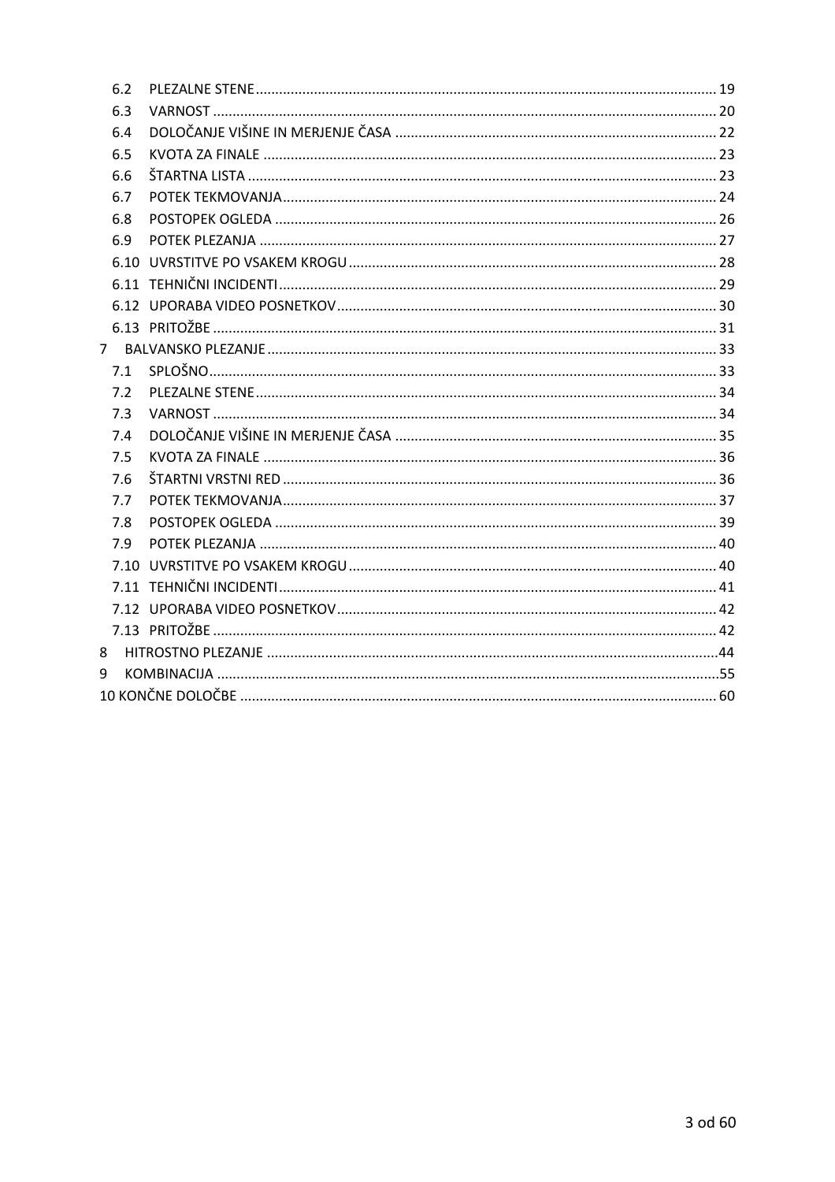6.2 PLEZALNE STENE ..... 19
6.3 VARNOST ..... 20
6.4 DOLOČANJE VIŠINE IN MERJENJE ČASA ..... 22
6.5 KVOTA ZA FINALE ..... 23
6.6 ŠTARTNA LISTA ..... 23
6.7 POTEK TEKMOVANJA ..... 24
6.8 POSTOPEK OGLEDA ..... 26
6.9 POTEK PLEZANJA ..... 27
6.10 UVRSTITVE PO VSAKEM KROGU ..... 28
6.11 TEHNIČNI INCIDENTI ..... 29
6.12 UPORABA VIDEO POSNETKOV ..... 30
6.13 PRITOŽBE ..... 31

7 BALVANSKO PLEZANJE ..... 33

7.1 SPLOŠNO ..... 33
7.2 PLEZALNE STENE ..... 34
7.3 VARNOST ..... 34
7.4 DOLOČANJE VIŠINE IN MERJENJE ČASA ..... 35
7.5 KVOTA ZA FINALE ..... 36
7.6 ŠTARTNI VRSTNI RED ..... 36
7.7 POTEK TEKMOVANJA ..... 37
7.8 POSTOPEK OGLEDA ..... 39
7.9 POTEK PLEZANJA ..... 40
7.10 UVRSTITVE PO VSAKEM KROGU ..... 40
7.11 TEHNIČNI INCIDENTI ..... 41
7.12 UPORABA VIDEO POSNETKOV ..... 42
7.13 PRITOŽBE ..... 42

8 HITROSTNO PLEZANJE ..... 44

9 KOMBINACIJA ..... 55

10 KONČNE DOLOČBE ..... 60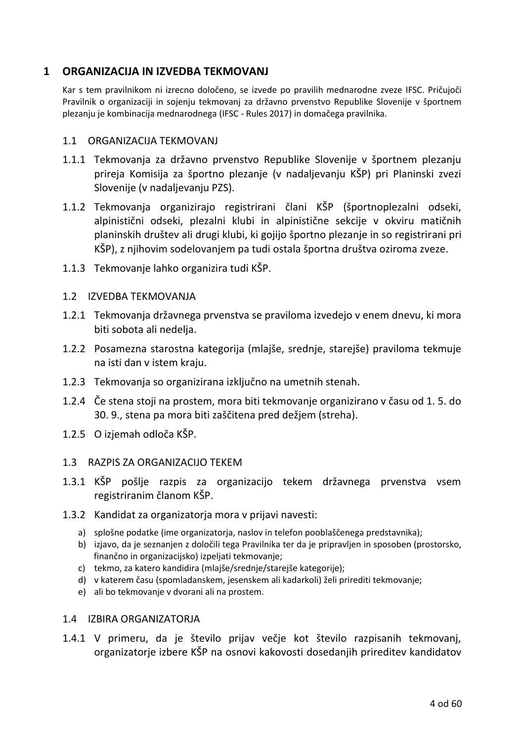# 1 ORGANIZACIJA IN IZVEDBA TEKMOVANJ

Kar s tem pravilnikom ni izrecno določeno, se izvede po pravilih mednarodne zveze IFSC. Pričujoči Pravilnik o organizaciji in sojenju tekmovanj za državno prvenstvo Republike Slovenije v športnem plezanju je kombinacija mednarodnega (IFSC - Rules 2017) in domačega pravilnika.

## 1.1 ORGANIZACIJA TEKMOVANJ

1.1.1 Tekmovanja za državno prvenstvo Republike Slovenije v športnem plezanju prireja Komisija za športno plezanje (v nadaljevanju KŠP) pri Planinski zvezi Slovenije (v nadaljevanju PZS).

1.1.2 Tekmovanja organizirajo registrirani člani KŠP (športnoplezalni odseki, alpinistični odseki, plezalni klubi in alpinistične sekcije v okviru matičnih planinskih društev ali drugi klubi, ki gojijo športno plezanje in so registrirani pri KŠP), z njihovim sodelovanjem pa tudi ostala športna društva oziroma zveze.

1.1.3 Tekmovanje lahko organizira tudi KŠP.

## 1.2 IZVEDBA TEKMOVANJA

1.2.1 Tekmovanja državnega prvenstva se praviloma izvedejo v enem dnevu, ki mora biti sobota ali nedelja.

1.2.2 Posamezna starostna kategorija (mlajše, srednje, starejše) praviloma tekmuje na isti dan v istem kraju.

1.2.3 Tekmovanja so organizirana izključno na umetnih stenah.

1.2.4 Če stena stoji na prostem, mora biti tekmovanje organizirano v času od 1. 5. do 30. 9., stena pa mora biti zaščitena pred dežjem (streha).

1.2.5 O izjemah odloča KŠP.

## 1.3 RAZPIS ZA ORGANIZACIJO TEKEM

1.3.1 KŠP pošlje razpis za organizacijo tekem državnega prvenstva vsem registriranim članom KŠP.

1.3.2 Kandidat za organizatorja mora v prijavi navesti:

a) splošne podatke (ime organizatorja, naslov in telefon pooblaščenega predstavnika);
b) izjavo, da je seznanjen z določili tega Pravilnika ter da je pripravljen in sposoben (prostorsko, finančno in organizacijsko) izpeljati tekmovanje;
c) tekmo, za katero kandidira (mlajše/srednje/starejše kategorije);
d) v katerem času (spomladanskem, jesenskem ali kadarkoli) želi prirediti tekmovanje;
e) ali bo tekmovanje v dvorani ali na prostem.

## 1.4 IZBIRA ORGANIZATORJA

1.4.1 V primeru, da je število prijav večje kot število razpisanih tekmovanj, organizatorje izbere KŠP na osnovi kakovosti dosedanjih prireditev kandidatov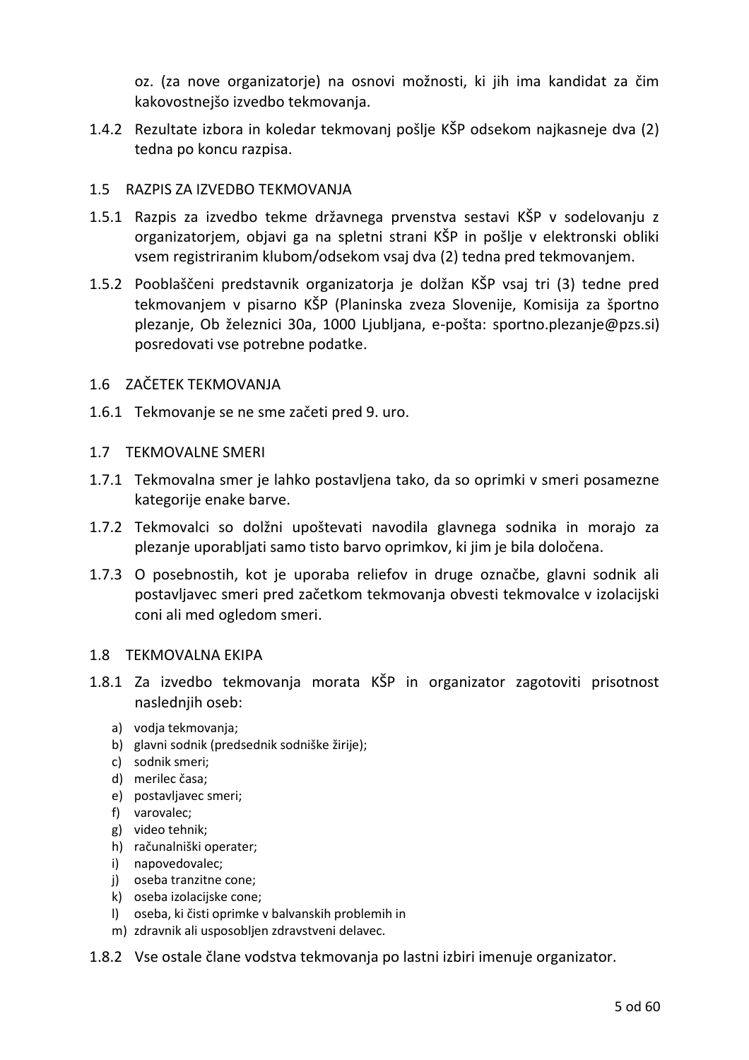oz. (za nove organizatorje) na osnovi možnosti, ki jih ima kandidat za čim kakovostnejšo izvedbo tekmovanja.

1.4.2 Rezultate izbora in koledar tekmovanj pošlje KŠP odsekom najkasneje dva (2) tedna po koncu razpisa.

## 1.5 RAZPIS ZA IZVEDBO TEKMOVANJA

1.5.1 Razpis za izvedbo tekme državnega prvenstva sestavi KŠP v sodelovanju z organizatorjem, objavi ga na spletni strani KŠP in pošlje v elektronski obliki vsem registriranim klubom/odsekom vsaj dva (2) tedna pred tekmovanjem.

1.5.2 Pooblaščeni predstavnik organizatorja je dolžan KŠP vsaj tri (3) tedne pred tekmovanjem v pisarno KŠP (Planinska zveza Slovenije, Komisija za športno plezanje, Ob železnici 30a, 1000 Ljubljana, e-pošta: sportno.plezanje@pzs.si) posredovati vse potrebne podatke.

## 1.6 ZAČETEK TEKMOVANJA

1.6.1 Tekmovanje se ne sme začeti pred 9. uro.

## 1.7 TEKMOVALNE SMERI

1.7.1 Tekmovalna smer je lahko postavljena tako, da so oprimki v smeri posamezne kategorije enake barve.

1.7.2 Tekmovalci so dolžni upoštevati navodila glavnega sodnika in morajo za plezanje uporabljati samo tisto barvo oprimkov, ki jim je bila določena.

1.7.3 O posebnostih, kot je uporaba reliefov in druge označbe, glavni sodnik ali postavljavec smeri pred začetkom tekmovanja obvesti tekmovalce v izolacijski coni ali med ogledom smeri.

## 1.8 TEKMOVALNA EKIPA

1.8.1 Za izvedbo tekmovanja morata KŠP in organizator zagotoviti prisotnost naslednjih oseb:

a) vodja tekmovanja;
b) glavni sodnik (predsednik sodniške žirije);
c) sodnik smeri;
d) merilec časa;
e) postavljavec smeri;
f) varovalec;
g) video tehnik;
h) računalniški operater;
i) napovedovalec;
j) oseba tranzitne cone;
k) oseba izolacijske cone;
l) oseba, ki čisti oprimke v balvanskih problemih in
m) zdravnik ali usposobljen zdravstveni delavec.

1.8.2 Vse ostale člane vodstva tekmovanja po lastni izbiri imenuje organizator.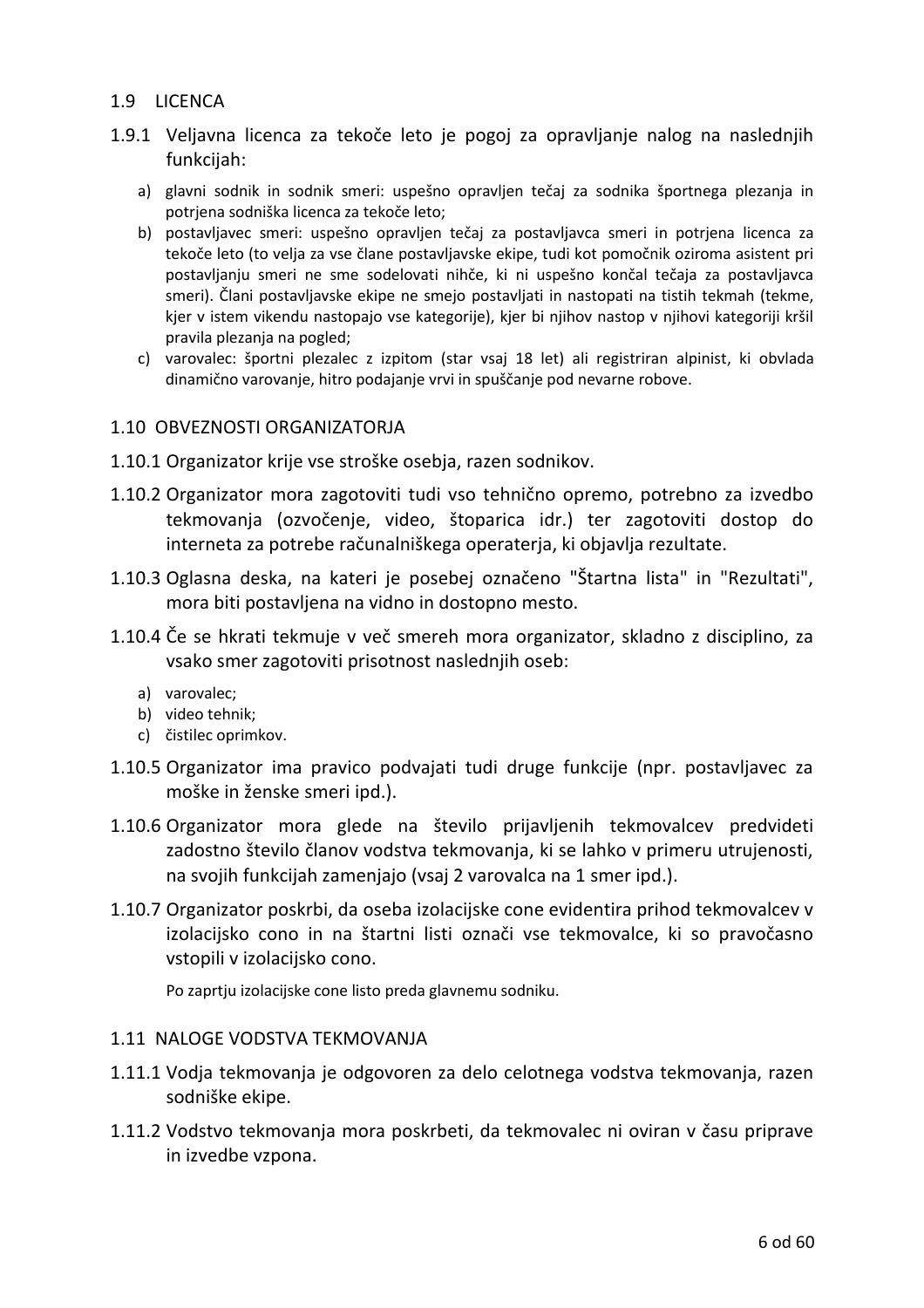## 1.9 LICENCA

1.9.1 Veljavna licenca za tekoče leto je pogoj za opravljanje nalog na naslednjih funkcijah:

a) glavni sodnik in sodnik smeri: uspešno opravljen tečaj za sodnika športnega plezanja in potrjena sodniška licenca za tekoče leto;
b) postavljavec smeri: uspešno opravljen tečaj za postavljavca smeri in potrjena licenca za tekoče leto (to velja za vse člane postavljavske ekipe, tudi kot pomočnik oziroma asistent pri postavljanju smeri ne sme sodelovati nihče, ki ni uspešno končal tečaja za postavljavca smeri). Člani postavljavske ekipe ne smejo postavljati in nastopati na tistih tekmah (tekme, kjer v istem vikendu nastopajo vse kategorije), kjer bi njihov nastop v njihovi kategoriji kršil pravila plezanja na pogled;
c) varovalec: športni plezalec z izpitom (star vsaj 18 let) ali registriran alpinist, ki obvlada dinamično varovanje, hitro podajanje vrvi in spuščanje pod nevarne robove.

## 1.10 OBVEZNOSTI ORGANIZATORJA

1.10.1 Organizator krije vse stroške osebja, razen sodnikov.

1.10.2 Organizator mora zagotoviti tudi vso tehnično opremo, potrebno za izvedbo tekmovanja (ozvočenje, video, štoparica idr.) ter zagotoviti dostop do interneta za potrebe računalniškega operaterja, ki objavlja rezultate.

1.10.3 Oglasna deska, na kateri je posebej označeno "Štartna lista" in "Rezultati", mora biti postavljena na vidno in dostopno mesto.

1.10.4 Če se hkrati tekmuje v več smereh mora organizator, skladno z disciplino, za vsako smer zagotoviti prisotnost naslednjih oseb:

a) varovalec;
b) video tehnik;
c) čistilec oprimkov.

1.10.5 Organizator ima pravico podvajati tudi druge funkcije (npr. postavljavec za moške in ženske smeri ipd.).

1.10.6 Organizator mora glede na število prijavljenih tekmovalcev predvideti zadostno število članov vodstva tekmovanja, ki se lahko v primeru utrujenosti, na svojih funkcijah zamenjajo (vsaj 2 varovalca na 1 smer ipd.).

1.10.7 Organizator poskrbi, da oseba izolacijske cone evidentira prihod tekmovalcev v izolacijsko cono in na štartni listi označi vse tekmovalce, ki so pravočasno vstopili v izolacijsko cono.

Po zaprtju izolacijske cone listo preda glavnemu sodniku.

## 1.11 NALOGE VODSTVA TEKMOVANJA

1.11.1 Vodja tekmovanja je odgovoren za delo celotnega vodstva tekmovanja, razen sodniške ekipe.

1.11.2 Vodstvo tekmovanja mora poskrbeti, da tekmovalec ni oviran v času priprave in izvedbe vzpona.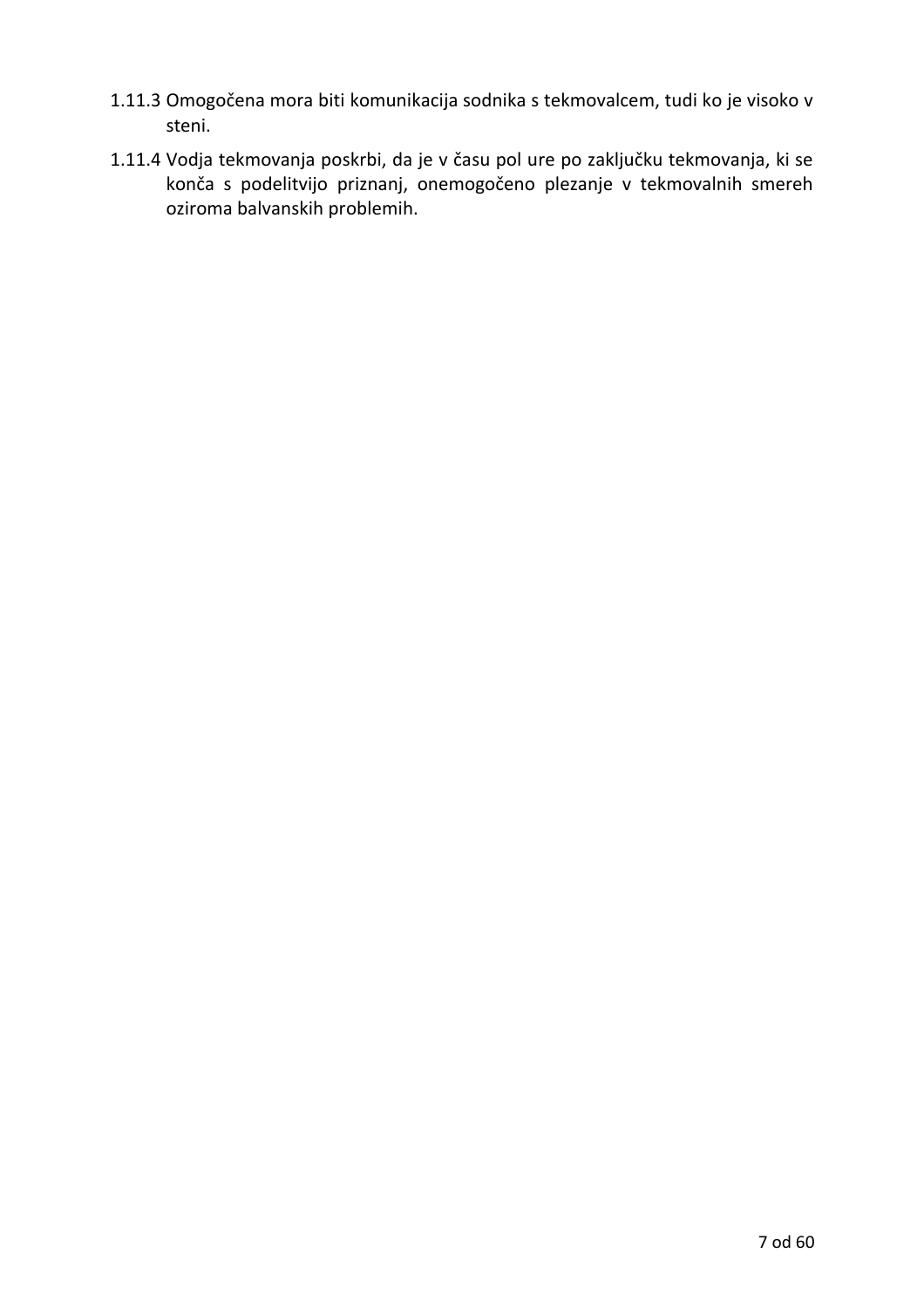1.11.3 Omogočena mora biti komunikacija sodnika s tekmovalcem, tudi ko je visoko v steni.

1.11.4 Vodja tekmovanja poskrbi, da je v času pol ure po zaključku tekmovanja, ki se konča s podelitvijo priznanj, onemogočeno plezanje v tekmovalnih smereh oziroma balvanskih problemih.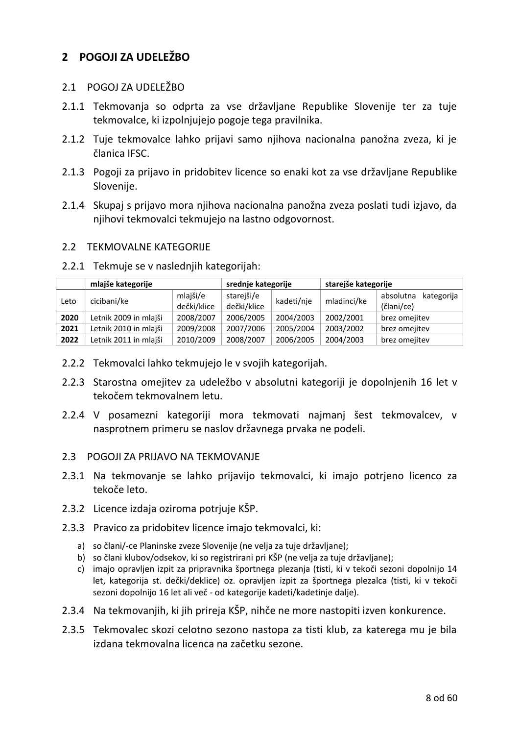# 2 POGOJI ZA UDELEŽBO

## 2.1 POGOJ ZA UDELEŽBO

2.1.1 Tekmovanja so odprta za vse državljane Republike Slovenije ter za tuje tekmovalce, ki izpolnjujejo pogoje tega pravilnika.

2.1.2 Tuje tekmovalce lahko prijavi samo njihova nacionalna panožna zveza, ki je članica IFSC.

2.1.3 Pogoji za prijavo in pridobitev licence so enaki kot za vse državljane Republike Slovenije.

2.1.4 Skupaj s prijavo mora njihova nacionalna panožna zveza poslati tudi izjavo, da njihovi tekmovalci tekmujejo na lastno odgovornost.

## 2.2 TEKMOVALNE KATEGORIJE

2.2.1 Tekmuje se v naslednjih kategorijah:

| | **mlajše kategorije** | | **srednje kategorije** | | **starejše kategorije** | |
|---|---|---|---|---|---|---|
| Leto | cicibani/ke | mlajši/e dečki/klice | starejši/e dečki/klice | kadeti/nje | mladinci/ke | absolutna kategorija (člani/ce) |
| **2020** | Letnik 2009 in mlajši | 2008/2007 | 2006/2005 | 2004/2003 | 2002/2001 | brez omejitev |
| **2021** | Letnik 2010 in mlajši | 2009/2008 | 2007/2006 | 2005/2004 | 2003/2002 | brez omejitev |
| **2022** | Letnik 2011 in mlajši | 2010/2009 | 2008/2007 | 2006/2005 | 2004/2003 | brez omejitev |

2.2.2 Tekmovalci lahko tekmujejo le v svojih kategorijah.

2.2.3 Starostna omejitev za udeležbo v absolutni kategoriji je dopolnjenih 16 let v tekočem tekmovalnem letu.

2.2.4 V posamezni kategoriji mora tekmovati najmanj šest tekmovalcev, v nasprotnem primeru se naslov državnega prvaka ne podeli.

## 2.3 POGOJI ZA PRIJAVO NA TEKMOVANJE

2.3.1 Na tekmovanje se lahko prijavijo tekmovalci, ki imajo potrjeno licenco za tekoče leto.

2.3.2 Licence izdaja oziroma potrjuje KŠP.

2.3.3 Pravico za pridobitev licence imajo tekmovalci, ki:

a) so člani/-ce Planinske zveze Slovenije (ne velja za tuje državljane);
b) so člani klubov/odsekov, ki so registrirani pri KŠP (ne velja za tuje državljane);
c) imajo opravljen izpit za pripravnika športnega plezanja (tisti, ki v tekoči sezoni dopolnijo 14 let, kategorija st. dečki/deklice) oz. opravljen izpit za športnega plezalca (tisti, ki v tekoči sezoni dopolnijo 16 let ali več - od kategorije kadeti/kadetinje dalje).

2.3.4 Na tekmovanjih, ki jih prireja KŠP, nihče ne more nastopiti izven konkurence.

2.3.5 Tekmovalec skozi celotno sezono nastopa za tisti klub, za katerega mu je bila izdana tekmovalna licenca na začetku sezone.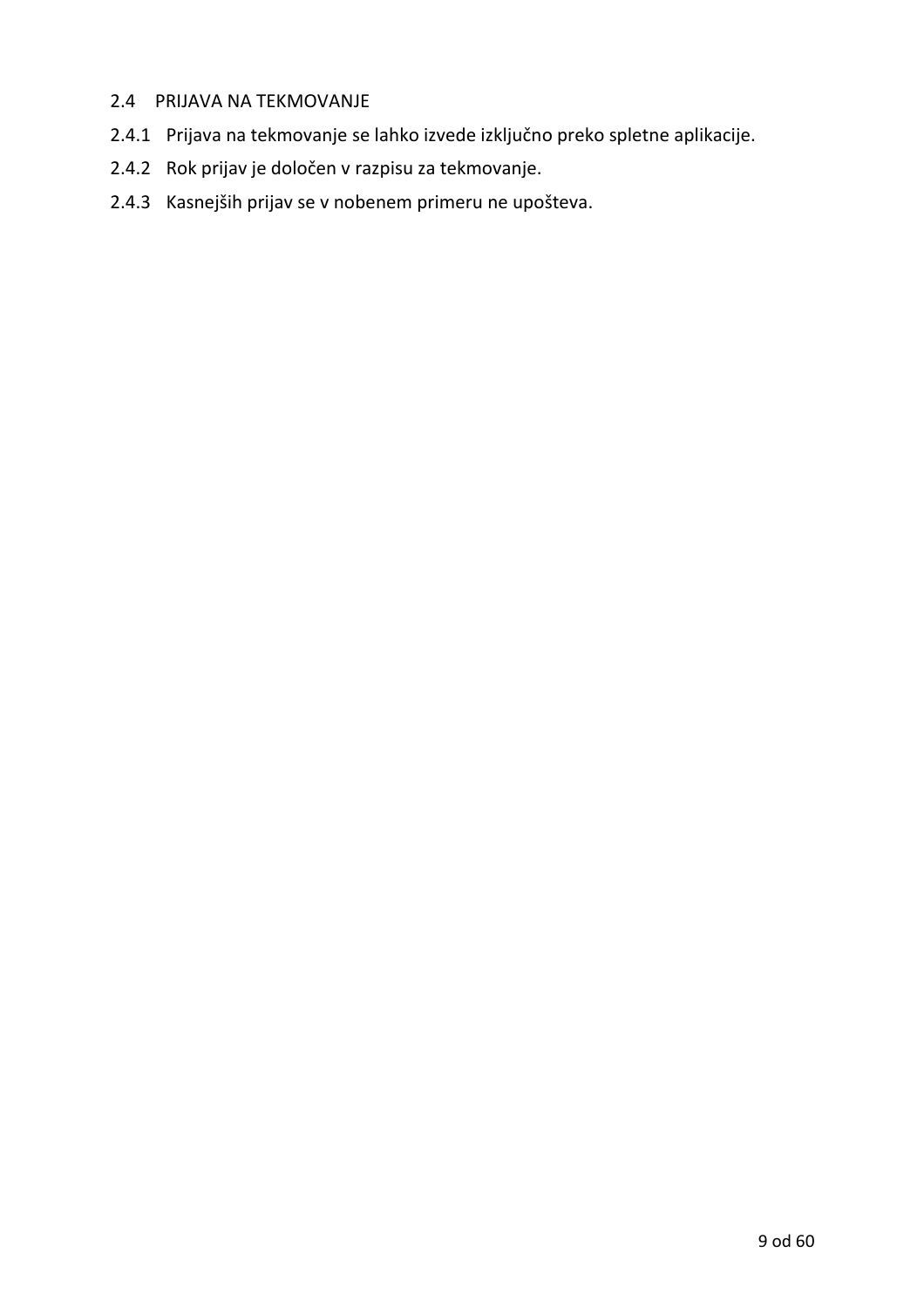## 2.4 PRIJAVA NA TEKMOVANJE

2.4.1 Prijava na tekmovanje se lahko izvede izključno preko spletne aplikacije.

2.4.2 Rok prijav je določen v razpisu za tekmovanje.

2.4.3 Kasnejših prijav se v nobenem primeru ne upošteva.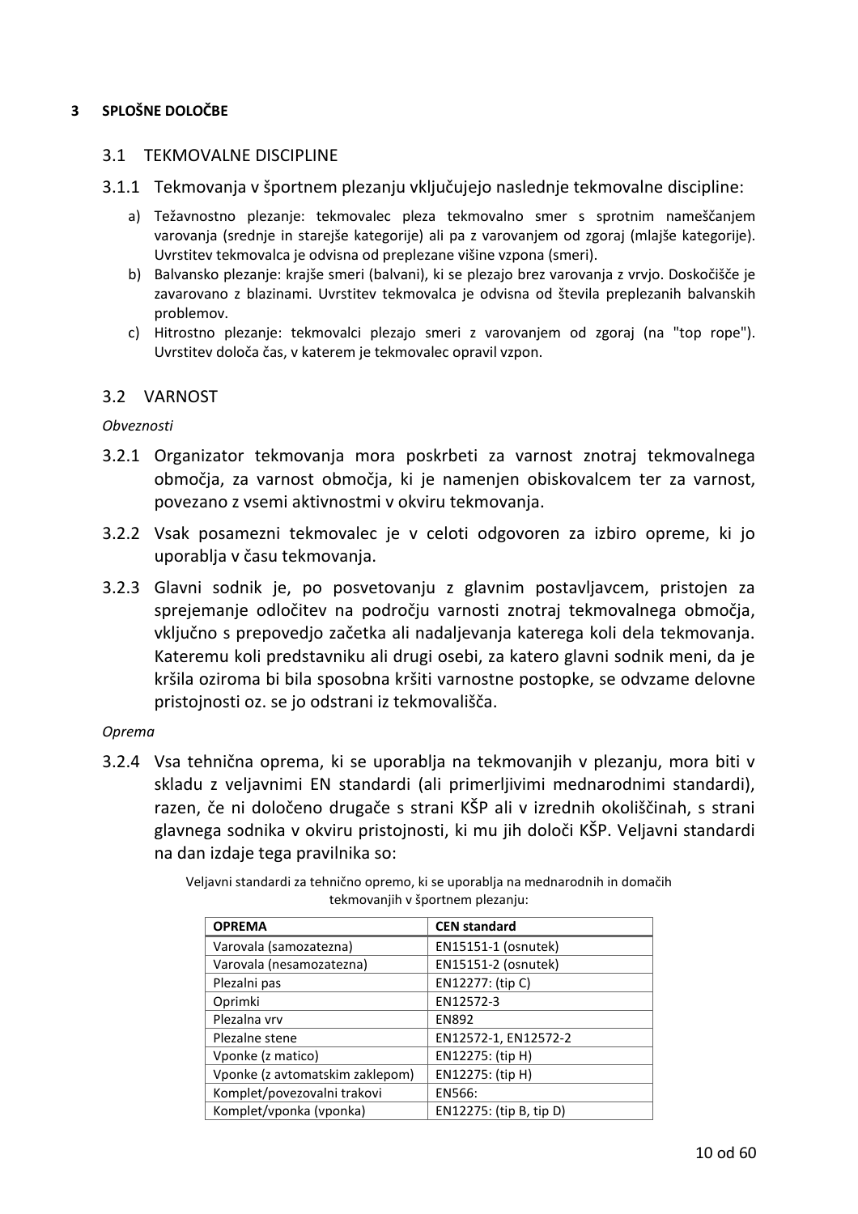# 3 SPLOŠNE DOLOČBE

## 3.1 TEKMOVALNE DISCIPLINE

### 3.1.1 Tekmovanja v športnem plezanju vključujejo naslednje tekmovalne discipline:

a) Težavnostno plezanje: tekmovalec pleza tekmovalno smer s sprotnim nameščanjem varovanja (srednje in starejše kategorije) ali pa z varovanjem od zgoraj (mlajše kategorije). Uvrstitev tekmovalca je odvisna od preplezane višine vzpona (smeri).

b) Balvansko plezanje: krajše smeri (balvani), ki se plezajo brez varovanja z vrvjo. Doskočišče je zavarovano z blazinami. Uvrstitev tekmovalca je odvisna od števila preplezanih balvanskih problemov.

c) Hitrostno plezanje: tekmovalci plezajo smeri z varovanjem od zgoraj (na "top rope"). Uvrstitev določa čas, v katerem je tekmovalec opravil vzpon.

## 3.2 VARNOST

*Obveznosti*

3.2.1 Organizator tekmovanja mora poskrbeti za varnost znotraj tekmovalnega območja, za varnost območja, ki je namenjen obiskovalcem ter za varnost, povezano z vsemi aktivnostmi v okviru tekmovanja.

3.2.2 Vsak posamezni tekmovalec je v celoti odgovoren za izbiro opreme, ki jo uporablja v času tekmovanja.

3.2.3 Glavni sodnik je, po posvetovanju z glavnim postavljavcem, pristojen za sprejemanje odločitev na področju varnosti znotraj tekmovalnega območja, vključno s prepovedjo začetka ali nadaljevanja katerega koli dela tekmovanja. Kateremu koli predstavniku ali drugi osebi, za katero glavni sodnik meni, da je kršila oziroma bi bila sposobna kršiti varnostne postopke, se odvzame delovne pristojnosti oz. se jo odstrani iz tekmovališča.

*Oprema*

3.2.4 Vsa tehnična oprema, ki se uporablja na tekmovanjih v plezanju, mora biti v skladu z veljavnimi EN standardi (ali primerljivimi mednarodnimi standardi), razen, če ni določeno drugače s strani KŠP ali v izrednih okoliščinah, s strani glavnega sodnika v okviru pristojnosti, ki mu jih določi KŠP. Veljavni standardi na dan izdaje tega pravilnika so:

Veljavni standardi za tehnično opremo, ki se uporablja na mednarodnih in domačih tekmovanjih v športnem plezanju:

| OPREMA | CEN standard |
|---|---|
| Varovala (samozatezna) | EN15151-1 (osnutek) |
| Varovala (nesamozatezna) | EN15151-2 (osnutek) |
| Plezalni pas | EN12277: (tip C) |
| Oprimki | EN12572-3 |
| Plezalna vrv | EN892 |
| Plezalne stene | EN12572-1, EN12572-2 |
| Vponke (z matico) | EN12275: (tip H) |
| Vponke (z avtomatskim zaklepom) | EN12275: (tip H) |
| Komplet/povezovalni trakovi | EN566: |
| Komplet/vponka (vponka) | EN12275: (tip B, tip D) |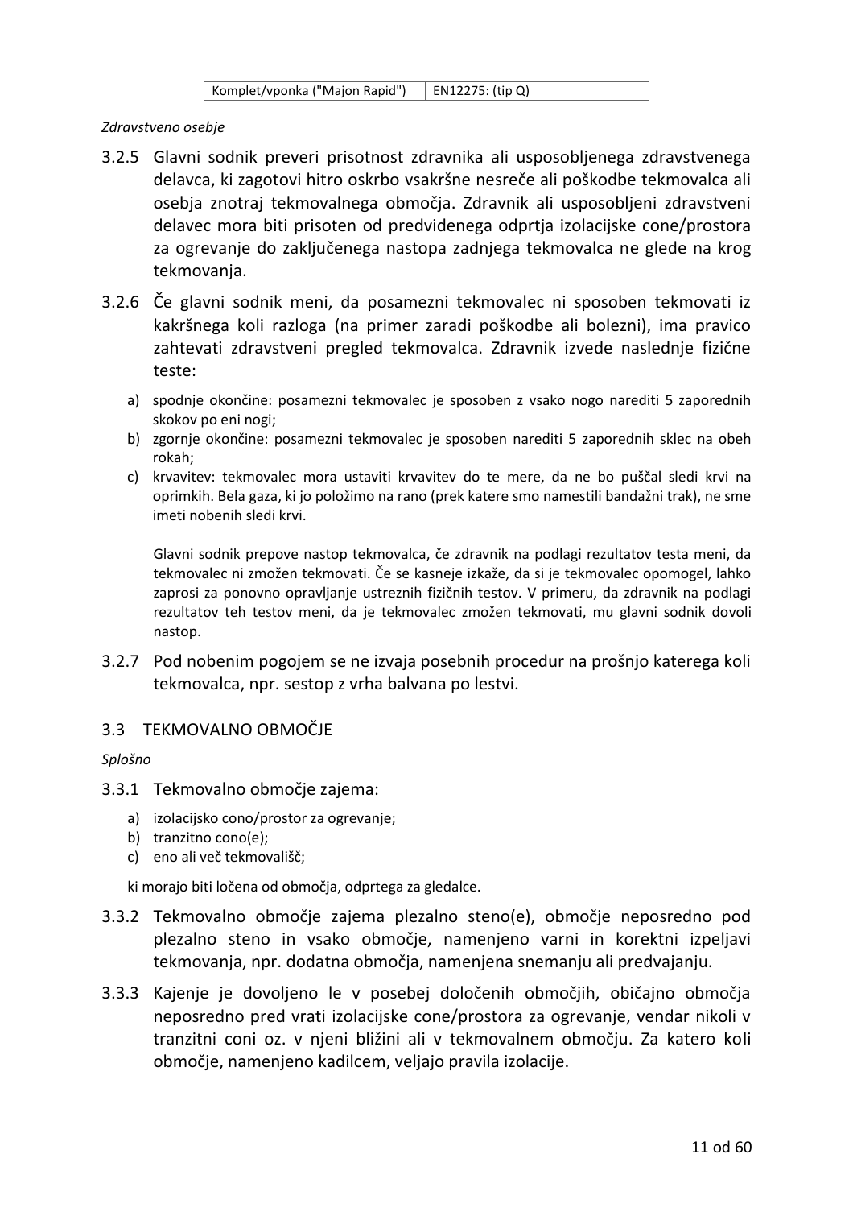| Komplet/vponka ("Majon Rapid") | EN12275: (tip Q) |
|---|---|

*Zdravstveno osebje*

3.2.5 Glavni sodnik preveri prisotnost zdravnika ali usposobljenega zdravstvenega delavca, ki zagotovi hitro oskrbo vsakršne nesreče ali poškodbe tekmovalca ali osebja znotraj tekmovalnega območja. Zdravnik ali usposobljeni zdravstveni delavec mora biti prisoten od predvidenega odprtja izolacijske cone/prostora za ogrevanje do zaključenega nastopa zadnjega tekmovalca ne glede na krog tekmovanja.

3.2.6 Če glavni sodnik meni, da posamezni tekmovalec ni sposoben tekmovati iz kakršnega koli razloga (na primer zaradi poškodbe ali bolezni), ima pravico zahtevati zdravstveni pregled tekmovalca. Zdravnik izvede naslednje fizične teste:

a) spodnje okončine: posamezni tekmovalec je sposoben z vsako nogo narediti 5 zaporednih skokov po eni nogi;
b) zgornje okončine: posamezni tekmovalec je sposoben narediti 5 zaporednih sklec na obeh rokah;
c) krvavitev: tekmovalec mora ustaviti krvavitev do te mere, da ne bo puščal sledi krvi na oprimkih. Bela gaza, ki jo položimo na rano (prek katere smo namestili bandažni trak), ne sme imeti nobenih sledi krvi.

Glavni sodnik prepove nastop tekmovalca, če zdravnik na podlagi rezultatov testa meni, da tekmovalec ni zmožen tekmovati. Če se kasneje izkaže, da si je tekmovalec opomogel, lahko zaprosi za ponovno opravljanje ustreznih fizičnih testov. V primeru, da zdravnik na podlagi rezultatov teh testov meni, da je tekmovalec zmožen tekmovati, mu glavni sodnik dovoli nastop.

3.2.7 Pod nobenim pogojem se ne izvaja posebnih procedur na prošnjo katerega koli tekmovalca, npr. sestop z vrha balvana po lestvi.

## 3.3 TEKMOVALNO OBMOČJE

*Splošno*

3.3.1 Tekmovalno območje zajema:

a) izolacijsko cono/prostor za ogrevanje;
b) tranzitno cono(e);
c) eno ali več tekmovališč;

ki morajo biti ločena od območja, odprtega za gledalce.

3.3.2 Tekmovalno območje zajema plezalno steno(e), območje neposredno pod plezalno steno in vsako območje, namenjeno varni in korektni izpeljavi tekmovanja, npr. dodatna območja, namenjena snemanju ali predvajanju.

3.3.3 Kajenje je dovoljeno le v posebej določenih območjih, običajno območja neposredno pred vrati izolacijske cone/prostora za ogrevanje, vendar nikoli v tranzitni coni oz. v njeni bližini ali v tekmovalnem območju. Za katero koli območje, namenjeno kadilcem, veljajo pravila izolacije.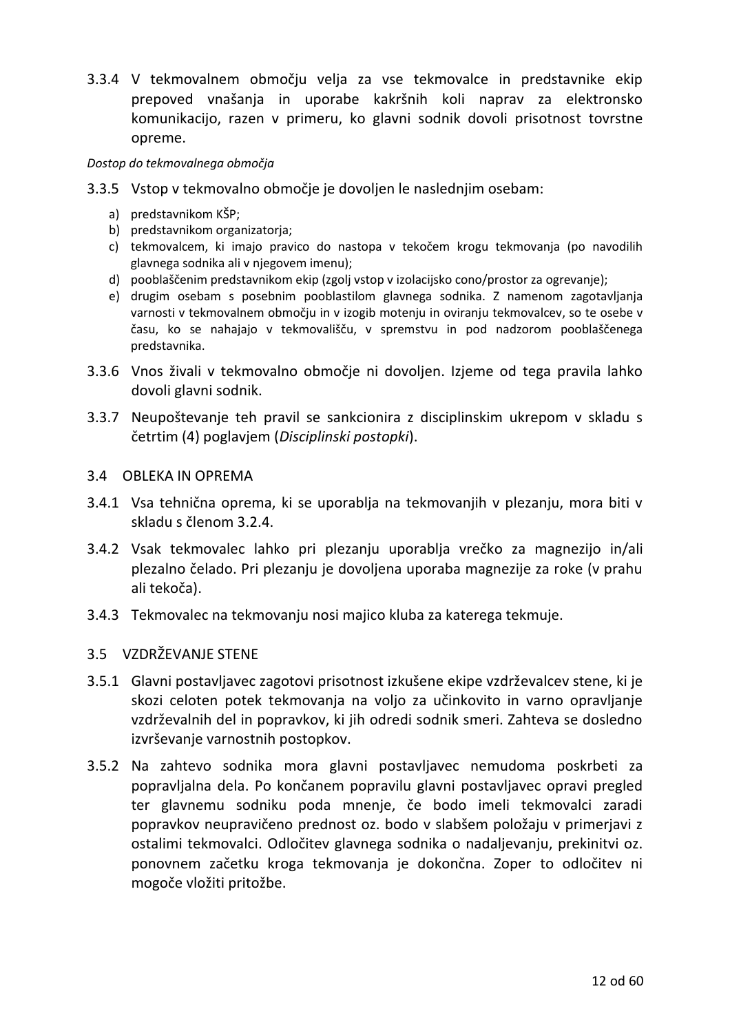3.3.4 V tekmovalnem območju velja za vse tekmovalce in predstavnike ekip prepoved vnašanja in uporabe kakršnih koli naprav za elektronsko komunikacijo, razen v primeru, ko glavni sodnik dovoli prisotnost tovrstne opreme.

*Dostop do tekmovalnega območja*

3.3.5 Vstop v tekmovalno območje je dovoljen le naslednjim osebam:

a) predstavnikom KŠP;
b) predstavnikom organizatorja;
c) tekmovalcem, ki imajo pravico do nastopa v tekočem krogu tekmovanja (po navodilih glavnega sodnika ali v njegovem imenu);
d) pooblaščenim predstavnikom ekip (zgolj vstop v izolacijsko cono/prostor za ogrevanje);
e) drugim osebam s posebnim pooblastilom glavnega sodnika. Z namenom zagotavljanja varnosti v tekmovalnem območju in v izogib motenju in oviranju tekmovalcev, so te osebe v času, ko se nahajajo v tekmovališču, v spremstvu in pod nadzorom pooblaščenega predstavnika.

3.3.6 Vnos živali v tekmovalno območje ni dovoljen. Izjeme od tega pravila lahko dovoli glavni sodnik.

3.3.7 Neupoštevanje teh pravil se sankcionira z disciplinskim ukrepom v skladu s četrtim (4) poglavjem (*Disciplinski postopki*).

## 3.4 OBLEKA IN OPREMA

3.4.1 Vsa tehnična oprema, ki se uporablja na tekmovanjih v plezanju, mora biti v skladu s členom 3.2.4.

3.4.2 Vsak tekmovalec lahko pri plezanju uporablja vrečko za magnezijo in/ali plezalno čelado. Pri plezanju je dovoljena uporaba magnezije za roke (v prahu ali tekoča).

3.4.3 Tekmovalec na tekmovanju nosi majico kluba za katerega tekmuje.

## 3.5 VZDRŽEVANJE STENE

3.5.1 Glavni postavljavec zagotovi prisotnost izkušene ekipe vzdrževalcev stene, ki je skozi celoten potek tekmovanja na voljo za učinkovito in varno opravljanje vzdrževalnih del in popravkov, ki jih odredi sodnik smeri. Zahteva se dosledno izvrševanje varnostnih postopkov.

3.5.2 Na zahtevo sodnika mora glavni postavljavec nemudoma poskrbeti za popravljalna dela. Po končanem popravilu glavni postavljavec opravi pregled ter glavnemu sodniku poda mnenje, če bodo imeli tekmovalci zaradi popravkov neupravičeno prednost oz. bodo v slabšem položaju v primerjavi z ostalimi tekmovalci. Odločitev glavnega sodnika o nadaljevanju, prekinitvi oz. ponovnem začetku kroga tekmovanja je dokončna. Zoper to odločitev ni mogoče vložiti pritožbe.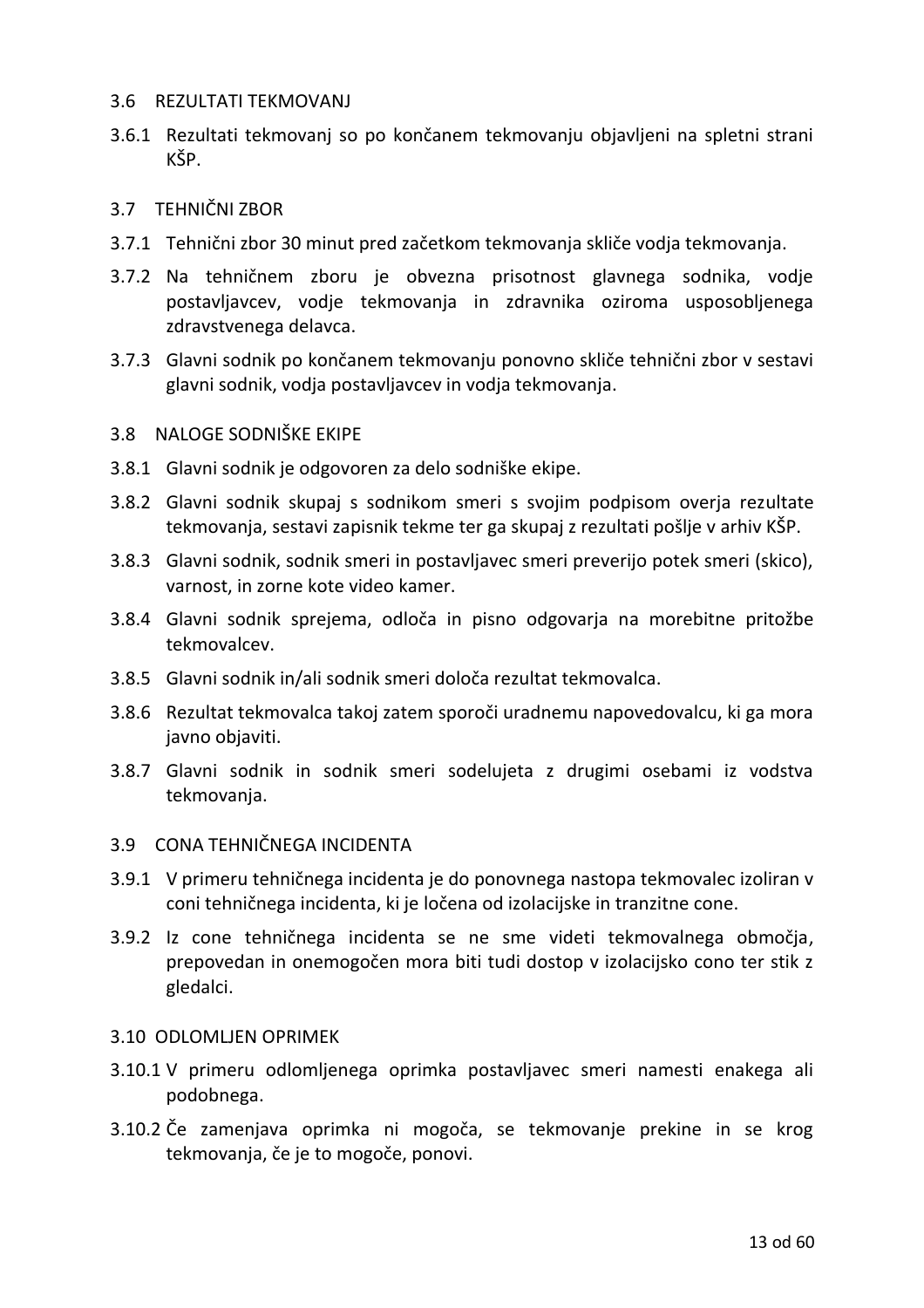## 3.6 REZULTATI TEKMOVANJ

3.6.1 Rezultati tekmovanj so po končanem tekmovanju objavljeni na spletni strani KŠP.

## 3.7 TEHNIČNI ZBOR

3.7.1 Tehnični zbor 30 minut pred začetkom tekmovanja skliče vodja tekmovanja.

3.7.2 Na tehničnem zboru je obvezna prisotnost glavnega sodnika, vodje postavljavcev, vodje tekmovanja in zdravnika oziroma usposobljenega zdravstvenega delavca.

3.7.3 Glavni sodnik po končanem tekmovanju ponovno skliče tehnični zbor v sestavi glavni sodnik, vodja postavljavcev in vodja tekmovanja.

## 3.8 NALOGE SODNIŠKE EKIPE

3.8.1 Glavni sodnik je odgovoren za delo sodniške ekipe.

3.8.2 Glavni sodnik skupaj s sodnikom smeri s svojim podpisom overja rezultate tekmovanja, sestavi zapisnik tekme ter ga skupaj z rezultati pošlje v arhiv KŠP.

3.8.3 Glavni sodnik, sodnik smeri in postavljavec smeri preverijo potek smeri (skico), varnost, in zorne kote video kamer.

3.8.4 Glavni sodnik sprejema, odloča in pisno odgovarja na morebitne pritožbe tekmovalcev.

3.8.5 Glavni sodnik in/ali sodnik smeri določa rezultat tekmovalca.

3.8.6 Rezultat tekmovalca takoj zatem sporoči uradnemu napovedovalcu, ki ga mora javno objaviti.

3.8.7 Glavni sodnik in sodnik smeri sodelujeta z drugimi osebami iz vodstva tekmovanja.

## 3.9 CONA TEHNIČNEGA INCIDENTA

3.9.1 V primeru tehničnega incidenta je do ponovnega nastopa tekmovalec izoliran v coni tehničnega incidenta, ki je ločena od izolacijske in tranzitne cone.

3.9.2 Iz cone tehničnega incidenta se ne sme videti tekmovalnega območja, prepovedan in onemogočen mora biti tudi dostop v izolacijsko cono ter stik z gledalci.

## 3.10 ODLOMLJEN OPRIMEK

3.10.1 V primeru odlomljenega oprimka postavljavec smeri namesti enakega ali podobnega.

3.10.2 Če zamenjava oprimka ni mogoča, se tekmovanje prekine in se krog tekmovanja, če je to mogoče, ponovi.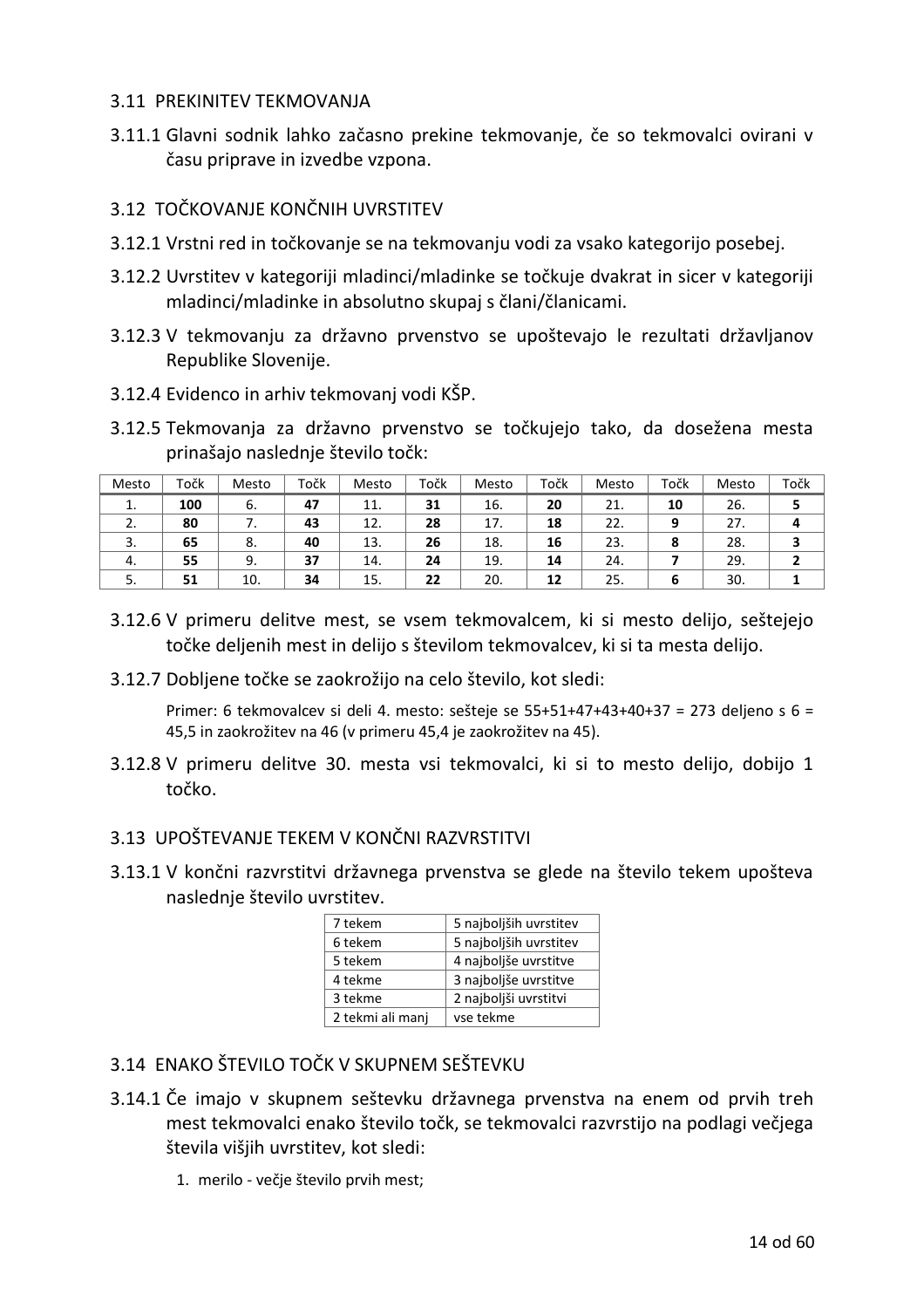### 3.11 PREKINITEV TEKMOVANJA

3.11.1 Glavni sodnik lahko začasno prekine tekmovanje, če so tekmovalci ovirani v času priprave in izvedbe vzpona.

### 3.12 TOČKOVANJE KONČNIH UVRSTITEV

3.12.1 Vrstni red in točkovanje se na tekmovanju vodi za vsako kategorijo posebej.

3.12.2 Uvrstitev v kategoriji mladinci/mladinke se točkuje dvakrat in sicer v kategoriji mladinci/mladinke in absolutno skupaj s člani/članicami.

3.12.3 V tekmovanju za državno prvenstvo se upoštevajo le rezultati državljanov Republike Slovenije.

3.12.4 Evidenco in arhiv tekmovanj vodi KŠP.

3.12.5 Tekmovanja za državno prvenstvo se točkujejo tako, da dosežena mesta prinašajo naslednje število točk:

| Mesto | Točk | Mesto | Točk | Mesto | Točk | Mesto | Točk | Mesto | Točk | Mesto | Točk |
|---|---|---|---|---|---|---|---|---|---|---|---|
| 1. | **100** | 6. | **47** | 11. | **31** | 16. | **20** | 21. | **10** | 26. | **5** |
| 2. | **80** | 7. | **43** | 12. | **28** | 17. | **18** | 22. | **9** | 27. | **4** |
| 3. | **65** | 8. | **40** | 13. | **26** | 18. | **16** | 23. | **8** | 28. | **3** |
| 4. | **55** | 9. | **37** | 14. | **24** | 19. | **14** | 24. | **7** | 29. | **2** |
| 5. | **51** | 10. | **34** | 15. | **22** | 20. | **12** | 25. | **6** | 30. | **1** |

3.12.6 V primeru delitve mest, se vsem tekmovalcem, ki si mesto delijo, seštejejo točke deljenih mest in delijo s številom tekmovalcev, ki si ta mesta delijo.

3.12.7 Dobljene točke se zaokrožijo na celo število, kot sledi:

Primer: 6 tekmovalcev si deli 4. mesto: sešteje se 55+51+47+43+40+37 = 273 deljeno s 6 = 45,5 in zaokrožitev na 46 (v primeru 45,4 je zaokrožitev na 45).

3.12.8 V primeru delitve 30. mesta vsi tekmovalci, ki si to mesto delijo, dobijo 1 točko.

### 3.13 UPOŠTEVANJE TEKEM V KONČNI RAZVRSTITVI

3.13.1 V končni razvrstitvi državnega prvenstva se glede na število tekem upošteva naslednje število uvrstitev.

| | |
|---|---|
| 7 tekem | 5 najboljših uvrstitev |
| 6 tekem | 5 najboljših uvrstitev |
| 5 tekem | 4 najboljše uvrstitve |
| 4 tekme | 3 najboljše uvrstitve |
| 3 tekme | 2 najboljši uvrstitvi |
| 2 tekmi ali manj | vse tekme |

### 3.14 ENAKO ŠTEVILO TOČK V SKUPNEM SEŠTEVKU

3.14.1 Če imajo v skupnem seštevku državnega prvenstva na enem od prvih treh mest tekmovalci enako število točk, se tekmovalci razvrstijo na podlagi večjega števila višjih uvrstitev, kot sledi:

1. merilo - večje število prvih mest;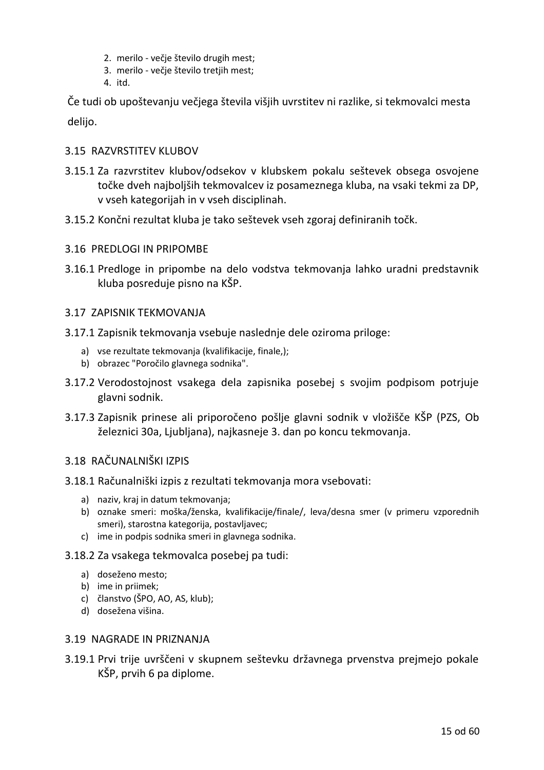2. merilo - večje število drugih mest;
3. merilo - večje število tretjih mest;
4. itd.

Če tudi ob upoštevanju večjega števila višjih uvrstitev ni razlike, si tekmovalci mesta delijo.

## 3.15 RAZVRSTITEV KLUBOV

3.15.1 Za razvrstitev klubov/odsekov v klubskem pokalu seštevek obsega osvojene točke dveh najboljših tekmovalcev iz posameznega kluba, na vsaki tekmi za DP, v vseh kategorijah in v vseh disciplinah.

3.15.2 Končni rezultat kluba je tako seštevek vseh zgoraj definiranih točk.

## 3.16 PREDLOGI IN PRIPOMBE

3.16.1 Predloge in pripombe na delo vodstva tekmovanja lahko uradni predstavnik kluba posreduje pisno na KŠP.

## 3.17 ZAPISNIK TEKMOVANJA

3.17.1 Zapisnik tekmovanja vsebuje naslednje dele oziroma priloge:

a) vse rezultate tekmovanja (kvalifikacije, finale,);
b) obrazec "Poročilo glavnega sodnika".

3.17.2 Verodostojnost vsakega dela zapisnika posebej s svojim podpisom potrjuje glavni sodnik.

3.17.3 Zapisnik prinese ali priporočeno pošlje glavni sodnik v vložišče KŠP (PZS, Ob železnici 30a, Ljubljana), najkasneje 3. dan po koncu tekmovanja.

## 3.18 RAČUNALNIŠKI IZPIS

3.18.1 Računalniški izpis z rezultati tekmovanja mora vsebovati:

a) naziv, kraj in datum tekmovanja;
b) oznake smeri: moška/ženska, kvalifikacije/finale/, leva/desna smer (v primeru vzporednih smeri), starostna kategorija, postavljavec;
c) ime in podpis sodnika smeri in glavnega sodnika.

3.18.2 Za vsakega tekmovalca posebej pa tudi:

a) doseženo mesto;
b) ime in priimek;
c) članstvo (ŠPO, AO, AS, klub);
d) dosežena višina.

## 3.19 NAGRADE IN PRIZNANJA

3.19.1 Prvi trije uvrščeni v skupnem seštevku državnega prvenstva prejmejo pokale KŠP, prvih 6 pa diplome.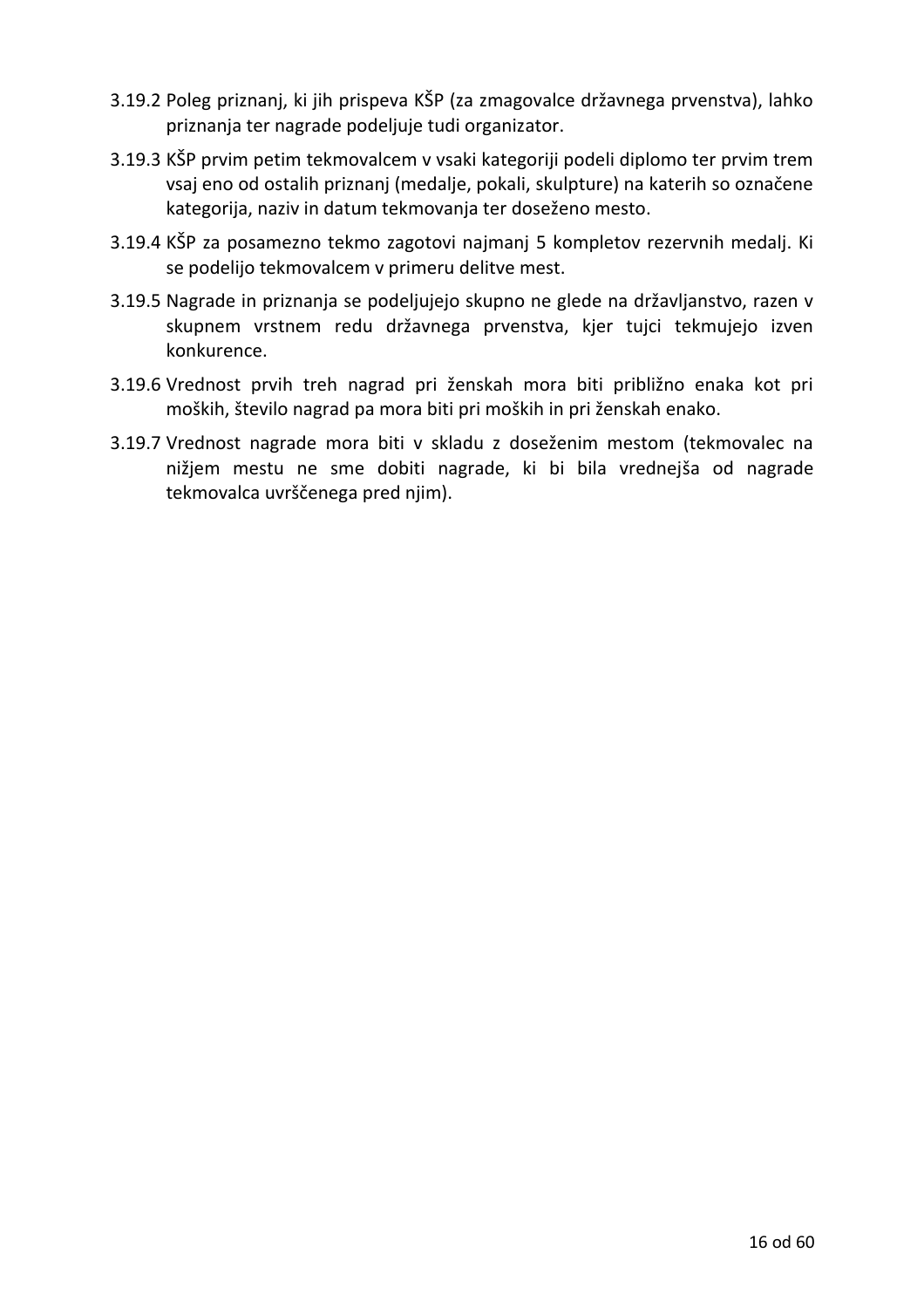3.19.2 Poleg priznanj, ki jih prispeva KŠP (za zmagovalce državnega prvenstva), lahko priznanja ter nagrade podeljuje tudi organizator.

3.19.3 KŠP prvim petim tekmovalcem v vsaki kategoriji podeli diplomo ter prvim trem vsaj eno od ostalih priznanj (medalje, pokali, skulpture) na katerih so označene kategorija, naziv in datum tekmovanja ter doseženo mesto.

3.19.4 KŠP za posamezno tekmo zagotovi najmanj 5 kompletov rezervnih medalj. Ki se podelijo tekmovalcem v primeru delitve mest.

3.19.5 Nagrade in priznanja se podeljujejo skupno ne glede na državljanstvo, razen v skupnem vrstnem redu državnega prvenstva, kjer tujci tekmujejo izven konkurence.

3.19.6 Vrednost prvih treh nagrad pri ženskah mora biti približno enaka kot pri moških, število nagrad pa mora biti pri moških in pri ženskah enako.

3.19.7 Vrednost nagrade mora biti v skladu z doseženim mestom (tekmovalec na nižjem mestu ne sme dobiti nagrade, ki bi bila vrednejša od nagrade tekmovalca uvrščenega pred njim).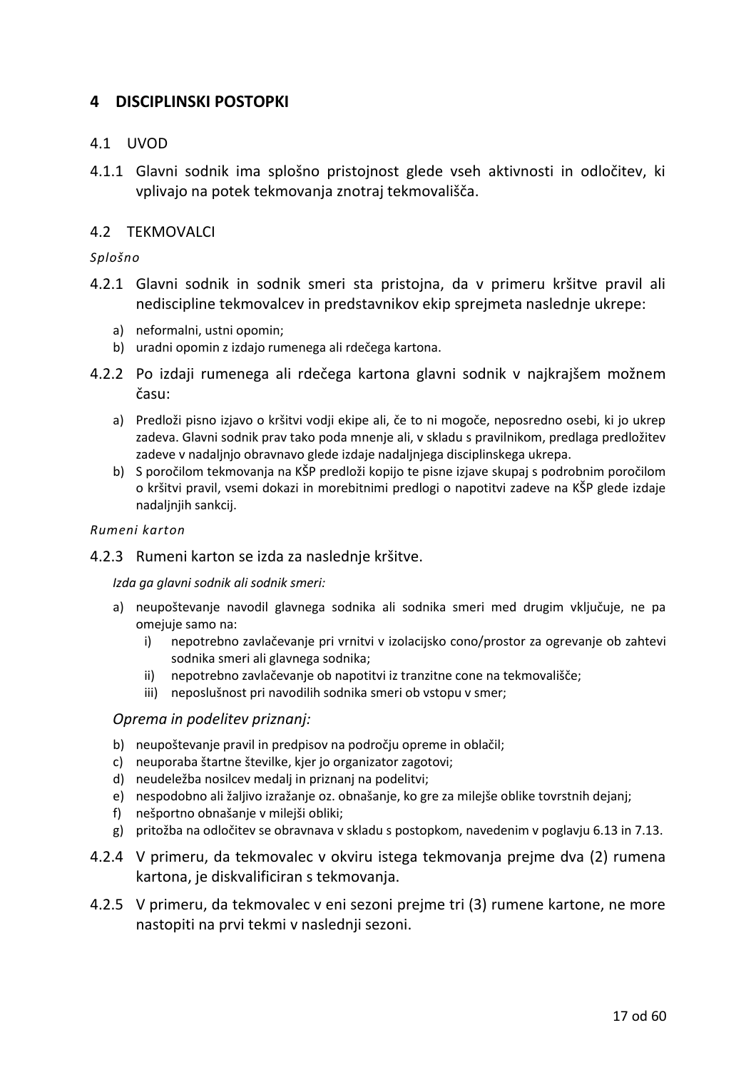# 4 DISCIPLINSKI POSTOPKI

## 4.1 UVOD

4.1.1 Glavni sodnik ima splošno pristojnost glede vseh aktivnosti in odločitev, ki vplivajo na potek tekmovanja znotraj tekmovališča.

## 4.2 TEKMOVALCI

*Splošno*

4.2.1 Glavni sodnik in sodnik smeri sta pristojna, da v primeru kršitve pravil ali nediscipline tekmovalcev in predstavnikov ekip sprejmeta naslednje ukrepe:

a) neformalni, ustni opomin;
b) uradni opomin z izdajo rumenega ali rdečega kartona.

4.2.2 Po izdaji rumenega ali rdečega kartona glavni sodnik v najkrajšem možnem času:

a) Predloži pisno izjavo o kršitvi vodji ekipe ali, če to ni mogoče, neposredno osebi, ki jo ukrep zadeva. Glavni sodnik prav tako poda mnenje ali, v skladu s pravilnikom, predlaga predložitev zadeve v nadaljnjo obravnavo glede izdaje nadaljnjega disciplinskega ukrepa.
b) S poročilom tekmovanja na KŠP predloži kopijo te pisne izjave skupaj s podrobnim poročilom o kršitvi pravil, vsemi dokazi in morebitnimi predlogi o napotitvi zadeve na KŠP glede izdaje nadaljnjih sankcij.

*Rumeni karton*

4.2.3 Rumeni karton se izda za naslednje kršitve.

*Izda ga glavni sodnik ali sodnik smeri:*

a) neupoštevanje navodil glavnega sodnika ali sodnika smeri med drugim vključuje, ne pa omejuje samo na:
   i) nepotrebno zavlačevanje pri vrnitvi v izolacijsko cono/prostor za ogrevanje ob zahtevi sodnika smeri ali glavnega sodnika;
   ii) nepotrebno zavlačevanje ob napotitvi iz tranzitne cone na tekmovališče;
   iii) neposlušnost pri navodilih sodnika smeri ob vstopu v smer;

*Oprema in podelitev priznanj:*

b) neupoštevanje pravil in predpisov na področju opreme in oblačil;
c) neuporaba štartne številke, kjer jo organizator zagotovi;
d) neudeležba nosilcev medalj in priznanj na podelitvi;
e) nespodobno ali žaljivo izražanje oz. obnašanje, ko gre za milejše oblike tovrstnih dejanj;
f) nešportno obnašanje v milejši obliki;
g) pritožba na odločitev se obravnava v skladu s postopkom, navedenim v poglavju 6.13 in 7.13.

4.2.4 V primeru, da tekmovalec v okviru istega tekmovanja prejme dva (2) rumena kartona, je diskvalificiran s tekmovanja.

4.2.5 V primeru, da tekmovalec v eni sezoni prejme tri (3) rumene kartone, ne more nastopiti na prvi tekmi v naslednji sezoni.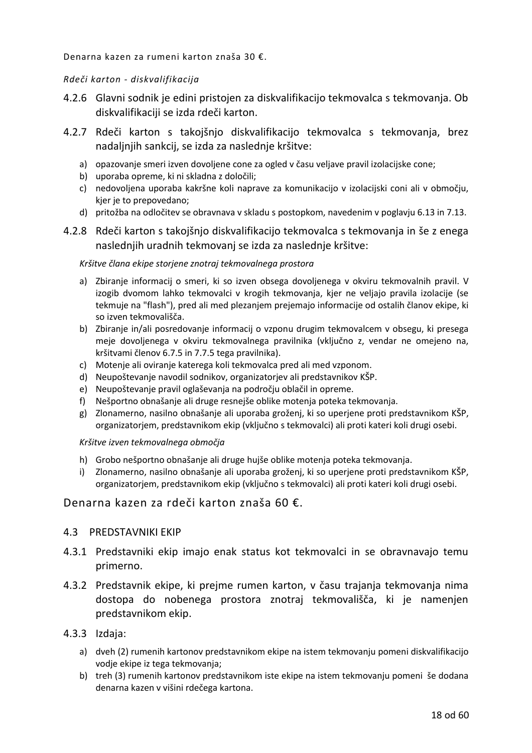Denarna kazen za rumeni karton znaša 30 €.

*Rdeči karton - diskvalifikacija*

4.2.6 Glavni sodnik je edini pristojen za diskvalifikacijo tekmovalca s tekmovanja. Ob diskvalifikaciji se izda rdeči karton.

4.2.7 Rdeči karton s takojšnjo diskvalifikacijo tekmovalca s tekmovanja, brez nadaljnjih sankcij, se izda za naslednje kršitve:

a) opazovanje smeri izven dovoljene cone za ogled v času veljave pravil izolacijske cone;
b) uporaba opreme, ki ni skladna z določili;
c) nedovoljena uporaba kakršne koli naprave za komunikacijo v izolacijski coni ali v območju, kjer je to prepovedano;
d) pritožba na odločitev se obravnava v skladu s postopkom, navedenim v poglavju 6.13 in 7.13.

4.2.8 Rdeči karton s takojšnjo diskvalifikacijo tekmovalca s tekmovanja in še z enega naslednjih uradnih tekmovanj se izda za naslednje kršitve:

*Kršitve člana ekipe storjene znotraj tekmovalnega prostora*

a) Zbiranje informacij o smeri, ki so izven obsega dovoljenega v okviru tekmovalnih pravil. V izogib dvomom lahko tekmovalci v krogih tekmovanja, kjer ne veljajo pravila izolacije (se tekmuje na "flash"), pred ali med plezanjem prejemajo informacije od ostalih članov ekipe, ki so izven tekmovališča.
b) Zbiranje in/ali posredovanje informacij o vzponu drugim tekmovalcem v obsegu, ki presega meje dovoljenega v okviru tekmovalnega pravilnika (vključno z, vendar ne omejeno na, kršitvami členov 6.7.5 in 7.7.5 tega pravilnika).
c) Motenje ali oviranje katerega koli tekmovalca pred ali med vzponom.
d) Neupoštevanje navodil sodnikov, organizatorjev ali predstavnikov KŠP.
e) Neupoštevanje pravil oglaševanja na področju oblačil in opreme.
f) Nešportno obnašanje ali druge resnejše oblike motenja poteka tekmovanja.
g) Zlonamerno, nasilno obnašanje ali uporaba groženj, ki so uperjene proti predstavnikom KŠP, organizatorjem, predstavnikom ekip (vključno s tekmovalci) ali proti kateri koli drugi osebi.

*Kršitve izven tekmovalnega območja*

h) Grobo nešportno obnašanje ali druge hujše oblike motenja poteka tekmovanja.
i) Zlonamerno, nasilno obnašanje ali uporaba groženj, ki so uperjene proti predstavnikom KŠP, organizatorjem, predstavnikom ekip (vključno s tekmovalci) ali proti kateri koli drugi osebi.

Denarna kazen za rdeči karton znaša 60 €.

## 4.3 PREDSTAVNIKI EKIP

4.3.1 Predstavniki ekip imajo enak status kot tekmovalci in se obravnavajo temu primerno.

4.3.2 Predstavnik ekipe, ki prejme rumen karton, v času trajanja tekmovanja nima dostopa do nobenega prostora znotraj tekmovališča, ki je namenjen predstavnikom ekip.

4.3.3 Izdaja:

a) dveh (2) rumenih kartonov predstavnikom ekipe na istem tekmovanju pomeni diskvalifikacijo vodje ekipe iz tega tekmovanja;
b) treh (3) rumenih kartonov predstavnikom iste ekipe na istem tekmovanju pomeni še dodana denarna kazen v višini rdečega kartona.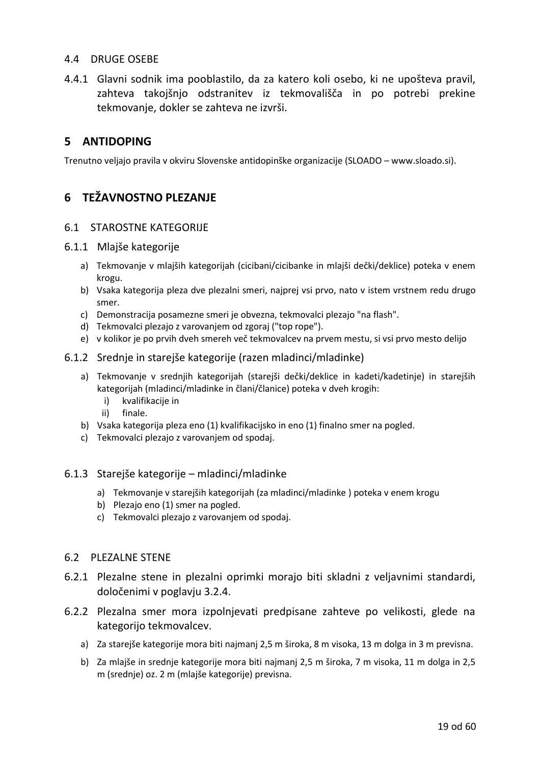### 4.4 DRUGE OSEBE

4.4.1 Glavni sodnik ima pooblastilo, da za katero koli osebo, ki ne upošteva pravil, zahteva takojšnjo odstranitev iz tekmovališča in po potrebi prekine tekmovanje, dokler se zahteva ne izvrši.

## 5 ANTIDOPING

Trenutno veljajo pravila v okviru Slovenske antidopinške organizacije (SLOADO – www.sloado.si).

## 6 TEŽAVNOSTNO PLEZANJE

### 6.1 STAROSTNE KATEGORIJE

#### 6.1.1 Mlajše kategorije

a) Tekmovanje v mlajših kategorijah (cicibani/cicibanke in mlajši dečki/deklice) poteka v enem krogu.
b) Vsaka kategorija pleza dve plezalni smeri, najprej vsi prvo, nato v istem vrstnem redu drugo smer.
c) Demonstracija posamezne smeri je obvezna, tekmovalci plezajo "na flash".
d) Tekmovalci plezajo z varovanjem od zgoraj ("top rope").
e) v kolikor je po prvih dveh smereh več tekmovalcev na prvem mestu, si vsi prvo mesto delijo

#### 6.1.2 Srednje in starejše kategorije (razen mladinci/mladinke)

a) Tekmovanje v srednjih kategorijah (starejši dečki/deklice in kadeti/kadetinje) in starejših kategorijah (mladinci/mladinke in člani/članice) poteka v dveh krogih:
   i) kvalifikacije in
   ii) finale.
b) Vsaka kategorija pleza eno (1) kvalifikacijsko in eno (1) finalno smer na pogled.
c) Tekmovalci plezajo z varovanjem od spodaj.

#### 6.1.3 Starejše kategorije – mladinci/mladinke

a) Tekmovanje v starejših kategorijah (za mladinci/mladinke ) poteka v enem krogu
b) Plezajo eno (1) smer na pogled.
c) Tekmovalci plezajo z varovanjem od spodaj.

### 6.2 PLEZALNE STENE

6.2.1 Plezalne stene in plezalni oprimki morajo biti skladni z veljavnimi standardi, določenimi v poglavju 3.2.4.

6.2.2 Plezalna smer mora izpolnjevati predpisane zahteve po velikosti, glede na kategorijo tekmovalcev.

a) Za starejše kategorije mora biti najmanj 2,5 m široka, 8 m visoka, 13 m dolga in 3 m previsna.
b) Za mlajše in srednje kategorije mora biti najmanj 2,5 m široka, 7 m visoka, 11 m dolga in 2,5 m (srednje) oz. 2 m (mlajše kategorije) previsna.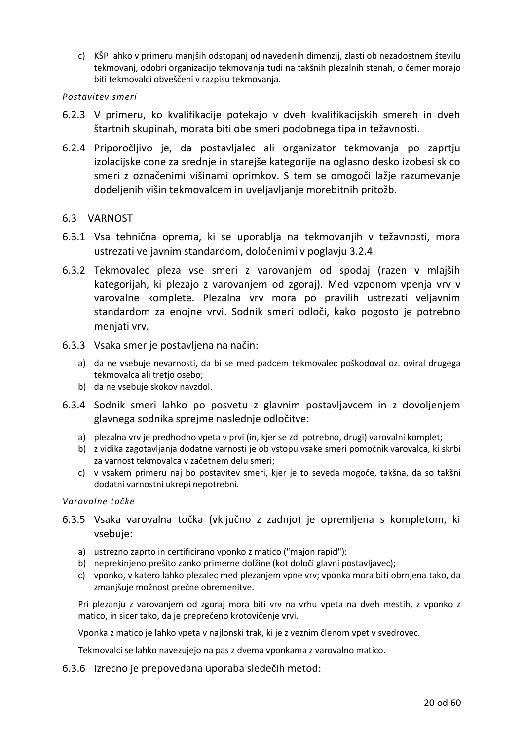c) KŠP lahko v primeru manjših odstopanj od navedenih dimenzij, zlasti ob nezadostnem številu tekmovanj, odobri organizacijo tekmovanja tudi na takšnih plezalnih stenah, o čemer morajo biti tekmovalci obveščeni v razpisu tekmovanja.

*Postavitev smeri*

6.2.3 V primeru, ko kvalifikacije potekajo v dveh kvalifikacijskih smereh in dveh štartnih skupinah, morata biti obe smeri podobnega tipa in težavnosti.

6.2.4 Priporočljivo je, da postavljalec ali organizator tekmovanja po zaprtju izolacijske cone za srednje in starejše kategorije na oglasno desko izobesi skico smeri z označenimi višinami oprimkov. S tem se omogoči lažje razumevanje dodeljenih višin tekmovalcem in uveljavljanje morebitnih pritožb.

## 6.3 VARNOST

6.3.1 Vsa tehnična oprema, ki se uporablja na tekmovanjih v težavnosti, mora ustrezati veljavnim standardom, določenimi v poglavju 3.2.4.

6.3.2 Tekmovalec pleza vse smeri z varovanjem od spodaj (razen v mlajših kategorijah, ki plezajo z varovanjem od zgoraj). Med vzponom vpenja vrv v varovalne komplete. Plezalna vrv mora po pravilih ustrezati veljavnim standardom za enojne vrvi. Sodnik smeri odloči, kako pogosto je potrebno menjati vrv.

6.3.3 Vsaka smer je postavljena na način:

a) da ne vsebuje nevarnosti, da bi se med padcem tekmovalec poškodoval oz. oviral drugega tekmovalca ali tretjo osebo;
b) da ne vsebuje skokov navzdol.

6.3.4 Sodnik smeri lahko po posvetu z glavnim postavljavcem in z dovoljenjem glavnega sodnika sprejme naslednje odločitve:

a) plezalna vrv je predhodno vpeta v prvi (in, kjer se zdi potrebno, drugi) varovalni komplet;
b) z vidika zagotavljanja dodatne varnosti je ob vstopu vsake smeri pomočnik varovalca, ki skrbi za varnost tekmovalca v začetnem delu smeri;
c) v vsakem primeru naj bo postavitev smeri, kjer je to seveda mogoče, takšna, da so takšni dodatni varnostni ukrepi nepotrebni.

*Varovalne točke*

6.3.5 Vsaka varovalna točka (vključno z zadnjo) je opremljena s kompletom, ki vsebuje:

a) ustrezno zaprto in certificirano vponko z matico ("major rapid");
b) neprekinjeno prešito zanko primerne dolžine (kot določi glavni postavljavec);
c) vponko, v katero lahko plezalec med plezanjem vpne vrv; vponka mora biti obrnjena tako, da zmanjšuje možnost prečne obremenitve.

Pri plezanju z varovanjem od zgoraj mora biti vrv na vrhu vpeta na dveh mestih, z vponko z matico, in sicer tako, da je preprečeno krotovičenje vrvi.

Vponka z matico je lahko vpeta v najlonski trak, ki je z veznim členom vpet v svedrovec.

Tekmovalci se lahko navezujejo na pas z dvema vponkama z varovalno matico.

6.3.6 Izrecno je prepovedana uporaba sledečih metod: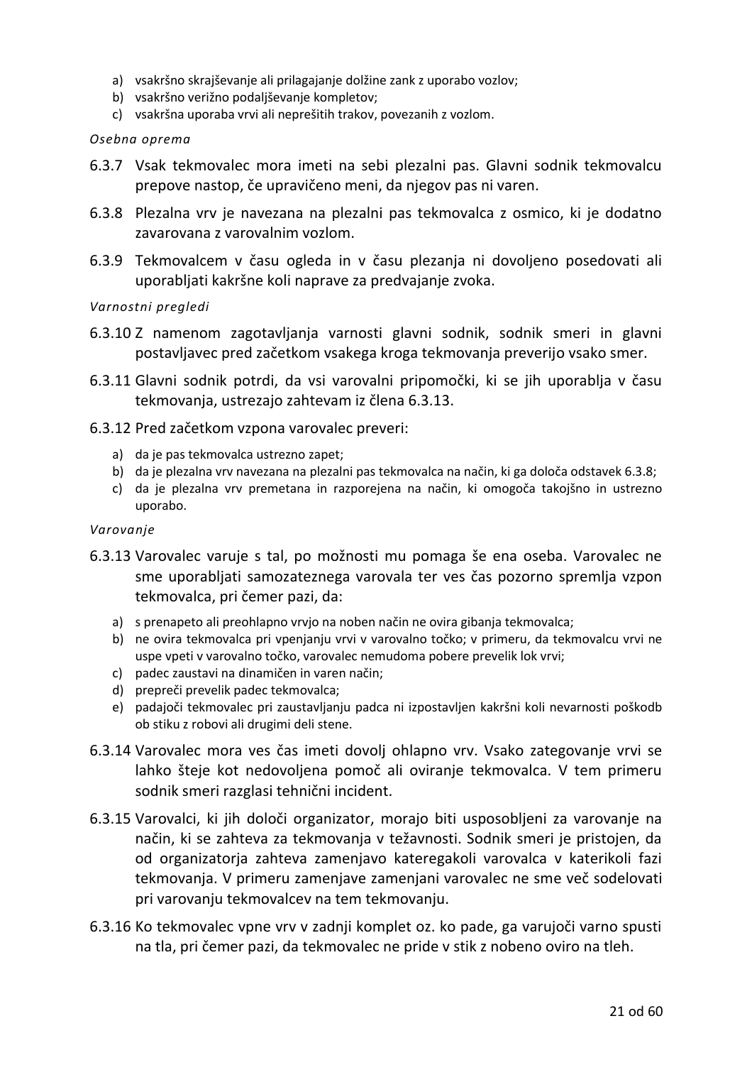a) vsakršno skrajševanje ali prilagajanje dolžine zank z uporabo vozlov;
b) vsakršno verižno podaljševanje kompletov;
c) vsakršna uporaba vrvi ali neprešitih trakov, povezanih z vozlom.

*Osebna oprema*

6.3.7 Vsak tekmovalec mora imeti na sebi plezalni pas. Glavni sodnik tekmovalcu prepove nastop, če upravičeno meni, da njegov pas ni varen.

6.3.8 Plezalna vrv je navezana na plezalni pas tekmovalca z osmico, ki je dodatno zavarovana z varovalnim vozlom.

6.3.9 Tekmovalcem v času ogleda in v času plezanja ni dovoljeno posedovati ali uporabljati kakršne koli naprave za predvajanje zvoka.

*Varnostni pregledi*

6.3.10 Z namenom zagotavljanja varnosti glavni sodnik, sodnik smeri in glavni postavljavec pred začetkom vsakega kroga tekmovanja preverijo vsako smer.

6.3.11 Glavni sodnik potrdi, da vsi varovalni pripomočki, ki se jih uporablja v času tekmovanja, ustrezajo zahtevam iz člena 6.3.13.

6.3.12 Pred začetkom vzpona varovalec preveri:

a) da je pas tekmovalca ustrezno zapet;
b) da je plezalna vrv navezana na plezalni pas tekmovalca na način, ki ga določa odstavek 6.3.8;
c) da je plezalna vrv premetana in razporejena na način, ki omogoča takojšno in ustrezno uporabo.

*Varovanje*

6.3.13 Varovalec varuje s tal, po možnosti mu pomaga še ena oseba. Varovalec ne sme uporabljati samozateznega varovala ter ves čas pozorno spremlja vzpon tekmovalca, pri čemer pazi, da:

a) s prenapeto ali preohlapno vrvjo na noben način ne ovira gibanja tekmovalca;
b) ne ovira tekmovalca pri vpenjanju vrvi v varovalno točko; v primeru, da tekmovalcu vrvi ne uspe vpeti v varovalno točko, varovalec nemudoma pobere prevelik lok vrvi;
c) padec zaustavi na dinamičen in varen način;
d) prepreči prevelik padec tekmovalca;
e) padajoči tekmovalec pri zaustavljanju padca ni izpostavljen kakršni koli nevarnosti poškodb ob stiku z robovi ali drugimi deli stene.

6.3.14 Varovalec mora ves čas imeti dovolj ohlapno vrv. Vsako zategovanje vrvi se lahko šteje kot nedovoljena pomoč ali oviranje tekmovalca. V tem primeru sodnik smeri razglasi tehnični incident.

6.3.15 Varovalci, ki jih določi organizator, morajo biti usposobljeni za varovanje na način, ki se zahteva za tekmovanja v težavnosti. Sodnik smeri je pristojen, da od organizatorja zahteva zamenjavo kateregakoli varovalca v katerikoli fazi tekmovanja. V primeru zamenjave zamenjani varovalec ne sme več sodelovati pri varovanju tekmovalcev na tem tekmovanju.

6.3.16 Ko tekmovalec vpne vrv v zadnji komplet oz. ko pade, ga varujoči varno spusti na tla, pri čemer pazi, da tekmovalec ne pride v stik z nobeno oviro na tleh.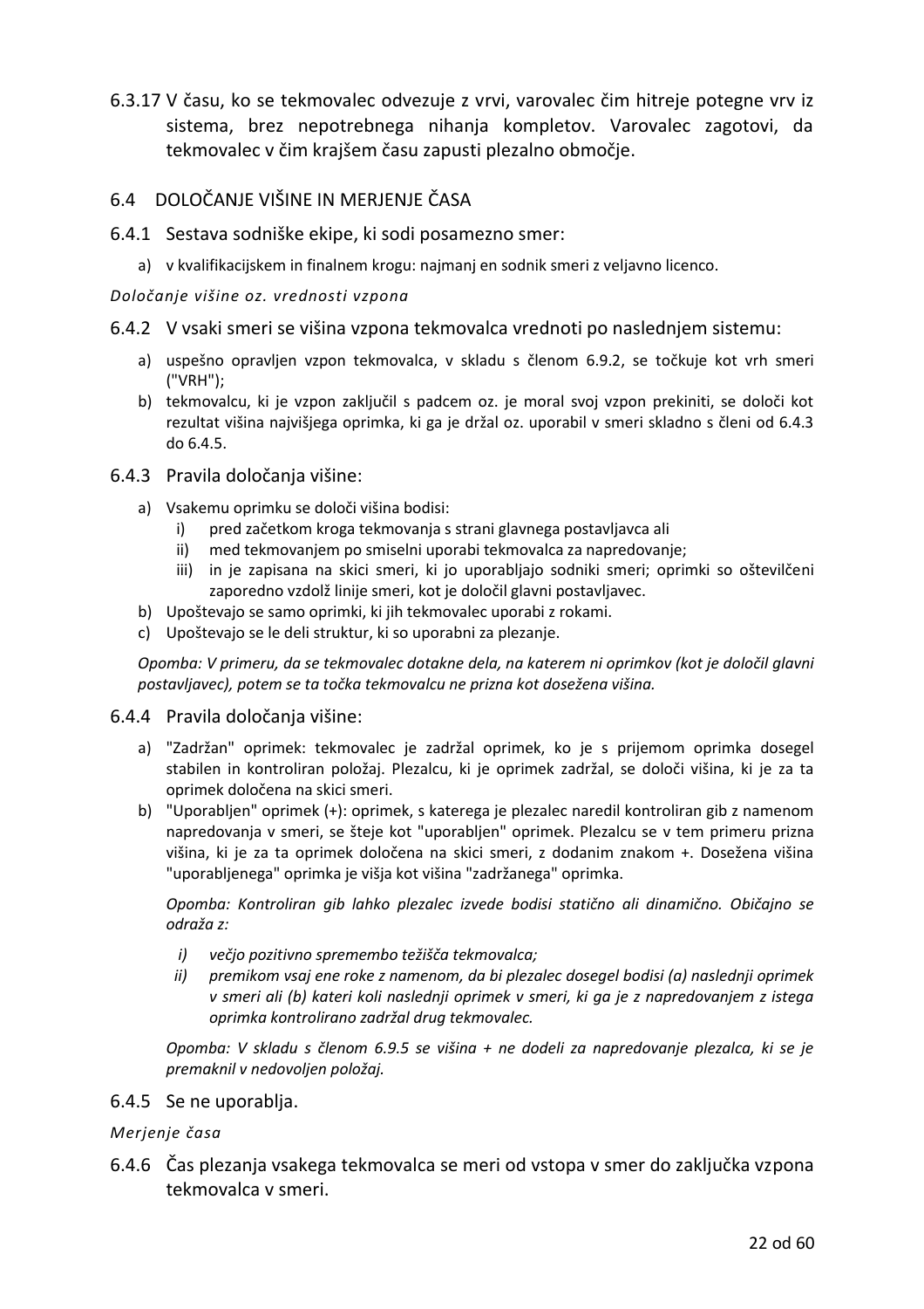6.3.17 V času, ko se tekmovalec odvezuje z vrvi, varovalec čim hitreje potegne vrv iz sistema, brez nepotrebnega nihanja kompletov. Varovalec zagotovi, da tekmovalec v čim krajšem času zapusti plezalno območje.

## 6.4 DOLOČANJE VIŠINE IN MERJENJE ČASA

6.4.1 Sestava sodniške ekipe, ki sodi posamezno smer:

a) v kvalifikacijskem in finalnem krogu: najmanj en sodnik smeri z veljavno licenco.

*Določanje višine oz. vrednosti vzpona*

6.4.2 V vsaki smeri se višina vzpona tekmovalca vrednoti po naslednjem sistemu:

a) uspešno opravljen vzpon tekmovalca, v skladu s členom 6.9.2, se točkuje kot vrh smeri ("VRH");
b) tekmovalcu, ki je vzpon zaključil s padcem oz. je moral svoj vzpon prekiniti, se določi kot rezultat višina najvišjega oprimka, ki ga je držal oz. uporabil v smeri skladno s členi od 6.4.3 do 6.4.5.

6.4.3 Pravila določanja višine:

a) Vsakemu oprimku se določi višina bodisi:
   i) pred začetkom kroga tekmovanja s strani glavnega postavljavca ali
   ii) med tekmovanjem po smiselni uporabi tekmovalca za napredovanje;
   iii) in je zapisana na skici smeri, ki jo uporabljajo sodniki smeri; oprimki so oštevilčeni zaporedno vzdolž linije smeri, kot je določil glavni postavljavec.
b) Upoštevajo se samo oprimki, ki jih tekmovalec uporabi z rokami.
c) Upoštevajo se le deli struktur, ki so uporabni za plezanje.

*Opomba: V primeru, da se tekmovalec dotakne dela, na katerem ni oprimkov (kot je določil glavni postavljavec), potem se ta točka tekmovalcu ne prizna kot dosežena višina.*

6.4.4 Pravila določanja višine:

a) "Zadržan" oprimek: tekmovalec je zadržal oprimek, ko je s prijemom oprimka dosegel stabilen in kontroliran položaj. Plezalcu, ki je oprimek zadržal, se določi višina, ki je za ta oprimek določena na skici smeri.
b) "Uporabljen" oprimek (+): oprimek, s katerega je plezalec naredil kontroliran gib z namenom napredovanja v smeri, se šteje kot "uporabljen" oprimek. Plezalcu se v tem primeru prizna višina, ki je za ta oprimek določena na skici smeri, z dodanim znakom +. Dosežena višina "uporabljenega" oprimka je višja kot višina "zadržanega" oprimka.

   *Opomba: Kontroliran gib lahko plezalec izvede bodisi statično ali dinamično. Običajno se odraža z:*

   *i) večjo pozitivno spremembo težišča tekmovalca;*
   *ii) premikom vsaj ene roke z namenom, da bi plezalec dosegel bodisi (a) naslednji oprimek v smeri ali (b) kateri koli naslednji oprimek v smeri, ki ga je z napredovanjem z istega oprimka kontrolirano zadržal drug tekmovalec.*

   *Opomba: V skladu s členom 6.9.5 se višina + ne dodeli za napredovanje plezalca, ki se je premaknil v nedovoljen položaj.*

6.4.5 Se ne uporablja.

*Merjenje časa*

6.4.6 Čas plezanja vsakega tekmovalca se meri od vstopa v smer do zaključka vzpona tekmovalca v smeri.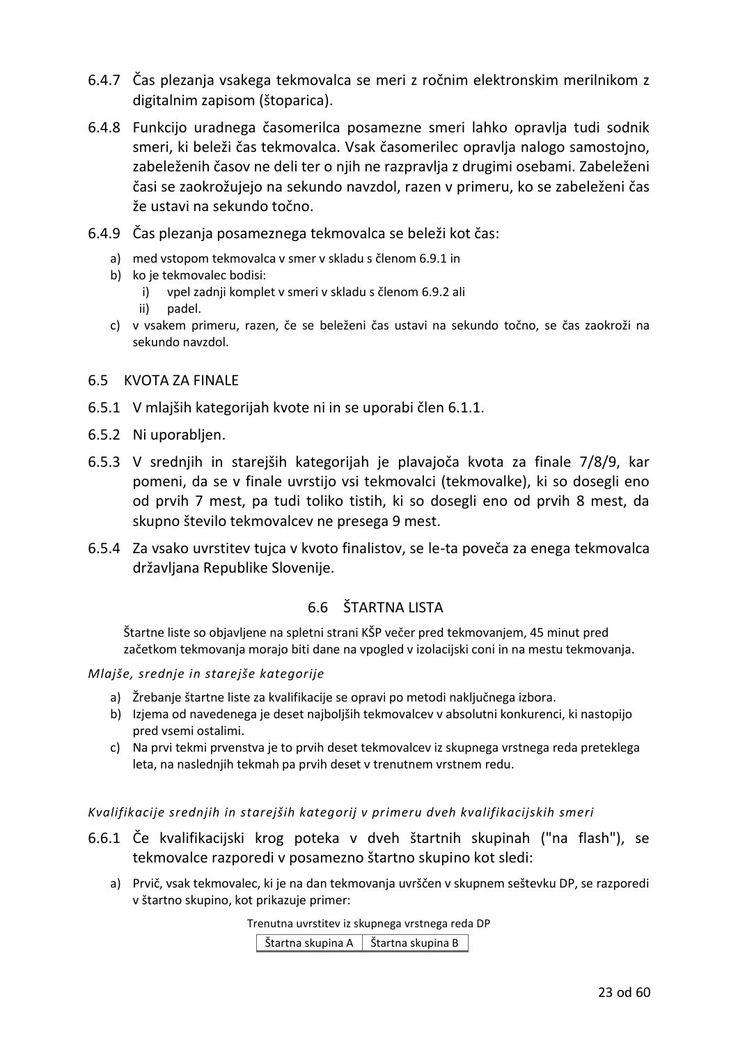6.4.7 Čas plezanja vsakega tekmovalca se meri z ročnim elektronskim merilnikom z digitalnim zapisom (štoparica).

6.4.8 Funkcijo uradnega časomerilca posamezne smeri lahko opravlja tudi sodnik smeri, ki beleži čas tekmovalca. Vsak časomerilec opravlja nalogo samostojno, zabeleženih časov ne deli ter o njih ne razpravlja z drugimi osebami. Zabeleženi časi se zaokrožujejo na sekundo navzdol, razen v primeru, ko se zabeleženi čas že ustavi na sekundo točno.

6.4.9 Čas plezanja posameznega tekmovalca se beleži kot čas:

a) med vstopom tekmovalca v smer v skladu s členom 6.9.1 in
b) ko je tekmovalec bodisi:
   i) vpel zadnji komplet v smeri v skladu s členom 6.9.2 ali
   ii) padel.
c) v vsakem primeru, razen, če se beleženi čas ustavi na sekundo točno, se čas zaokroži na sekundo navzdol.

## 6.5 KVOTA ZA FINALE

6.5.1 V mlajših kategorijah kvote ni in se uporabi člen 6.1.1.

6.5.2 Ni uporabljen.

6.5.3 V srednjih in starejših kategorijah je plavajoča kvota za finale 7/8/9, kar pomeni, da se v finale uvrstijo vsi tekmovalci (tekmovalke), ki so dosegli eno od prvih 7 mest, pa tudi toliko tistih, ki so dosegli eno od prvih 8 mest, da skupno število tekmovalcev ne presega 9 mest.

6.5.4 Za vsako uvrstitev tujca v kvoto finalistov, se le-ta poveča za enega tekmovalca državljana Republike Slovenije.

## 6.6 ŠTARTNA LISTA

Štartne liste so objavljene na spletni strani KŠP večer pred tekmovanjem, 45 minut pred začetkom tekmovanja morajo biti dane na vpogled v izolacijski coni in na mestu tekmovanja.

*Mlajše, srednje in starejše kategorije*

a) Žrebanje štartne liste za kvalifikacije se opravi po metodi naključnega izbora.
b) Izjema od navedenega je deset najboljših tekmovalcev v absolutni konkurenci, ki nastopijo pred vsemi ostalimi.
c) Na prvi tekmi prvenstva je to prvih deset tekmovalcev iz skupnega vrstnega reda preteklega leta, na naslednjih tekmah pa prvih deset v trenutnem vrstnem redu.

*Kvalifikacije srednjih in starejših kategorij v primeru dveh kvalifikacijskih smeri*

6.6.1 Če kvalifikacijski krog poteka v dveh štartnih skupinah ("na flash"), se tekmovalce razporedi v posamezno štartno skupino kot sledi:

a) Prvič, vsak tekmovalec, ki je na dan tekmovanja uvrščen v skupnem seštevku DP, se razporedi v štartno skupino, kot prikazuje primer:

Trenutna uvrstitev iz skupnega vrstnega reda DP

| Štartna skupina A | Štartna skupina B |
|---|---|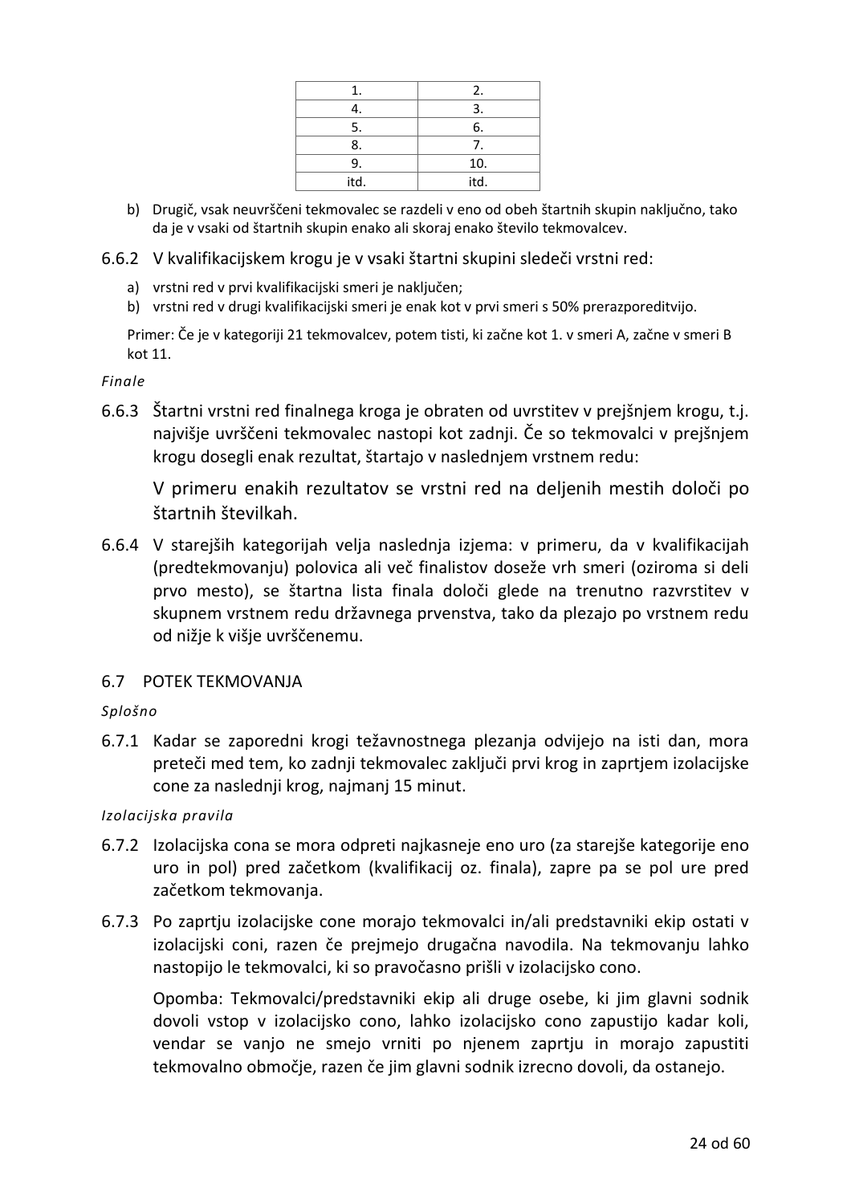| 1. | 2. |
|---|---|
| 4. | 3. |
| 5. | 6. |
| 8. | 7. |
| 9. | 10. |
| itd. | itd. |

b) Drugič, vsak neuvrščeni tekmovalec se razdeli v eno od obeh štartnih skupin naključno, tako da je v vsaki od štartnih skupin enako ali skoraj enako število tekmovalcev.

6.6.2 V kvalifikacijskem krogu je v vsaki štartni skupini sledeči vrstni red:

a) vrstni red v prvi kvalifikacijski smeri je naključen;
b) vrstni red v drugi kvalifikacijski smeri je enak kot v prvi smeri s 50% prerazporeditvijo.

Primer: Če je v kategoriji 21 tekmovalcev, potem tisti, ki začne kot 1. v smeri A, začne v smeri B kot 11.

*Finale*

6.6.3 Štartni vrstni red finalnega kroga je obraten od uvrstitev v prejšnjem krogu, t.j. najvišje uvrščeni tekmovalec nastopi kot zadnji. Če so tekmovalci v prejšnjem krogu dosegli enak rezultat, štartajo v naslednjem vrstnem redu:

V primeru enakih rezultatov se vrstni red na deljenih mestih določi po štartnih številkah.

6.6.4 V starejših kategorijah velja naslednja izjema: v primeru, da v kvalifikacijah (predtekmovanju) polovica ali več finalistov doseže vrh smeri (oziroma si deli prvo mesto), se štartna lista finala določi glede na trenutno razvrstitev v skupnem vrstnem redu državnega prvenstva, tako da plezajo po vrstnem redu od nižje k višje uvrščenemu.

## 6.7 POTEK TEKMOVANJA

*Splošno*

6.7.1 Kadar se zaporedni krogi težavnostnega plezanja odvijejo na isti dan, mora preteči med tem, ko zadnji tekmovalec zaključi prvi krog in zaprtjem izolacijske cone za naslednji krog, najmanj 15 minut.

*Izolacijska pravila*

6.7.2 Izolacijska cona se mora odpreti najkasneje eno uro (za starejše kategorije eno uro in pol) pred začetkom (kvalifikacij oz. finala), zapre pa se pol ure pred začetkom tekmovanja.

6.7.3 Po zaprtju izolacijske cone morajo tekmovalci in/ali predstavniki ekip ostati v izolacijski coni, razen če prejmejo drugačna navodila. Na tekmovanju lahko nastopijo le tekmovalci, ki so pravočasno prišli v izolacijsko cono.

Opomba: Tekmovalci/predstavniki ekip ali druge osebe, ki jim glavni sodnik dovoli vstop v izolacijsko cono, lahko izolacijsko cono zapustijo kadar koli, vendar se vanjo ne smejo vrniti po njenem zaprtju in morajo zapustiti tekmovalno območje, razen če jim glavni sodnik izrecno dovoli, da ostanejo.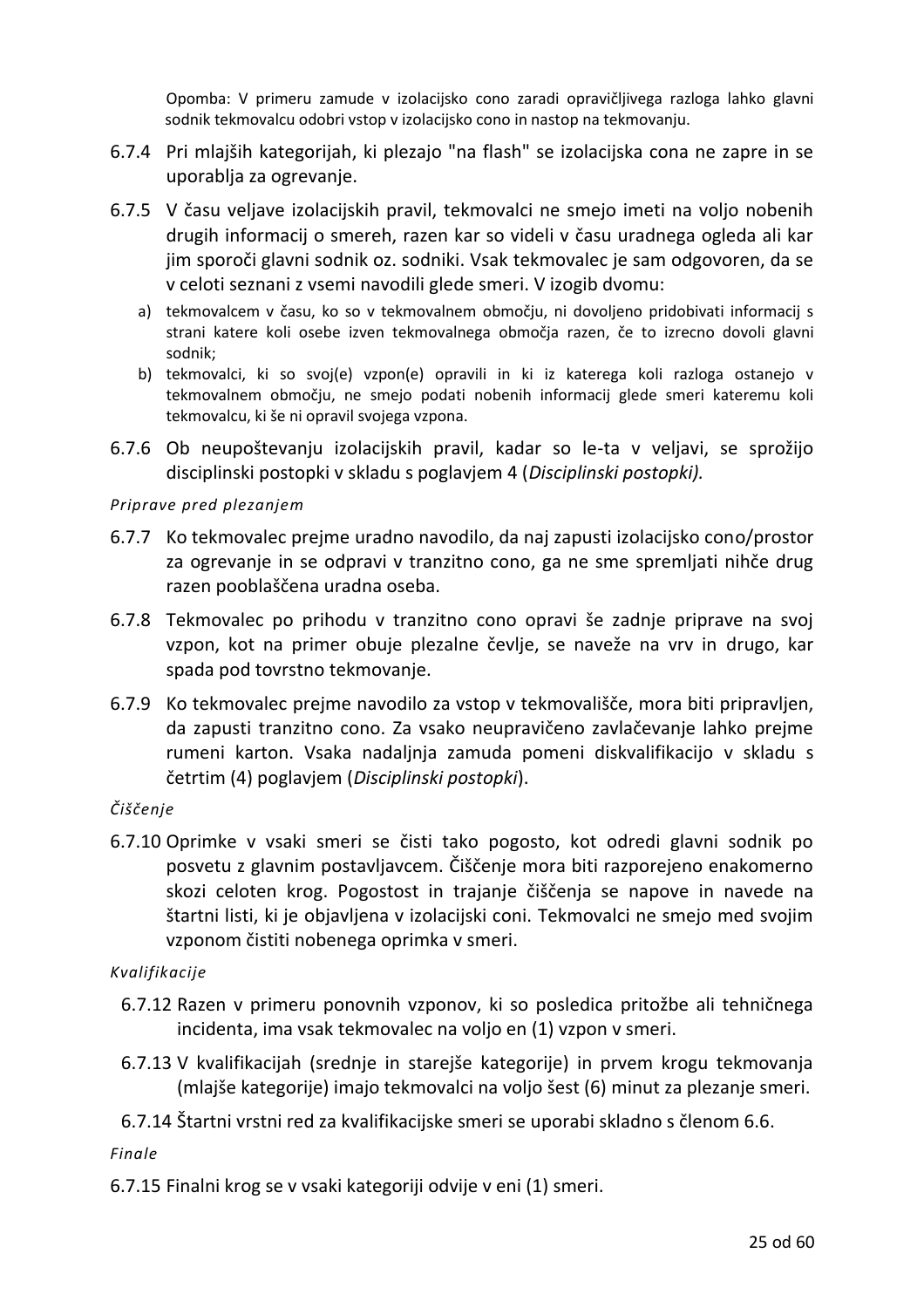Opomba: V primeru zamude v izolacijsko cono zaradi opravičljivega razloga lahko glavni sodnik tekmovalcu odobri vstop v izolacijsko cono in nastop na tekmovanju.

6.7.4 Pri mlajših kategorijah, ki plezajo "na flash" se izolacijska cona ne zapre in se uporablja za ogrevanje.

6.7.5 V času veljave izolacijskih pravil, tekmovalci ne smejo imeti na voljo nobenih drugih informacij o smereh, razen kar so videli v času uradnega ogleda ali kar jim sporoči glavni sodnik oz. sodniki. Vsak tekmovalec je sam odgovoren, da se v celoti seznani z vsemi navodili glede smeri. V izogib dvomu:

a) tekmovalcem v času, ko so v tekmovalnem območju, ni dovoljeno pridobivati informacij s strani katere koli osebe izven tekmovalnega območja razen, če to izrecno dovoli glavni sodnik;
b) tekmovalci, ki so svoj(e) vzpon(e) opravili in ki iz katerega koli razloga ostanejo v tekmovalnem območju, ne smejo podati nobenih informacij glede smeri kateremu koli tekmovalcu, ki še ni opravil svojega vzpona.

6.7.6 Ob neupoštevanju izolacijskih pravil, kadar so le-ta v veljavi, se sprožijo disciplinski postopki v skladu s poglavjem 4 (*Disciplinski postopki).*

*Priprave pred plezanjem*

6.7.7 Ko tekmovalec prejme uradno navodilo, da naj zapusti izolacijsko cono/prostor za ogrevanje in se odpravi v tranzitno cono, ga ne sme spremljati nihče drug razen pooblaščena uradna oseba.

6.7.8 Tekmovalec po prihodu v tranzitno cono opravi še zadnje priprave na svoj vzpon, kot na primer obuje plezalne čevlje, se naveže na vrv in drugo, kar spada pod tovrstno tekmovanje.

6.7.9 Ko tekmovalec prejme navodilo za vstop v tekmovališče, mora biti pripravljen, da zapusti tranzitno cono. Za vsako neupravičeno zavlačevanje lahko prejme rumeni karton. Vsaka nadaljnja zamuda pomeni diskvalifikacijo v skladu s četrtim (4) poglavjem (*Disciplinski postopki*).

*Čiščenje*

6.7.10 Oprimke v vsaki smeri se čisti tako pogosto, kot odredi glavni sodnik po posvetu z glavnim postavljavcem. Čiščenje mora biti razporejeno enakomerno skozi celoten krog. Pogostost in trajanje čiščenja se napove in navede na štartni listi, ki je objavljena v izolacijski coni. Tekmovalci ne smejo med svojim vzponom čistiti nobenega oprimka v smeri.

*Kvalifikacije*

6.7.12 Razen v primeru ponovnih vzponov, ki so posledica pritožbe ali tehničnega incidenta, ima vsak tekmovalec na voljo en (1) vzpon v smeri.

6.7.13 V kvalifikacijah (srednje in starejše kategorije) in prvem krogu tekmovanja (mlajše kategorije) imajo tekmovalci na voljo šest (6) minut za plezanje smeri.

6.7.14 Štartni vrstni red za kvalifikacijske smeri se uporabi skladno s členom 6.6.

*Finale*

6.7.15 Finalni krog se v vsaki kategoriji odvije v eni (1) smeri.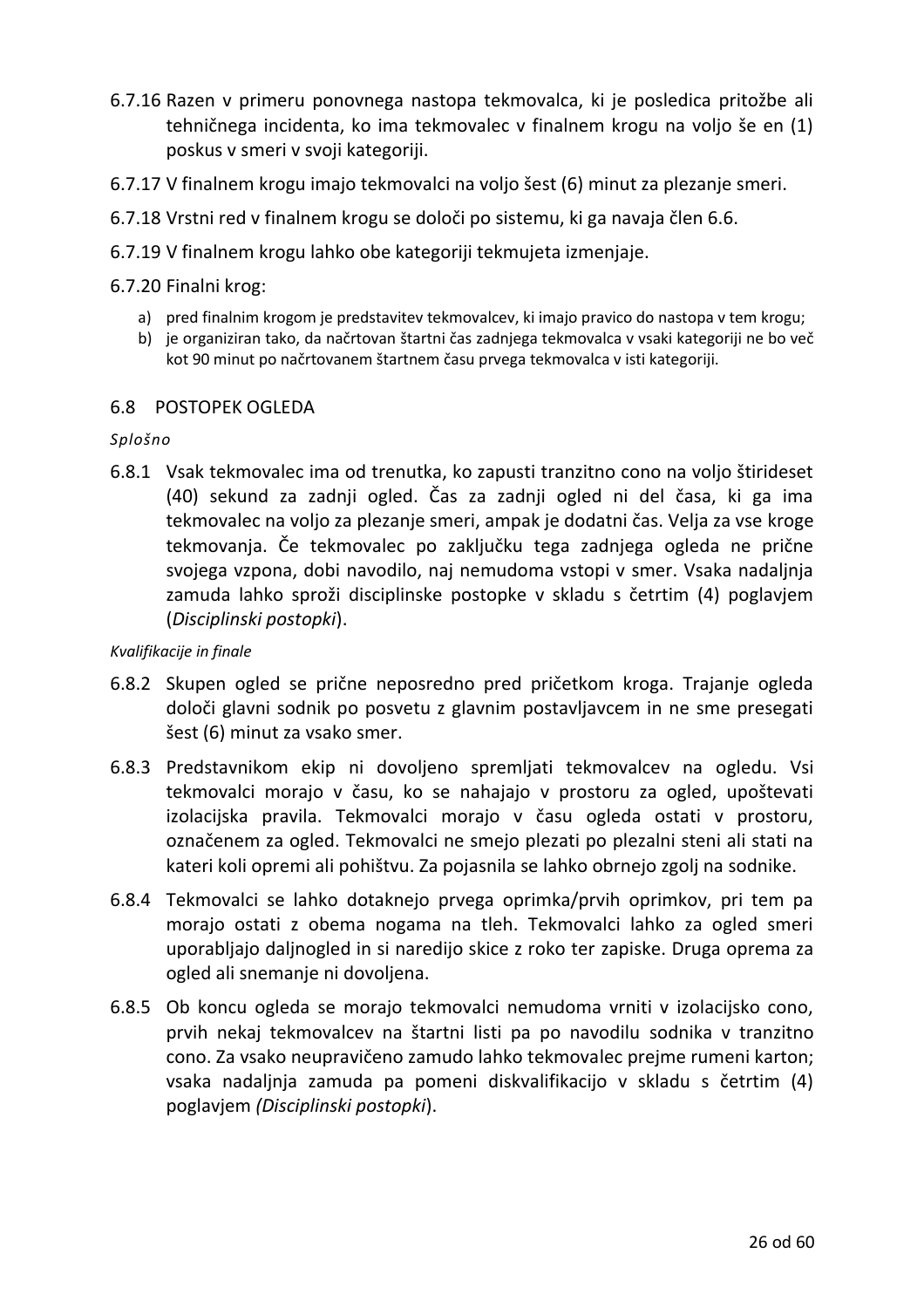6.7.16 Razen v primeru ponovnega nastopa tekmovalca, ki je posledica pritožbe ali tehničnega incidenta, ko ima tekmovalec v finalnem krogu na voljo še en (1) poskus v smeri v svoji kategoriji.

6.7.17 V finalnem krogu imajo tekmovalci na voljo šest (6) minut za plezanje smeri.

6.7.18 Vrstni red v finalnem krogu se določi po sistemu, ki ga navaja člen 6.6.

6.7.19 V finalnem krogu lahko obe kategoriji tekmujeta izmenjaje.

6.7.20 Finalni krog:

a) pred finalnim krogom je predstavitev tekmovalcev, ki imajo pravico do nastopa v tem krogu;
b) je organiziran tako, da načrtovan štartni čas zadnjega tekmovalca v vsaki kategoriji ne bo več kot 90 minut po načrtovanem štartnem času prvega tekmovalca v isti kategoriji.

## 6.8 POSTOPEK OGLEDA

*Splošno*

6.8.1 Vsak tekmovalec ima od trenutka, ko zapusti tranzitno cono na voljo štirideset (40) sekund za zadnji ogled. Čas za zadnji ogled ni del časa, ki ga ima tekmovalec na voljo za plezanje smeri, ampak je dodatni čas. Velja za vse kroge tekmovanja. Če tekmovalec po zaključku tega zadnjega ogleda ne prične svojega vzpona, dobi navodilo, naj nemudoma vstopi v smer. Vsaka nadaljnja zamuda lahko sproži disciplinske postopke v skladu s četrtim (4) poglavjem (*Disciplinski postopki*).

*Kvalifikacije in finale*

6.8.2 Skupen ogled se prične neposredno pred pričetkom kroga. Trajanje ogleda določi glavni sodnik po posvetu z glavnim postavljavcem in ne sme presegati šest (6) minut za vsako smer.

6.8.3 Predstavnikom ekip ni dovoljeno spremljati tekmovalcev na ogledu. Vsi tekmovalci morajo v času, ko se nahajajo v prostoru za ogled, upoštevati izolacijska pravila. Tekmovalci morajo v času ogleda ostati v prostoru, označenem za ogled. Tekmovalci ne smejo plezati po plezalni steni ali stati na kateri koli opremi ali pohištvu. Za pojasnila se lahko obrnejo zgolj na sodnike.

6.8.4 Tekmovalci se lahko dotaknejo prvega oprimka/prvih oprimkov, pri tem pa morajo ostati z obema nogama na tleh. Tekmovalci lahko za ogled smeri uporabljajo daljnogled in si naredijo skice z roko ter zapiske. Druga oprema za ogled ali snemanje ni dovoljena.

6.8.5 Ob koncu ogleda se morajo tekmovalci nemudoma vrniti v izolacijsko cono, prvih nekaj tekmovalcev na štartni listi pa po navodilu sodnika v tranzitno cono. Za vsako neupravičeno zamudo lahko tekmovalec prejme rumeni karton; vsaka nadaljnja zamuda pa pomeni diskvalifikacijo v skladu s četrtim (4) poglavjem *(Disciplinski postopki*).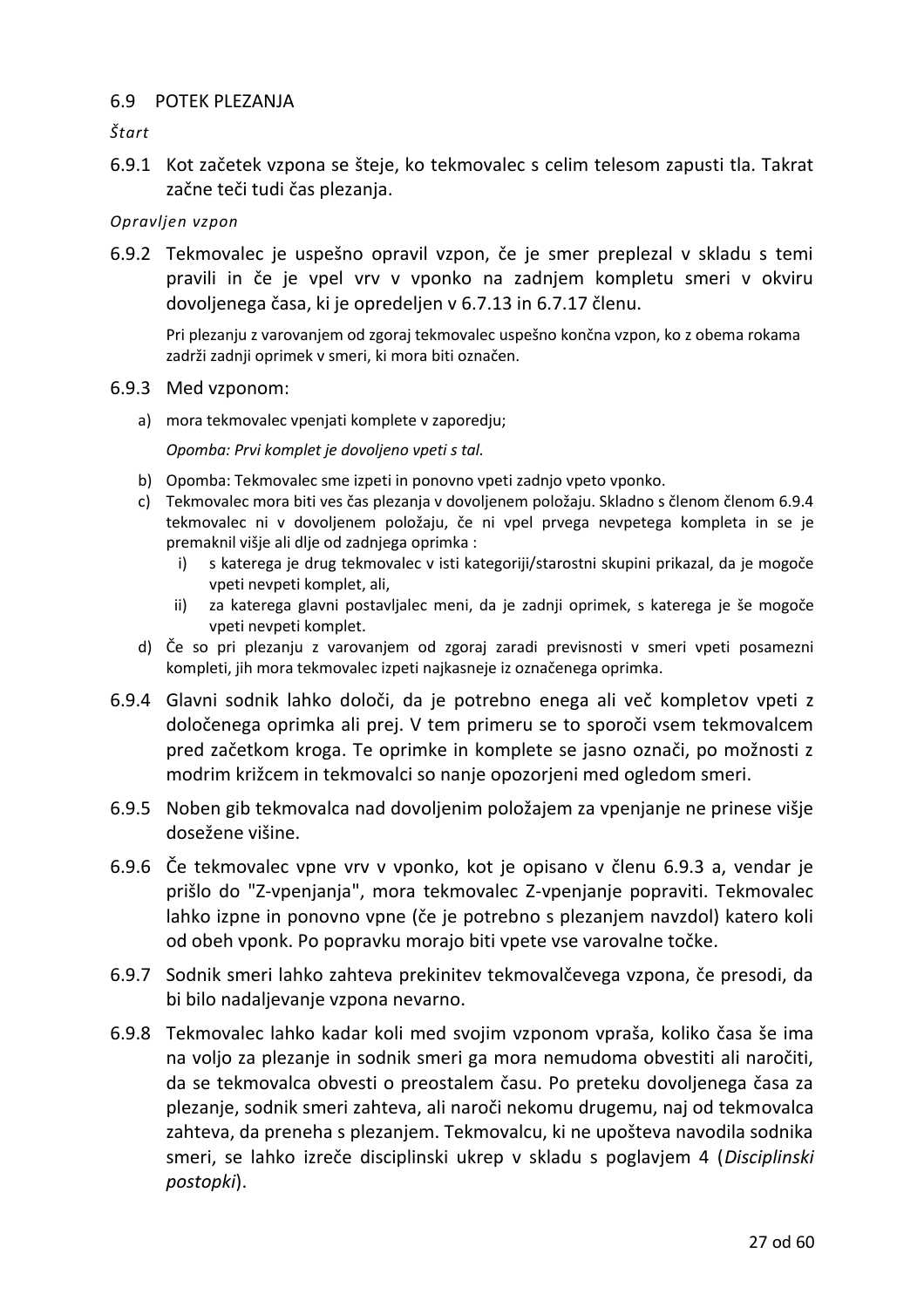## 6.9 POTEK PLEZANJA

*Štart*

6.9.1 Kot začetek vzpona se šteje, ko tekmovalec s celim telesom zapusti tla. Takrat začne teči tudi čas plezanja.

*Opravljen vzpon*

6.9.2 Tekmovalec je uspešno opravil vzpon, če je smer preplezal v skladu s temi pravili in če je vpel vrv v vponko na zadnjem kompletu smeri v okviru dovoljenega časa, ki je opredeljen v 6.7.13 in 6.7.17 členu.

Pri plezanju z varovanjem od zgoraj tekmovalec uspešno končna vzpon, ko z obema rokama zadrži zadnji oprimek v smeri, ki mora biti označen.

6.9.3 Med vzponom:

a) mora tekmovalec vpenjati komplete v zaporedju;

   *Opomba: Prvi komplet je dovoljeno vpeti s tal.*

b) Opomba: Tekmovalec sme izpeti in ponovno vpeti zadnjo vpeto vponko.

c) Tekmovalec mora biti ves čas plezanja v dovoljenem položaju. Skladno s členom členom 6.9.4 tekmovalec ni v dovoljenem položaju, če ni vpel prvega nevpetega kompleta in se je premaknil višje ali dlje od zadnjega oprimka :
   i) s katerega je drug tekmovalec v isti kategoriji/starostni skupini prikazal, da je mogoče vpeti nevpeti komplet, ali,
   ii) za katerega glavni postavljalec meni, da je zadnji oprimek, s katerega je še mogoče vpeti nevpeti komplet.

d) Če so pri plezanju z varovanjem od zgoraj zaradi previsnosti v smeri vpeti posamezni kompleti, jih mora tekmovalec izpeti najkasneje iz označenega oprimka.

6.9.4 Glavni sodnik lahko določi, da je potrebno enega ali več kompletov vpeti z določenega oprimka ali prej. V tem primeru se to sporoči vsem tekmovalcem pred začetkom kroga. Te oprimke in komplete se jasno označi, po možnosti z modrim križcem in tekmovalci so nanje opozorjeni med ogledom smeri.

6.9.5 Noben gib tekmovalca nad dovoljenim položajem za vpenjanje ne prinese višje dosežene višine.

6.9.6 Če tekmovalec vpne vrv v vponko, kot je opisano v členu 6.9.3 a, vendar je prišlo do "Z-vpenjanja", mora tekmovalec Z-vpenjanje popraviti. Tekmovalec lahko izpne in ponovno vpne (če je potrebno s plezanjem navzdol) katero koli od obeh vponk. Po popravku morajo biti vpete vse varovalne točke.

6.9.7 Sodnik smeri lahko zahteva prekinitev tekmovalčevega vzpona, če presodi, da bi bilo nadaljevanje vzpona nevarno.

6.9.8 Tekmovalec lahko kadar koli med svojim vzponom vpraša, koliko časa še ima na voljo za plezanje in sodnik smeri ga mora nemudoma obvestiti ali naročiti, da se tekmovalca obvesti o preostalem času. Po preteku dovoljenega časa za plezanje, sodnik smeri zahteva, ali naroči nekomu drugemu, naj od tekmovalca zahteva, da preneha s plezanjem. Tekmovalcu, ki ne upošteva navodila sodnika smeri, se lahko izreče disciplinski ukrep v skladu s poglavjem 4 (*Disciplinski postopki*).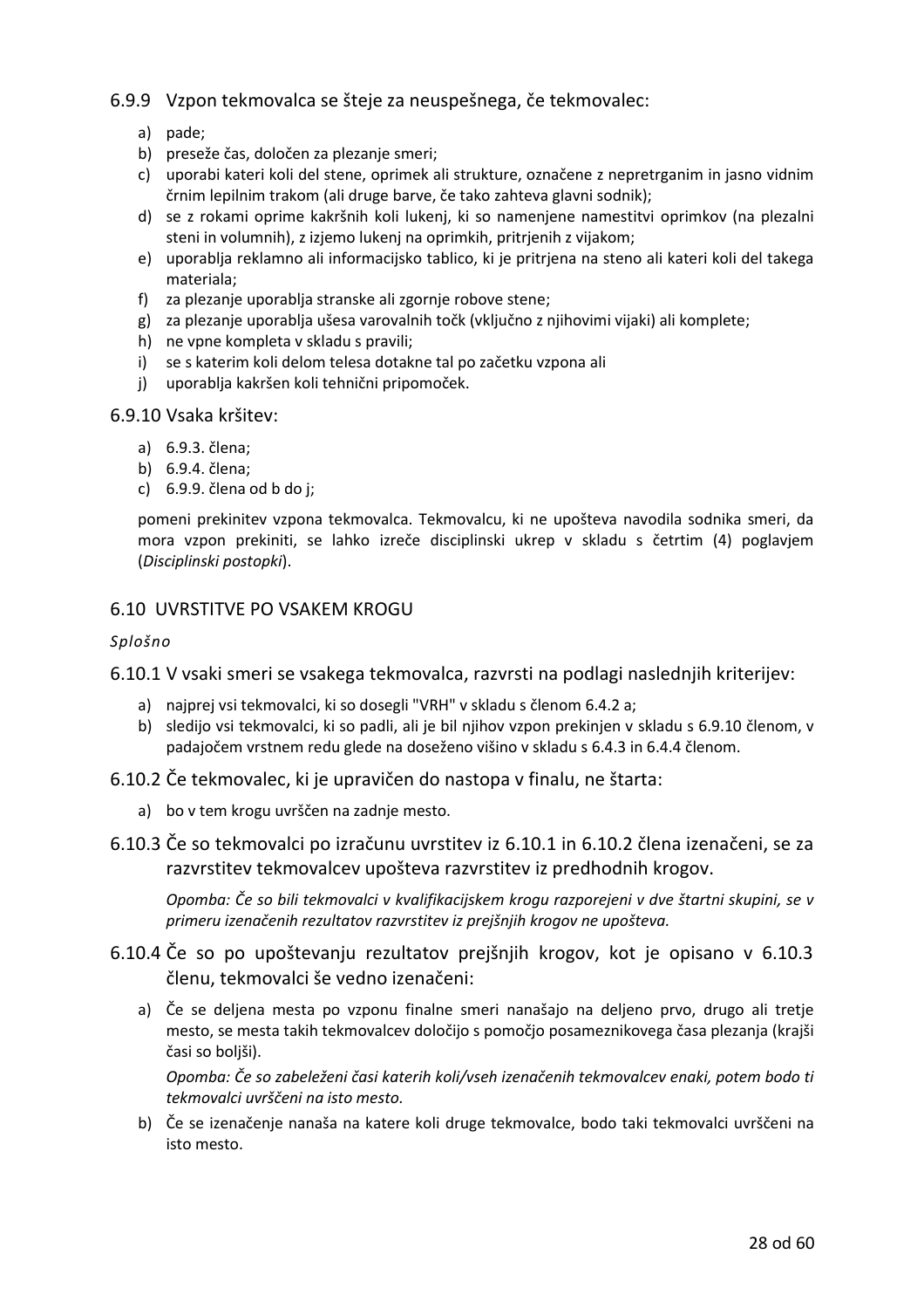### 6.9.9 Vzpon tekmovalca se šteje za neuspešnega, če tekmovalec:

a) pade;
b) preseže čas, določen za plezanje smeri;
c) uporabi kateri koli del stene, oprimek ali strukture, označene z nepretrganim in jasno vidnim črnim lepilnim trakom (ali druge barve, če tako zahteva glavni sodnik);
d) se z rokami oprime kakršnih koli lukenj, ki so namenjene namestitvi oprimkov (na plezalni steni in volumnih), z izjemo lukenj na oprimkih, pritrjenih z vijakom;
e) uporablja reklamno ali informacijsko tablico, ki je pritrjena na steno ali kateri koli del takega materiala;
f) za plezanje uporablja stranske ali zgornje robove stene;
g) za plezanje uporablja ušesa varovalnih točk (vključno z njihovimi vijaki) ali komplete;
h) ne vpne kompleta v skladu s pravili;
i) se s katerim koli delom telesa dotakne tal po začetku vzpona ali
j) uporablja kakršen koli tehnični pripomoček.

### 6.9.10 Vsaka kršitev:

a) 6.9.3. člena;
b) 6.9.4. člena;
c) 6.9.9. člena od b do j;

pomeni prekinitev vzpona tekmovalca. Tekmovalcu, ki ne upošteva navodila sodnika smeri, da mora vzpon prekiniti, se lahko izreče disciplinski ukrep v skladu s četrtim (4) poglavjem (*Disciplinski postopki*).

## 6.10 UVRSTITVE PO VSAKEM KROGU

*Splošno*

### 6.10.1 V vsaki smeri se vsakega tekmovalca, razvrsti na podlagi naslednjih kriterijev:

a) najprej vsi tekmovalci, ki so dosegli "VRH" v skladu s členom 6.4.2 a;
b) sledijo vsi tekmovalci, ki so padli, ali je bil njihov vzpon prekinjen v skladu s 6.9.10 členom, v padajočem vrstnem redu glede na doseženo višino v skladu s 6.4.3 in 6.4.4 členom.

### 6.10.2 Če tekmovalec, ki je upravičen do nastopa v finalu, ne štarta:

a) bo v tem krogu uvrščen na zadnje mesto.

### 6.10.3 Če so tekmovalci po izračunu uvrstitev iz 6.10.1 in 6.10.2 člena izenačeni, se za razvrstitev tekmovalcev upošteva razvrstitev iz predhodnih krogov.

*Opomba: Če so bili tekmovalci v kvalifikacijskem krogu razporejeni v dve štartni skupini, se v primeru izenačenih rezultatov razvrstitev iz prejšnjih krogov ne upošteva.*

### 6.10.4 Če so po upoštevanju rezultatov prejšnjih krogov, kot je opisano v 6.10.3 členu, tekmovalci še vedno izenačeni:

a) Če se deljena mesta po vzponu finalne smeri nanašajo na deljeno prvo, drugo ali tretje mesto, se mesta takih tekmovalcev določijo s pomočjo posameznikovega časa plezanja (krajši časi so boljši).

   *Opomba: Če so zabeleženi časi katerih koli/vseh izenačenih tekmovalcev enaki, potem bodo ti tekmovalci uvrščeni na isto mesto.*

b) Če se izenačenje nanaša na katere koli druge tekmovalce, bodo taki tekmovalci uvrščeni na isto mesto.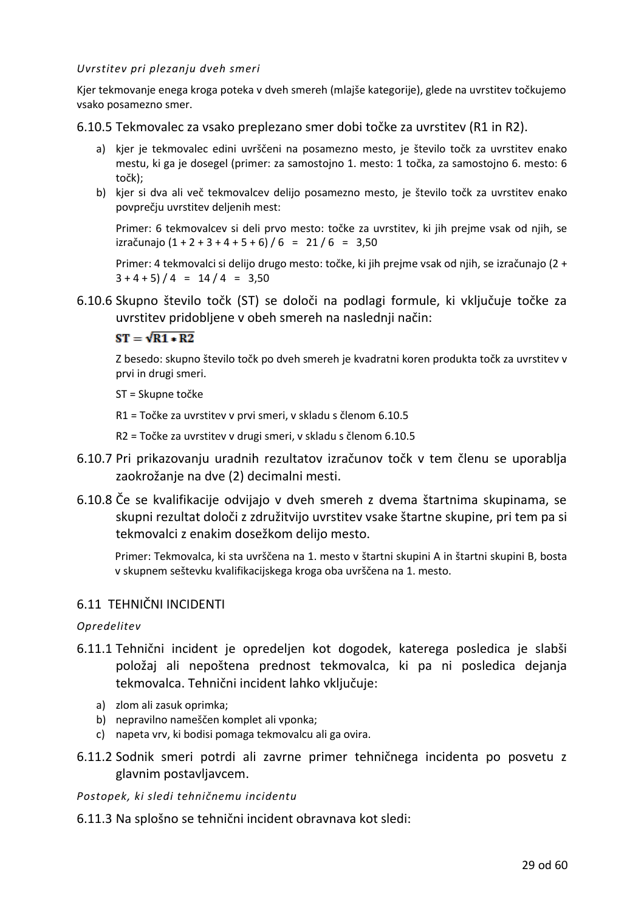*Uvrstitev pri plezanju dveh smeri*

Kjer tekmovanje enega kroga poteka v dveh smereh (mlajše kategorije), glede na uvrstitev točkujemo vsako posamezno smer.

6.10.5 Tekmovalec za vsako preplezano smer dobi točke za uvrstitev (R1 in R2).

a) kjer je tekmovalec edini uvrščeni na posamezno mesto, je število točk za uvrstitev enako mestu, ki ga je dosegel (primer: za samostojno 1. mesto: 1 točka, za samostojno 6. mesto: 6 točk);
b) kjer si dva ali več tekmovalcev delijo posamezno mesto, je število točk za uvrstitev enako povprečju uvrstitev deljenih mest:

   Primer: 6 tekmovalcev si deli prvo mesto: točke za uvrstitev, ki jih prejme vsak od njih, se izračunajo (1 + 2 + 3 + 4 + 5 + 6) / 6 = 21 / 6 = 3,50

   Primer: 4 tekmovalci si delijo drugo mesto: točke, ki jih prejme vsak od njih, se izračunajo (2 + 3 + 4 + 5) / 4 = 14 / 4 = 3,50

6.10.6 Skupno število točk (ST) se določi na podlagi formule, ki vključuje točke za uvrstitev pridobljene v obeh smereh na naslednji način:

$$\mathbf{ST} = \sqrt{\mathbf{R1} * \mathbf{R2}}$$

Z besedo: skupno število točk po dveh smereh je kvadratni koren produkta točk za uvrstitev v prvi in drugi smeri.

ST = Skupne točke

R1 = Točke za uvrstitev v prvi smeri, v skladu s členom 6.10.5

R2 = Točke za uvrstitev v drugi smeri, v skladu s členom 6.10.5

6.10.7 Pri prikazovanju uradnih rezultatov izračunov točk v tem členu se uporablja zaokrožanje na dve (2) decimalni mesti.

6.10.8 Če se kvalifikacije odvijajo v dveh smereh z dvema štartnima skupinama, se skupni rezultat določi z združitvijo uvrstitev vsake štartne skupine, pri tem pa si tekmovalci z enakim dosežkom delijo mesto.

Primer: Tekmovalca, ki sta uvrščena na 1. mesto v štartni skupini A in štartni skupini B, bosta v skupnem seštevku kvalifikacijskega kroga oba uvrščena na 1. mesto.

## 6.11 TEHNIČNI INCIDENTI

*Opredelitev*

6.11.1 Tehnični incident je opredeljen kot dogodek, katerega posledica je slabši položaj ali nepoštena prednost tekmovalca, ki pa ni posledica dejanja tekmovalca. Tehnični incident lahko vključuje:

a) zlom ali zasuk oprimka;
b) nepravilno nameščen komplet ali vponka;
c) napeta vrv, ki bodisi pomaga tekmovalcu ali ga ovira.

6.11.2 Sodnik smeri potrdi ali zavrne primer tehničnega incidenta po posvetu z glavnim postavljavcem.

*Postopek, ki sledi tehničnemu incidentu*

6.11.3 Na splošno se tehnični incident obravnava kot sledi: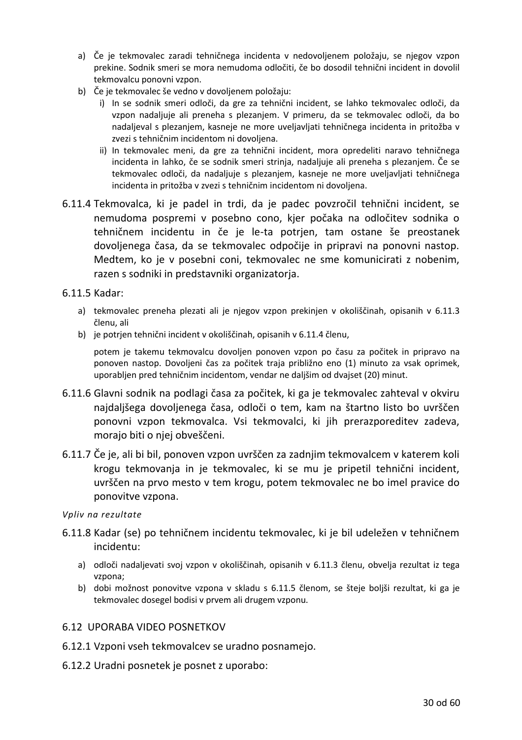a) Če je tekmovalec zaradi tehničnega incidenta v nedovoljenem položaju, se njegov vzpon prekine. Sodnik smeri se mora nemudoma odločiti, če bo dosodil tehnični incident in dovolil tekmovalcu ponovni vzpon.
b) Če je tekmovalec še vedno v dovoljenem položaju:
   i) In se sodnik smeri odloči, da gre za tehnični incident, se lahko tekmovalec odloči, da vzpon nadaljuje ali preneha s plezanjem. V primeru, da se tekmovalec odloči, da bo nadaljeval s plezanjem, kasneje ne more uveljavljati tehničnega incidenta in pritožba v zvezi s tehničnim incidentom ni dovoljena.
   ii) In tekmovalec meni, da gre za tehnični incident, mora opredeliti naravo tehničnega incidenta in lahko, če se sodnik smeri strinja, nadaljuje ali preneha s plezanjem. Če se tekmovalec odloči, da nadaljuje s plezanjem, kasneje ne more uveljavljati tehničnega incidenta in pritožba v zvezi s tehničnim incidentom ni dovoljena.

6.11.4 Tekmovalca, ki je padel in trdi, da je padec povzročil tehnični incident, se nemudoma pospremi v posebno cono, kjer počaka na odločitev sodnika o tehničnem incidentu in če je le-ta potrjen, tam ostane še preostanek dovoljenega časa, da se tekmovalec odpočije in pripravi na ponovni nastop. Medtem, ko je v posebni coni, tekmovalec ne sme komunicirati z nobenim, razen s sodniki in predstavniki organizatorja.

6.11.5 Kadar:

a) tekmovalec preneha plezati ali je njegov vzpon prekinjen v okoliščinah, opisanih v 6.11.3 členu, ali
b) je potrjen tehnični incident v okoliščinah, opisanih v 6.11.4 členu,

potem je takemu tekmovalcu dovoljen ponoven vzpon po času za počitek in pripravo na ponoven nastop. Dovoljeni čas za počitek traja približno eno (1) minuto za vsak oprimek, uporabljen pred tehničnim incidentom, vendar ne daljšim od dvajset (20) minut.

6.11.6 Glavni sodnik na podlagi časa za počitek, ki ga je tekmovalec zahteval v okviru najdaljšega dovoljenega časa, odloči o tem, kam na štartno listo bo uvrščen ponovni vzpon tekmovalca. Vsi tekmovalci, ki jih prerazporeditev zadeva, morajo biti o njej obveščeni.

6.11.7 Če je, ali bi bil, ponoven vzpon uvrščen za zadnjim tekmovalcem v katerem koli krogu tekmovanja in je tekmovalec, ki se mu je pripetil tehnični incident, uvrščen na prvo mesto v tem krogu, potem tekmovalec ne bo imel pravice do ponovitve vzpona.

*Vpliv na rezultate*

6.11.8 Kadar (se) po tehničnem incidentu tekmovalec, ki je bil udeležen v tehničnem incidentu:

a) odloči nadaljevati svoj vzpon v okoliščinah, opisanih v 6.11.3 členu, obvelja rezultat iz tega vzpona;
b) dobi možnost ponovitve vzpona v skladu s 6.11.5 členom, se šteje boljši rezultat, ki ga je tekmovalec dosegel bodisi v prvem ali drugem vzponu.

## 6.12 UPORABA VIDEO POSNETKOV

6.12.1 Vzponi vseh tekmovalcev se uradno posnamejo.

6.12.2 Uradni posnetek je posnet z uporabo: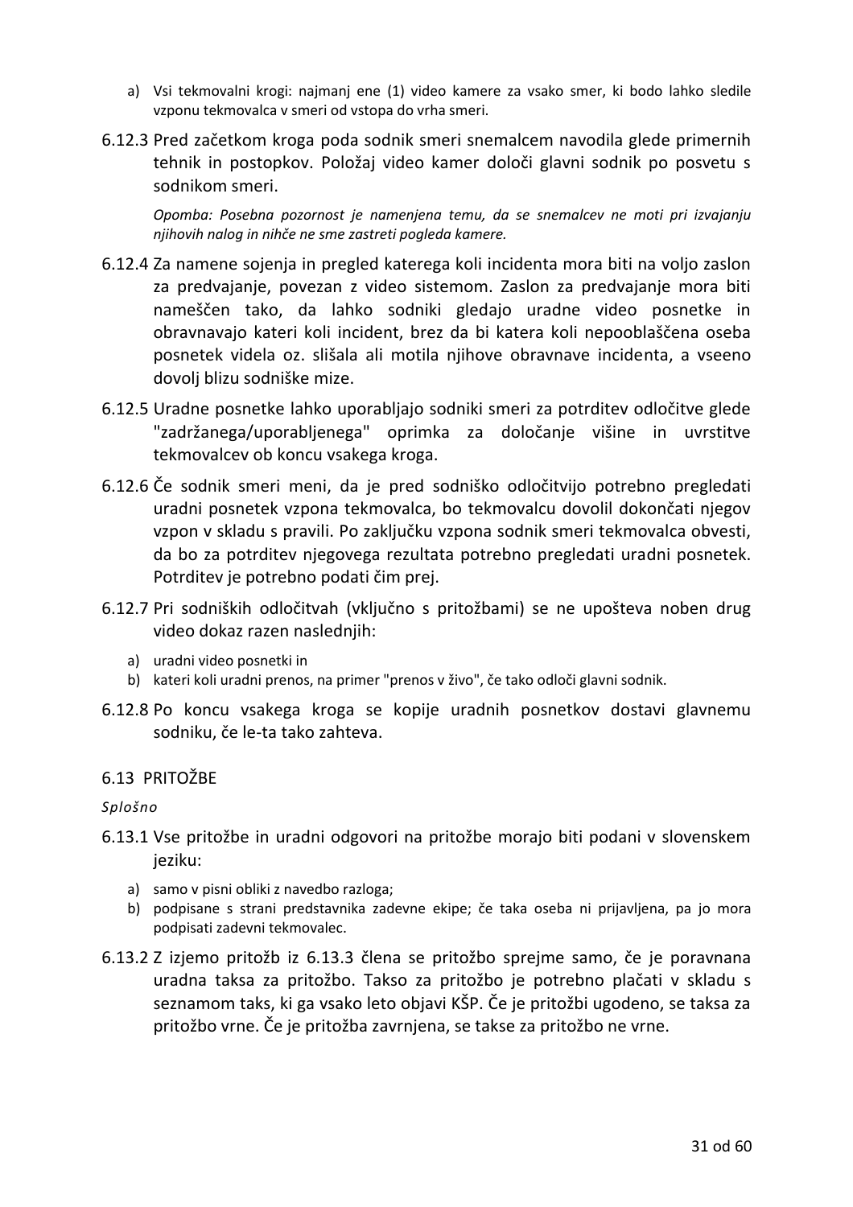a) Vsi tekmovalni krogi: najmanj ene (1) video kamere za vsako smer, ki bodo lahko sledile vzponu tekmovalca v smeri od vstopa do vrha smeri.

6.12.3 Pred začetkom kroga poda sodnik smeri snemalcem navodila glede primernih tehnik in postopkov. Položaj video kamer določi glavni sodnik po posvetu s sodnikom smeri.

*Opomba: Posebna pozornost je namenjena temu, da se snemalcev ne moti pri izvajanju njihovih nalog in nihče ne sme zastreti pogleda kamere.*

6.12.4 Za namene sojenja in pregled katerega koli incidenta mora biti na voljo zaslon za predvajanje, povezan z video sistemom. Zaslon za predvajanje mora biti nameščen tako, da lahko sodniki gledajo uradne video posnetke in obravnavajo kateri koli incident, brez da bi katera koli nepooblaščena oseba posnetek videla oz. slišala ali motila njihove obravnave incidenta, a vseeno dovolj blizu sodniške mize.

6.12.5 Uradne posnetke lahko uporabljajo sodniki smeri za potrditev odločitve glede "zadržanega/uporabljenega" oprimka za določanje višine in uvrstitve tekmovalcev ob koncu vsakega kroga.

6.12.6 Če sodnik smeri meni, da je pred sodniško odločitvijo potrebno pregledati uradni posnetek vzpona tekmovalca, bo tekmovalcu dovolil dokončati njegov vzpon v skladu s pravili. Po zaključku vzpona sodnik smeri tekmovalca obvesti, da bo za potrditev njegovega rezultata potrebno pregledati uradni posnetek. Potrditev je potrebno podati čim prej.

6.12.7 Pri sodniških odločitvah (vključno s pritožbami) se ne upošteva noben drug video dokaz razen naslednjih:

a) uradni video posnetki in
b) kateri koli uradni prenos, na primer "prenos v živo", če tako odloči glavni sodnik.

6.12.8 Po koncu vsakega kroga se kopije uradnih posnetkov dostavi glavnemu sodniku, če le-ta tako zahteva.

## 6.13 PRITOŽBE

*Splošno*

6.13.1 Vse pritožbe in uradni odgovori na pritožbe morajo biti podani v slovenskem jeziku:

a) samo v pisni obliki z navedbo razloga;
b) podpisane s strani predstavnika zadevne ekipe; če taka oseba ni prijavljena, pa jo mora podpisati zadevni tekmovalec.

6.13.2 Z izjemo pritožb iz 6.13.3 člena se pritožbo sprejme samo, če je poravnana uradna taksa za pritožbo. Takso za pritožbo je potrebno plačati v skladu s seznamom taks, ki ga vsako leto objavi KŠP. Če je pritožbi ugodeno, se taksa za pritožbo vrne. Če je pritožba zavrnjena, se takse za pritožbo ne vrne.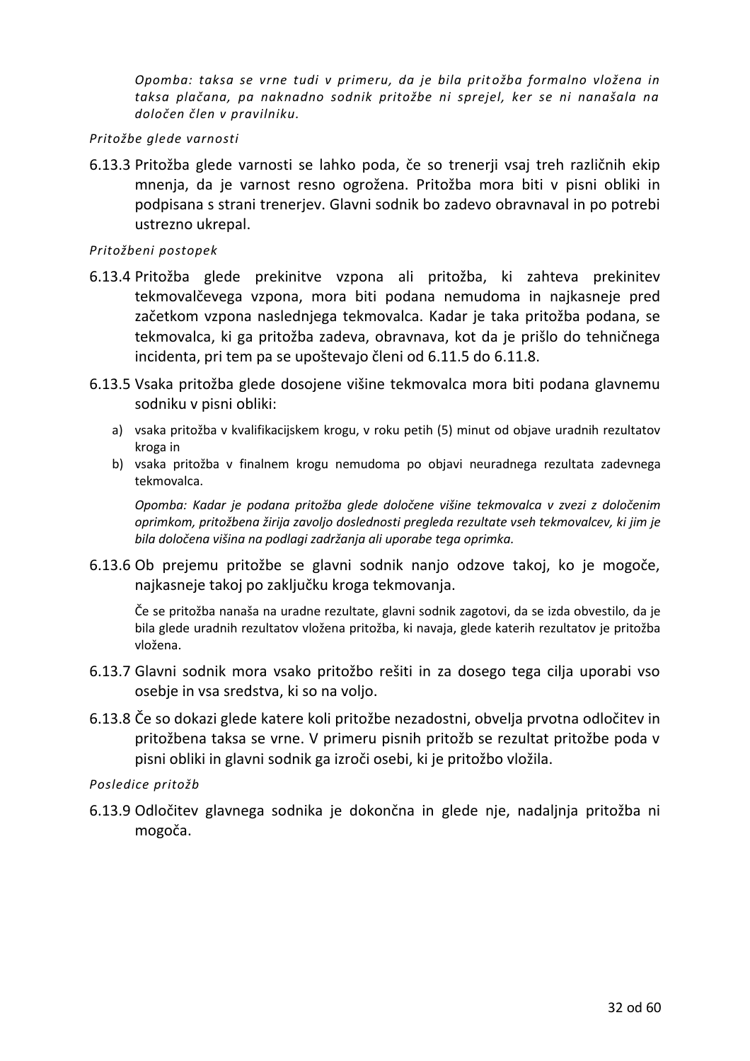*Opomba: taksa se vrne tudi v primeru, da je bila pritožba formalno vložena in taksa plačana, pa naknadno sodnik pritožbe ni sprejel, ker se ni nanašala na določen člen v pravilniku.*

*Pritožbe glede varnosti*

6.13.3 Pritožba glede varnosti se lahko poda, če so trenerji vsaj treh različnih ekip mnenja, da je varnost resno ogrožena. Pritožba mora biti v pisni obliki in podpisana s strani trenerjev. Glavni sodnik bo zadevo obravnaval in po potrebi ustrezno ukrepal.

*Pritožbeni postopek*

6.13.4 Pritožba glede prekinitve vzpona ali pritožba, ki zahteva prekinitev tekmovalčevega vzpona, mora biti podana nemudoma in najkasneje pred začetkom vzpona naslednjega tekmovalca. Kadar je taka pritožba podana, se tekmovalca, ki ga pritožba zadeva, obravnava, kot da je prišlo do tehničnega incidenta, pri tem pa se upoštevajo členi od 6.11.5 do 6.11.8.

6.13.5 Vsaka pritožba glede dosojene višine tekmovalca mora biti podana glavnemu sodniku v pisni obliki:

a) vsaka pritožba v kvalifikacijskem krogu, v roku petih (5) minut od objave uradnih rezultatov kroga in
b) vsaka pritožba v finalnem krogu nemudoma po objavi neuradnega rezultata zadevnega tekmovalca.

*Opomba: Kadar je podana pritožba glede določene višine tekmovalca v zvezi z določenim oprimkom, pritožbena žirija zavoljo doslednosti pregleda rezultate vseh tekmovalcev, ki jim je bila določena višina na podlagi zadržanja ali uporabe tega oprimka.*

6.13.6 Ob prejemu pritožbe se glavni sodnik nanjo odzove takoj, ko je mogoče, najkasneje takoj po zaključku kroga tekmovanja.

Če se pritožba nanaša na uradne rezultate, glavni sodnik zagotovi, da se izda obvestilo, da je bila glede uradnih rezultatov vložena pritožba, ki navaja, glede katerih rezultatov je pritožba vložena.

6.13.7 Glavni sodnik mora vsako pritožbo rešiti in za dosego tega cilja uporabi vso osebje in vsa sredstva, ki so na voljo.

6.13.8 Če so dokazi glede katere koli pritožbe nezadostni, obvelja prvotna odločitev in pritožbena taksa se vrne. V primeru pisnih pritožb se rezultat pritožbe poda v pisni obliki in glavni sodnik ga izroči osebi, ki je pritožbo vložila.

*Posledice pritožb*

6.13.9 Odločitev glavnega sodnika je dokončna in glede nje, nadaljnja pritožba ni mogoča.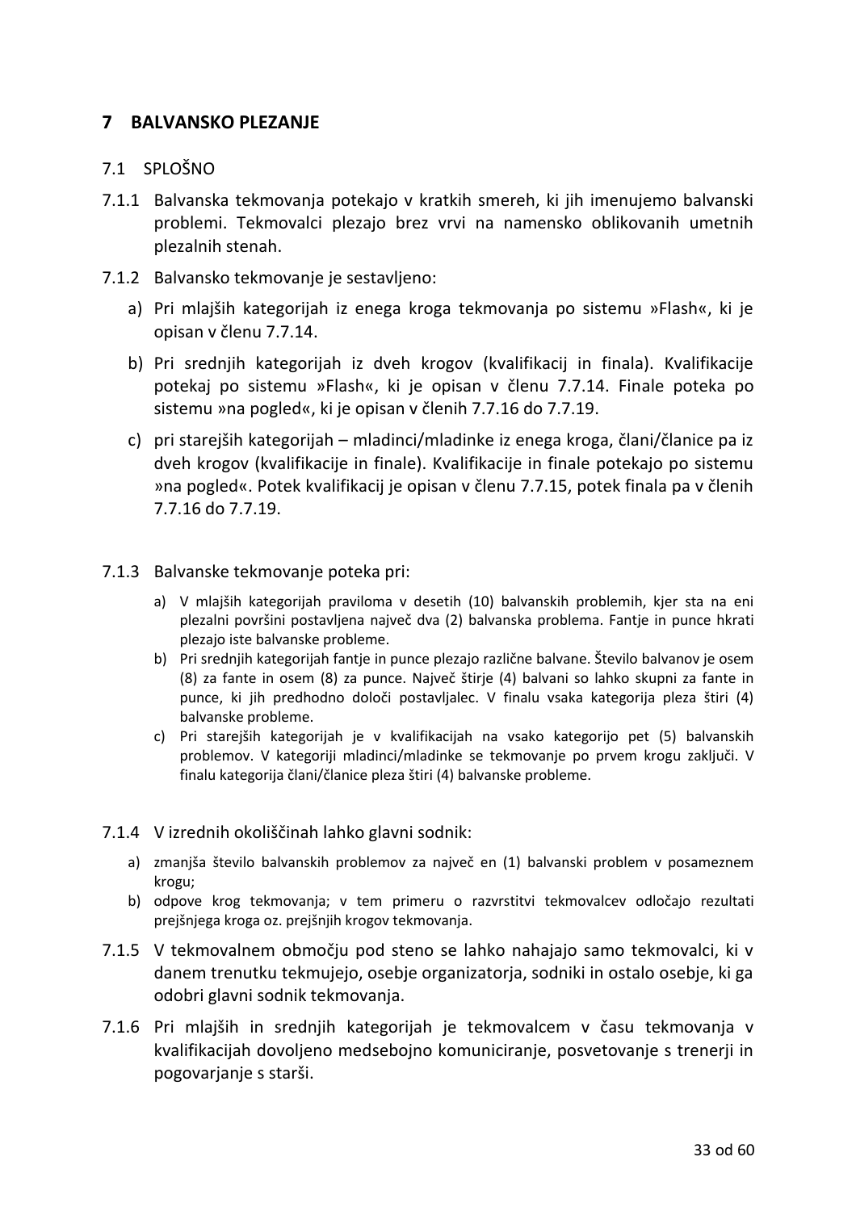# 7 BALVANSKO PLEZANJE

## 7.1 SPLOŠNO

7.1.1 Balvanska tekmovanja potekajo v kratkih smereh, ki jih imenujemo balvanski problemi. Tekmovalci plezajo brez vrvi na namensko oblikovanih umetnih plezalnih stenah.

7.1.2 Balvansko tekmovanje je sestavljeno:

a) Pri mlajših kategorijah iz enega kroga tekmovanja po sistemu »Flash«, ki je opisan v členu 7.7.14.

b) Pri srednjih kategorijah iz dveh krogov (kvalifikacij in finala). Kvalifikacije potekaj po sistemu »Flash«, ki je opisan v členu 7.7.14. Finale poteka po sistemu »na pogled«, ki je opisan v členih 7.7.16 do 7.7.19.

c) pri starejših kategorijah – mladinci/mladinke iz enega kroga, člani/članice pa iz dveh krogov (kvalifikacije in finale). Kvalifikacije in finale potekajo po sistemu »na pogled«. Potek kvalifikacij je opisan v členu 7.7.15, potek finala pa v členih 7.7.16 do 7.7.19.

7.1.3 Balvanske tekmovanje poteka pri:

a) V mlajših kategorijah praviloma v desetih (10) balvanskih problemih, kjer sta na eni plezalni površini postavljena največ dva (2) balvanska problema. Fantje in punce hkrati plezajo iste balvanske probleme.
b) Pri srednjih kategorijah fantje in punce plezajo različne balvane. Število balvanov je osem (8) za fante in osem (8) za punce. Največ štirje (4) balvani so lahko skupni za fante in punce, ki jih predhodno določi postavljalec. V finalu vsaka kategorija pleza štiri (4) balvanske probleme.
c) Pri starejših kategorijah je v kvalifikacijah na vsako kategorijo pet (5) balvanskih problemov. V kategoriji mladinci/mladinke se tekmovanje po prvem krogu zaključi. V finalu kategorija člani/članice pleza štiri (4) balvanske probleme.

7.1.4 V izrednih okoliščinah lahko glavni sodnik:

a) zmanjša število balvanskih problemov za največ en (1) balvanski problem v posameznem krogu;
b) odpove krog tekmovanja; v tem primeru o razvrstitvi tekmovalcev odločajo rezultati prejšnjega kroga oz. prejšnjih krogov tekmovanja.

7.1.5 V tekmovalnem območju pod steno se lahko nahajajo samo tekmovalci, ki v danem trenutku tekmujejo, osebje organizatorja, sodniki in ostalo osebje, ki ga odobri glavni sodnik tekmovanja.

7.1.6 Pri mlajših in srednjih kategorijah je tekmovalcem v času tekmovanja v kvalifikacijah dovoljeno medsebojno komuniciranje, posvetovanje s trenerji in pogovarjanje s starši.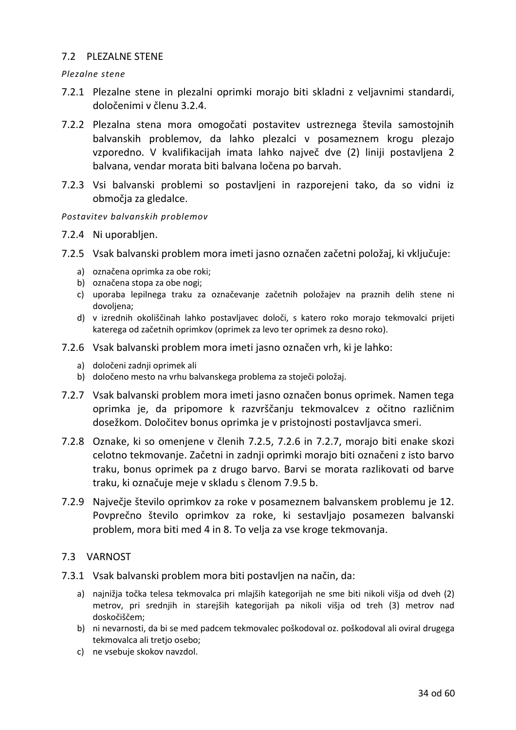## 7.2 PLEZALNE STENE

*Plezalne stene*

7.2.1 Plezalne stene in plezalni oprimki morajo biti skladni z veljavnimi standardi, določenimi v členu 3.2.4.

7.2.2 Plezalna stena mora omogočati postavitev ustreznega števila samostojnih balvanskih problemov, da lahko plezalci v posameznem krogu plezajo vzporedno. V kvalifikacijah imata lahko največ dve (2) liniji postavljena 2 balvana, vendar morata biti balvana ločena po barvah.

7.2.3 Vsi balvanski problemi so postavljeni in razporejeni tako, da so vidni iz območja za gledalce.

*Postavitev balvanskih problemov*

7.2.4 Ni uporabljen.

7.2.5 Vsak balvanski problem mora imeti jasno označen začetni položaj, ki vključuje:

a) označena oprimka za obe roki;
b) označena stopa za obe nogi;
c) uporaba lepilnega traku za označevanje začetnih položajev na praznih delih stene ni dovoljena;
d) v izrednih okoliščinah lahko postavljavec določi, s katero roko morajo tekmovalci prijeti katerega od začetnih oprimkov (oprimek za levo ter oprimek za desno roko).

7.2.6 Vsak balvanski problem mora imeti jasno označen vrh, ki je lahko:

a) določeni zadnji oprimek ali
b) določeno mesto na vrhu balvanskega problema za stoječi položaj.

7.2.7 Vsak balvanski problem mora imeti jasno označen bonus oprimek. Namen tega oprimka je, da pripomore k razvrščanju tekmovalcev z očitno različnim dosežkom. Določitev bonus oprimka je v pristojnosti postavljavca smeri.

7.2.8 Oznake, ki so omenjene v členih 7.2.5, 7.2.6 in 7.2.7, morajo biti enake skozi celotno tekmovanje. Začetni in zadnji oprimki morajo biti označeni z isto barvo traku, bonus oprimek pa z drugo barvo. Barvi se morata razlikovati od barve traku, ki označuje meje v skladu s členom 7.9.5 b.

7.2.9 Največje število oprimkov za roke v posameznem balvanskem problemu je 12. Povprečno število oprimkov za roke, ki sestavljajo posamezen balvanski problem, mora biti med 4 in 8. To velja za vse kroge tekmovanja.

## 7.3 VARNOST

7.3.1 Vsak balvanski problem mora biti postavljen na način, da:

a) najnižja točka telesa tekmovalca pri mlajših kategorijah ne sme biti nikoli višja od dveh (2) metrov, pri srednjih in starejših kategorijah pa nikoli višja od treh (3) metrov nad doskočiščem;
b) ni nevarnosti, da bi se med padcem tekmovalec poškodoval oz. poškodoval ali oviral drugega tekmovalca ali tretjo osebo;
c) ne vsebuje skokov navzdol.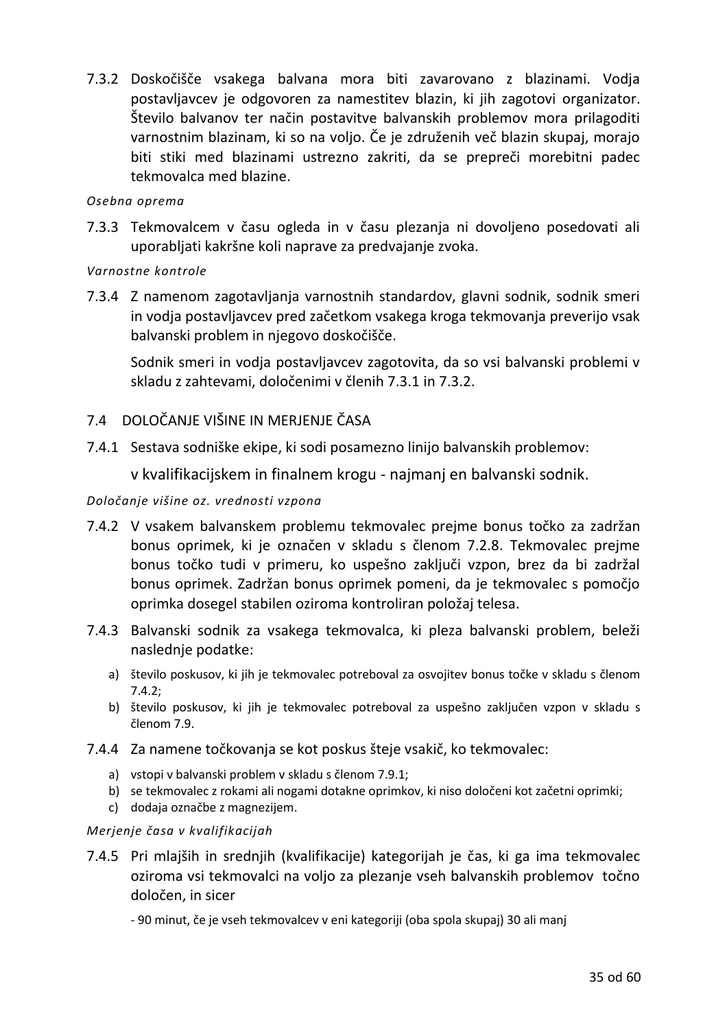7.3.2 Doskočišče vsakega balvana mora biti zavarovano z blazinami. Vodja postavljavcev je odgovoren za namestitev blazin, ki jih zagotovi organizator. Število balvanov ter način postavitve balvanskih problemov mora prilagoditi varnostnim blazinam, ki so na voljo. Če je združenih več blazin skupaj, morajo biti stiki med blazinami ustrezno zakriti, da se prepreči morebitni padec tekmovalca med blazine.

*Osebna oprema*

7.3.3 Tekmovalcem v času ogleda in v času plezanja ni dovoljeno posedovati ali uporabljati kakršne koli naprave za predvajanje zvoka.

*Varnostne kontrole*

7.3.4 Z namenom zagotavljanja varnostnih standardov, glavni sodnik, sodnik smeri in vodja postavljavcev pred začetkom vsakega kroga tekmovanja preverijo vsak balvanski problem in njegovo doskočišče.

Sodnik smeri in vodja postavljavcev zagotovita, da so vsi balvanski problemi v skladu z zahtevami, določenimi v členih 7.3.1 in 7.3.2.

## 7.4 DOLOČANJE VIŠINE IN MERJENJE ČASA

7.4.1 Sestava sodniške ekipe, ki sodi posamezno linijo balvanskih problemov:

v kvalifikacijskem in finalnem krogu - najmanj en balvanski sodnik.

*Določanje višine oz. vrednosti vzpona*

7.4.2 V vsakem balvanskem problemu tekmovalec prejme bonus točko za zadržan bonus oprimek, ki je označen v skladu s členom 7.2.8. Tekmovalec prejme bonus točko tudi v primeru, ko uspešno zaključi vzpon, brez da bi zadržal bonus oprimek. Zadržan bonus oprimek pomeni, da je tekmovalec s pomočjo oprimka dosegel stabilen oziroma kontroliran položaj telesa.

7.4.3 Balvanski sodnik za vsakega tekmovalca, ki pleza balvanski problem, beleži naslednje podatke:

a) število poskusov, ki jih je tekmovalec potreboval za osvojitev bonus točke v skladu s členom 7.4.2;
b) število poskusov, ki jih je tekmovalec potreboval za uspešno zaključen vzpon v skladu s členom 7.9.

7.4.4 Za namene točkovanja se kot poskus šteje vsakič, ko tekmovalec:

a) vstopi v balvanski problem v skladu s členom 7.9.1;
b) se tekmovalec z rokami ali nogami dotakne oprimkov, ki niso določeni kot začetni oprimki;
c) dodaja označbe z magnezijem.

*Merjenje časa v kvalifikacijah*

7.4.5 Pri mlajših in srednjih (kvalifikacije) kategorijah je čas, ki ga ima tekmovalec oziroma vsi tekmovalci na voljo za plezanje vseh balvanskih problemov točno določen, in sicer

- 90 minut, če je vseh tekmovalcev v eni kategoriji (oba spola skupaj) 30 ali manj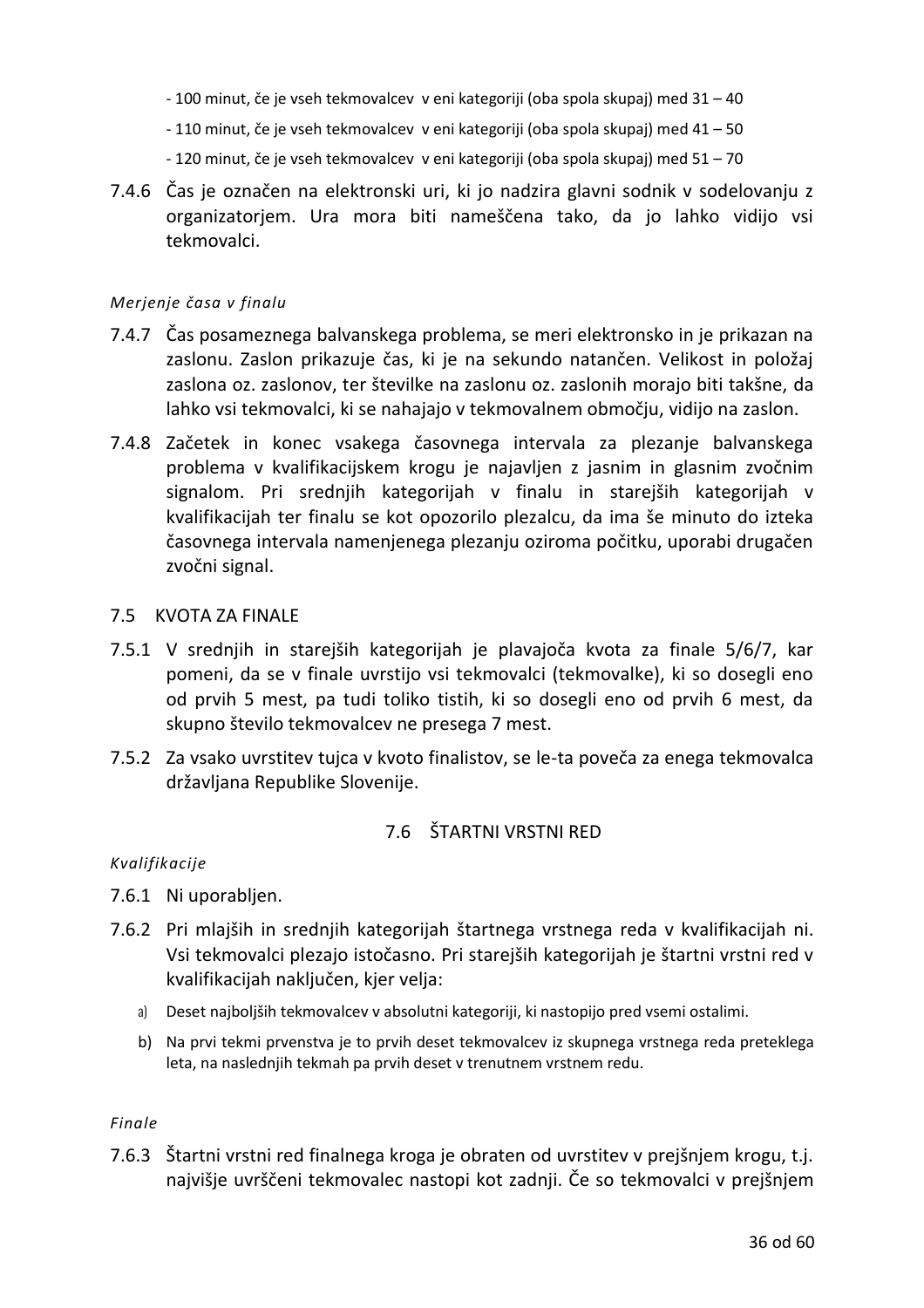- 100 minut, če je vseh tekmovalcev v eni kategoriji (oba spola skupaj) med 31 – 40
- 110 minut, če je vseh tekmovalcev v eni kategoriji (oba spola skupaj) med 41 – 50
- 120 minut, če je vseh tekmovalcev v eni kategoriji (oba spola skupaj) med 51 – 70

7.4.6 Čas je označen na elektronski uri, ki jo nadzira glavni sodnik v sodelovanju z organizatorjem. Ura mora biti nameščena tako, da jo lahko vidijo vsi tekmovalci.

*Merjenje časa v finalu*

7.4.7 Čas posameznega balvanskega problema, se meri elektronsko in je prikazan na zaslonu. Zaslon prikazuje čas, ki je na sekundo natančen. Velikost in položaj zaslona oz. zaslonov, ter številke na zaslonu oz. zaslonih morajo biti takšne, da lahko vsi tekmovalci, ki se nahajajo v tekmovalnem območju, vidijo na zaslon.

7.4.8 Začetek in konec vsakega časovnega intervala za plezanje balvanskega problema v kvalifikacijskem krogu je najavljen z jasnim in glasnim zvočnim signalom. Pri srednjih kategorijah v finalu in starejših kategorijah v kvalifikacijah ter finalu se kot opozorilo plezalcu, da ima še minuto do izteka časovnega intervala namenjenega plezanju oziroma počitku, uporabi drugačen zvočni signal.

## 7.5 KVOTA ZA FINALE

7.5.1 V srednjih in starejših kategorijah je plavajoča kvota za finale 5/6/7, kar pomeni, da se v finale uvrstijo vsi tekmovalci (tekmovalke), ki so dosegli eno od prvih 5 mest, pa tudi toliko tistih, ki so dosegli eno od prvih 6 mest, da skupno število tekmovalcev ne presega 7 mest.

7.5.2 Za vsako uvrstitev tujca v kvoto finalistov, se le-ta poveča za enega tekmovalca državljana Republike Slovenije.

## 7.6 ŠTARTNI VRSTNI RED

*Kvalifikacije*

7.6.1 Ni uporabljen.

7.6.2 Pri mlajših in srednjih kategorijah štartnega vrstnega reda v kvalifikacijah ni. Vsi tekmovalci plezajo istočasno. Pri starejših kategorijah je štartni vrstni red v kvalifikacijah naključen, kjer velja:

a) Deset najboljših tekmovalcev v absolutni kategoriji, ki nastopijo pred vsemi ostalimi.
b) Na prvi tekmi prvenstva je to prvih deset tekmovalcev iz skupnega vrstnega reda preteklega leta, na naslednjih tekmah pa prvih deset v trenutnem vrstnem redu.

*Finale*

7.6.3 Štartni vrstni red finalnega kroga je obraten od uvrstitev v prejšnjem krogu, t.j. najvišje uvrščeni tekmovalec nastopi kot zadnji. Če so tekmovalci v prejšnjem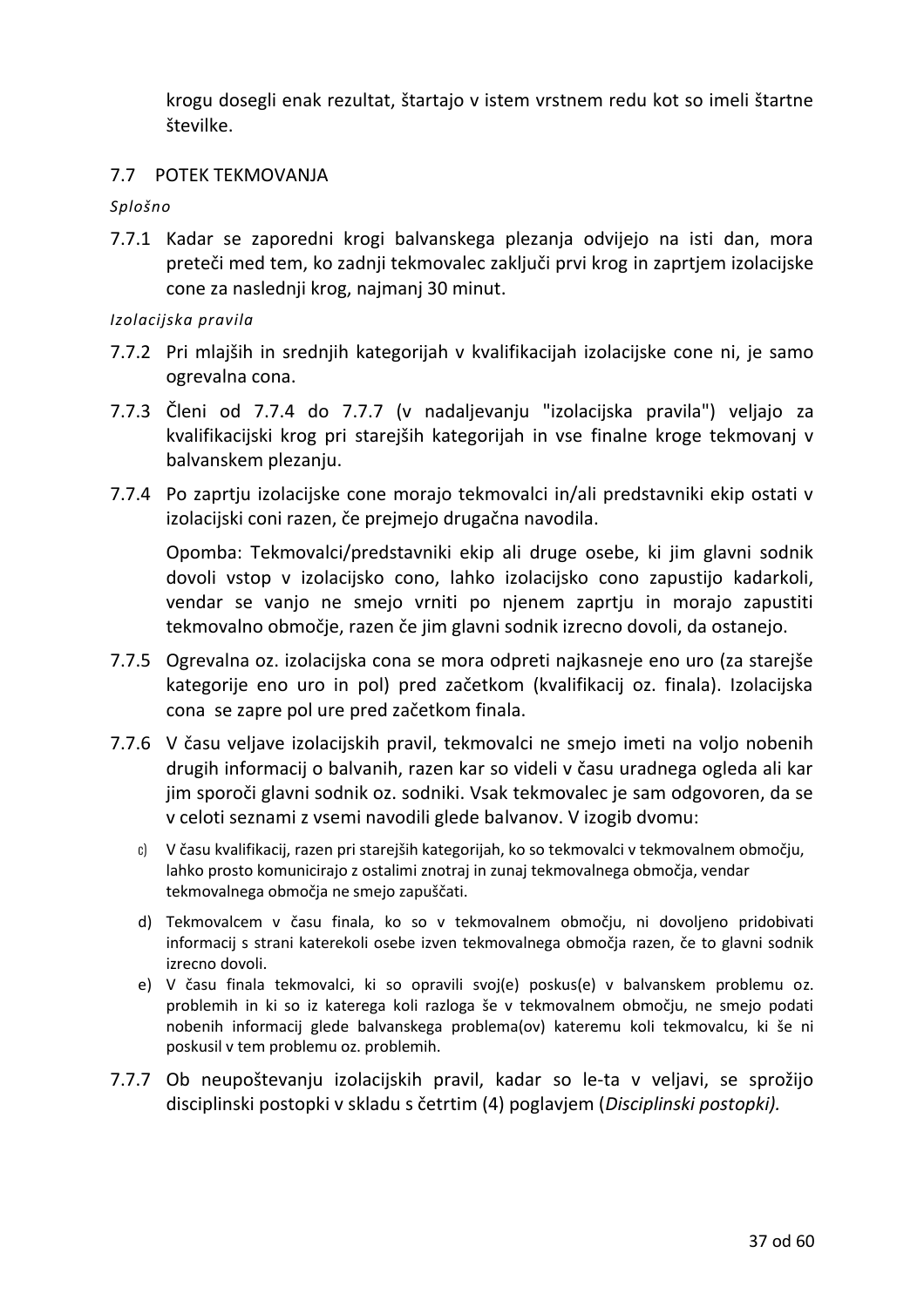krogu dosegli enak rezultat, štartajo v istem vrstnem redu kot so imeli štartne številke.

## 7.7 POTEK TEKMOVANJA

*Splošno*

7.7.1 Kadar se zaporedni krogi balvanskega plezanja odvijejo na isti dan, mora preteči med tem, ko zadnji tekmovalec zaključi prvi krog in zaprtjem izolacijske cone za naslednji krog, najmanj 30 minut.

*Izolacijska pravila*

7.7.2 Pri mlajših in srednjih kategorijah v kvalifikacijah izolacijske cone ni, je samo ogrevalna cona.

7.7.3 Členi od 7.7.4 do 7.7.7 (v nadaljevanju "izolacijska pravila") veljajo za kvalifikacijski krog pri starejših kategorijah in vse finalne kroge tekmovanj v balvanskem plezanju.

7.7.4 Po zaprtju izolacijske cone morajo tekmovalci in/ali predstavniki ekip ostati v izolacijski coni razen, če prejmejo drugačna navodila.

Opomba: Tekmovalci/predstavniki ekip ali druge osebe, ki jim glavni sodnik dovoli vstop v izolacijsko cono, lahko izolacijsko cono zapustijo kadarkoli, vendar se vanjo ne smejo vrniti po njenem zaprtju in morajo zapustiti tekmovalno območje, razen če jim glavni sodnik izrecno dovoli, da ostanejo.

7.7.5 Ogrevalna oz. izolacijska cona se mora odpreti najkasneje eno uro (za starejše kategorije eno uro in pol) pred začetkom (kvalifikacij oz. finala). Izolacijska cona se zapre pol ure pred začetkom finala.

7.7.6 V času veljave izolacijskih pravil, tekmovalci ne smejo imeti na voljo nobenih drugih informacij o balvanih, razen kar so videli v času uradnega ogleda ali kar jim sporoči glavni sodnik oz. sodniki. Vsak tekmovalec je sam odgovoren, da se v celoti seznami z vsemi navodili glede balvanov. V izogib dvomu:

c) V času kvalifikacij, razen pri starejših kategorijah, ko so tekmovalci v tekmovalnem območju, lahko prosto komunicirajo z ostalimi znotraj in zunaj tekmovalnega območja, vendar tekmovalnega območja ne smejo zapuščati.

d) Tekmovalcem v času finala, ko so v tekmovalnem območju, ni dovoljeno pridobivati informacij s strani katerekoli osebe izven tekmovalnega območja razen, če to glavni sodnik izrecno dovoli.

e) V času finala tekmovalci, ki so opravili svoj(e) poskus(e) v balvanskem problemu oz. problemih in ki so iz katerega koli razloga še v tekmovalnem območju, ne smejo podati nobenih informacij glede balvanskega problema(ov) kateremu koli tekmovalcu, ki še ni poskusil v tem problemu oz. problemih.

7.7.7 Ob neupoštevanju izolacijskih pravil, kadar so le-ta v veljavi, se sprožijo disciplinski postopki v skladu s četrtim (4) poglavjem (*Disciplinski postopki).*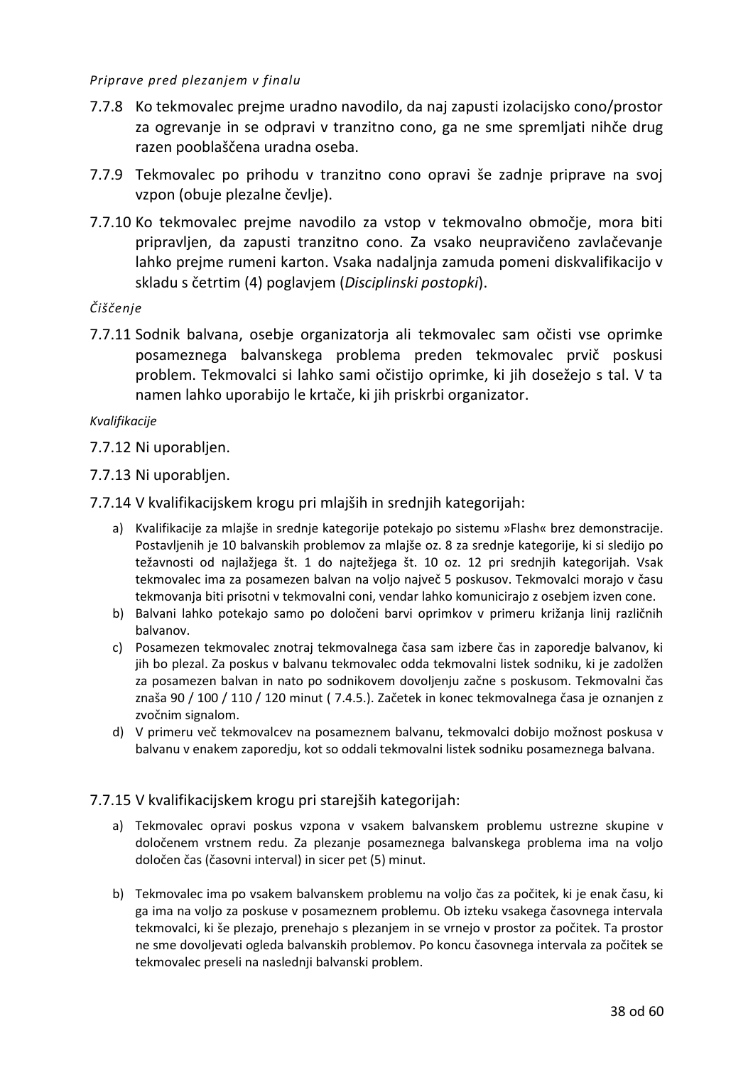*Priprave pred plezanjem v finalu*

7.7.8 Ko tekmovalec prejme uradno navodilo, da naj zapusti izolacijsko cono/prostor za ogrevanje in se odpravi v tranzitno cono, ga ne sme spremljati nihče drug razen pooblaščena uradna oseba.

7.7.9 Tekmovalec po prihodu v tranzitno cono opravi še zadnje priprave na svoj vzpon (obuje plezalne čevlje).

7.7.10 Ko tekmovalec prejme navodilo za vstop v tekmovalno območje, mora biti pripravljen, da zapusti tranzitno cono. Za vsako neupravičeno zavlačevanje lahko prejme rumeni karton. Vsaka nadaljnja zamuda pomeni diskvalifikacijo v skladu s četrtim (4) poglavjem (*Disciplinski postopki*).

*Čiščenje*

7.7.11 Sodnik balvana, osebje organizatorja ali tekmovalec sam očisti vse oprimke posameznega balvanskega problema preden tekmovalec prvič poskusi problem. Tekmovalci si lahko sami očistijo oprimke, ki jih dosežejo s tal. V ta namen lahko uporabijo le krtače, ki jih priskrbi organizator.

*Kvalifikacije*

7.7.12 Ni uporabljen.

7.7.13 Ni uporabljen.

7.7.14 V kvalifikacijskem krogu pri mlajših in srednjih kategorijah:

a) Kvalifikacije za mlajše in srednje kategorije potekajo po sistemu »Flash« brez demonstracije. Postavljenih je 10 balvanskih problemov za mlajše oz. 8 za srednje kategorije, ki si sledijo po težavnosti od najlažjega št. 1 do najtežjega št. 10 oz. 12 pri srednjih kategorijah. Vsak tekmovalec ima za posamezen balvan na voljo največ 5 poskusov. Tekmovalci morajo v času tekmovanja biti prisotni v tekmovalni coni, vendar lahko komunicirajo z osebjem izven cone.
b) Balvani lahko potekajo samo po določeni barvi oprimkov v primeru križanja linij različnih balvanov.
c) Posamezen tekmovalec znotraj tekmovalnega časa sam izbere čas in zaporedje balvanov, ki jih bo plezal. Za poskus v balvanu tekmovalec odda tekmovalni listek sodniku, ki je zadolžen za posamezen balvan in nato po sodnikovem dovoljenju začne s poskusom. Tekmovalni čas znaša 90 / 100 / 110 / 120 minut ( 7.4.5.). Začetek in konec tekmovalnega časa je oznanjen z zvočnim signalom.
d) V primeru več tekmovalcev na posameznem balvanu, tekmovalci dobijo možnost poskusa v balvanu v enakem zaporedju, kot so oddali tekmovalni listek sodniku posameznega balvana.

7.7.15 V kvalifikacijskem krogu pri starejših kategorijah:

a) Tekmovalec opravi poskus vzpona v vsakem balvanskem problemu ustrezne skupine v določenem vrstnem redu. Za plezanje posameznega balvanskega problema ima na voljo določen čas (časovni interval) in sicer pet (5) minut.

b) Tekmovalec ima po vsakem balvanskem problemu na voljo čas za počitek, ki je enak času, ki ga ima na voljo za poskuse v posameznem problemu. Ob izteku vsakega časovnega intervala tekmovalci, ki še plezajo, prenehajo s plezanjem in se vrnejo v prostor za počitek. Ta prostor ne sme dovoljevati ogleda balvanskih problemov. Po koncu časovnega intervala za počitek se tekmovalec preseli na naslednji balvanski problem.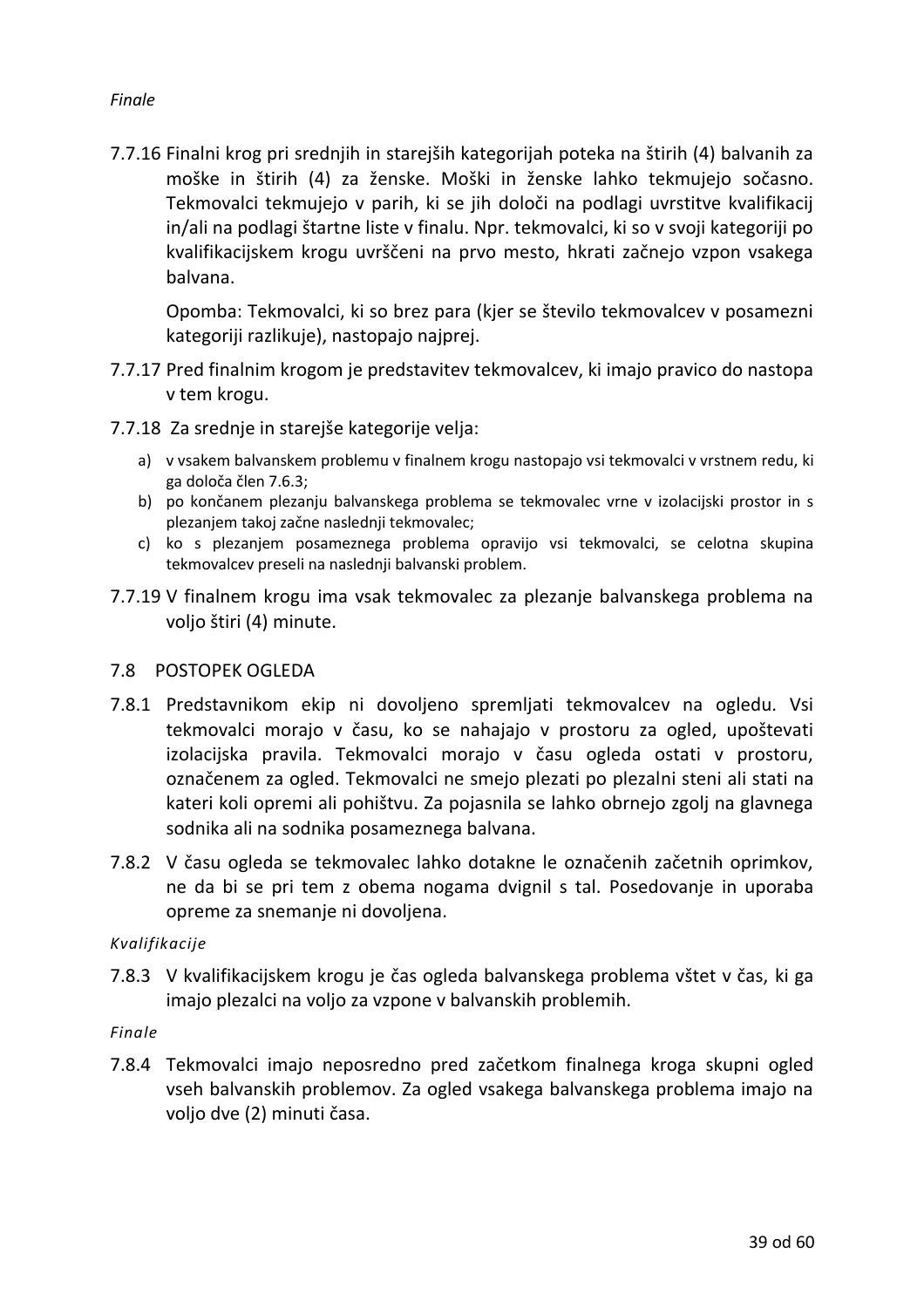*Finale*

7.7.16 Finalni krog pri srednjih in starejših kategorijah poteka na štirih (4) balvanih za moške in štirih (4) za ženske. Moški in ženske lahko tekmujejo sočasno. Tekmovalci tekmujejo v parih, ki se jih določi na podlagi uvrstitve kvalifikacij in/ali na podlagi štartne liste v finalu. Npr. tekmovalci, ki so v svoji kategoriji po kvalifikacijskem krogu uvrščeni na prvo mesto, hkrati začnejo vzpon vsakega balvana.

Opomba: Tekmovalci, ki so brez para (kjer se število tekmovalcev v posamezni kategoriji razlikuje), nastopajo najprej.

7.7.17 Pred finalnim krogom je predstavitev tekmovalcev, ki imajo pravico do nastopa v tem krogu.

7.7.18 Za srednje in starejše kategorije velja:

a) v vsakem balvanskem problemu v finalnem krogu nastopajo vsi tekmovalci v vrstnem redu, ki ga določa člen 7.6.3;
b) po končanem plezanju balvanskega problema se tekmovalec vrne v izolacijski prostor in s plezanjem takoj začne naslednji tekmovalec;
c) ko s plezanjem posameznega problema opravijo vsi tekmovalci, se celotna skupina tekmovalcev preseli na naslednji balvanski problem.

7.7.19 V finalnem krogu ima vsak tekmovalec za plezanje balvanskega problema na voljo štiri (4) minute.

## 7.8 POSTOPEK OGLEDA

7.8.1 Predstavnikom ekip ni dovoljeno spremljati tekmovalcev na ogledu. Vsi tekmovalci morajo v času, ko se nahajajo v prostoru za ogled, upoštevati izolacijska pravila. Tekmovalci morajo v času ogleda ostati v prostoru, označenem za ogled. Tekmovalci ne smejo plezati po plezalni steni ali stati na kateri koli opremi ali pohištvu. Za pojasnila se lahko obrnejo zgolj na glavnega sodnika ali na sodnika posameznega balvana.

7.8.2 V času ogleda se tekmovalec lahko dotakne le označenih začetnih oprimkov, ne da bi se pri tem z obema nogama dvignil s tal. Posedovanje in uporaba opreme za snemanje ni dovoljena.

*Kvalifikacije*

7.8.3 V kvalifikacijskem krogu je čas ogleda balvanskega problema vštet v čas, ki ga imajo plezalci na voljo za vzpone v balvanskih problemih.

*Finale*

7.8.4 Tekmovalci imajo neposredno pred začetkom finalnega kroga skupni ogled vseh balvanskih problemov. Za ogled vsakega balvanskega problema imajo na voljo dve (2) minuti časa.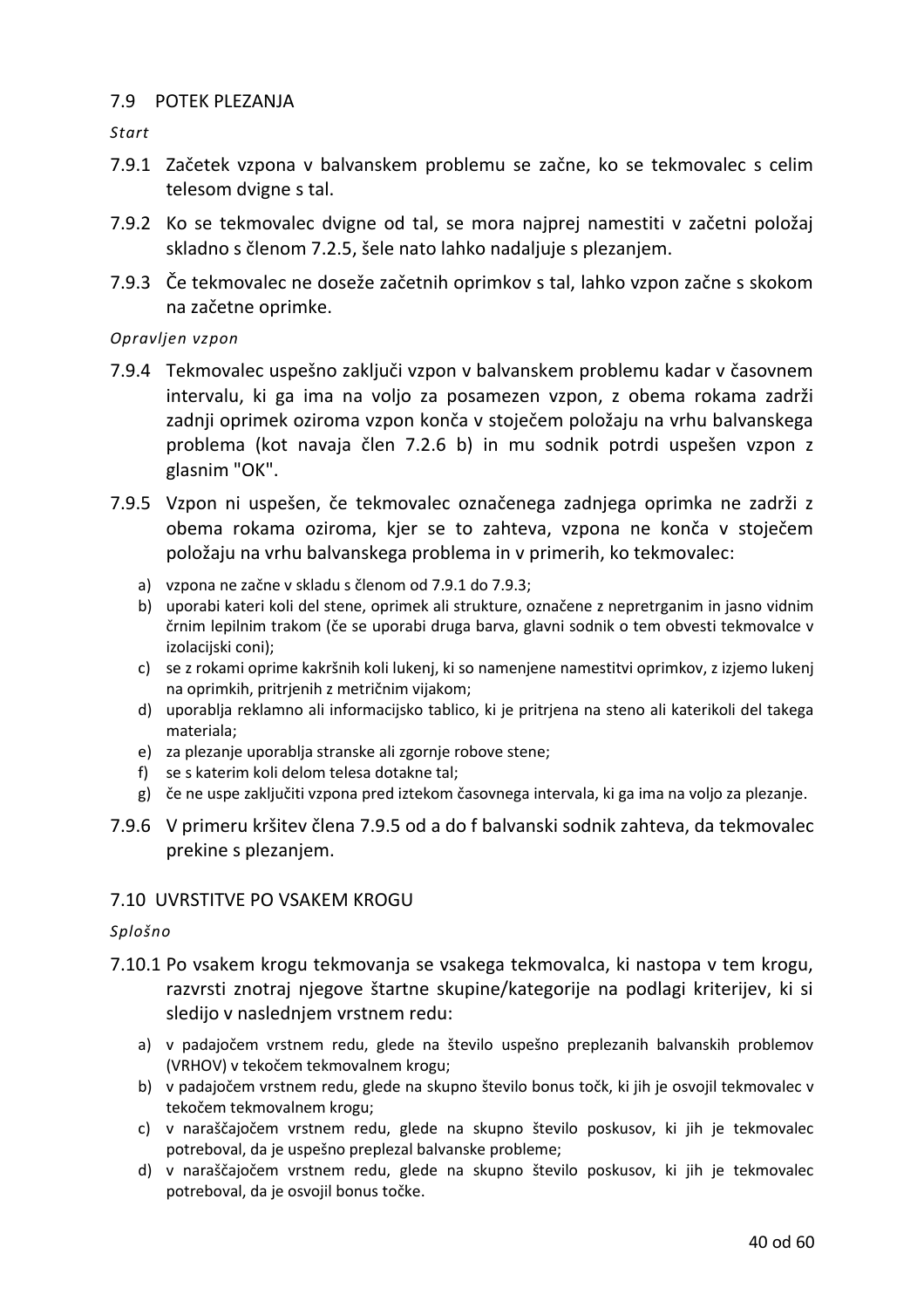## 7.9 POTEK PLEZANJA

*Start*

7.9.1 Začetek vzpona v balvanskem problemu se začne, ko se tekmovalec s celim telesom dvigne s tal.

7.9.2 Ko se tekmovalec dvigne od tal, se mora najprej namestiti v začetni položaj skladno s členom 7.2.5, šele nato lahko nadaljuje s plezanjem.

7.9.3 Če tekmovalec ne doseže začetnih oprimkov s tal, lahko vzpon začne s skokom na začetne oprimke.

*Opravljen vzpon*

7.9.4 Tekmovalec uspešno zaključi vzpon v balvanskem problemu kadar v časovnem intervalu, ki ga ima na voljo za posamezen vzpon, z obema rokama zadrži zadnji oprimek oziroma vzpon konča v stoječem položaju na vrhu balvanskega problema (kot navaja člen 7.2.6 b) in mu sodnik potrdi uspešen vzpon z glasnim "OK".

7.9.5 Vzpon ni uspešen, če tekmovalec označenega zadnjega oprimka ne zadrži z obema rokama oziroma, kjer se to zahteva, vzpona ne konča v stoječem položaju na vrhu balvanskega problema in v primerih, ko tekmovalec:

a) vzpona ne začne v skladu s členom od 7.9.1 do 7.9.3;
b) uporabi kateri koli del stene, oprimek ali strukture, označene z nepretrganim in jasno vidnim črnim lepilnim trakom (če se uporabi druga barva, glavni sodnik o tem obvesti tekmovalce v izolacijski coni);
c) se z rokami oprime kakršnih koli lukenj, ki so namenjene namestitvi oprimkov, z izjemo lukenj na oprimkih, pritrjenih z metričnim vijakom;
d) uporablja reklamno ali informacijsko tablico, ki je pritrjena na steno ali katerikoli del takega materiala;
e) za plezanje uporablja stranske ali zgornje robove stene;
f) se s katerim koli delom telesa dotakne tal;
g) če ne uspe zaključiti vzpona pred iztekom časovnega intervala, ki ga ima na voljo za plezanje.

7.9.6 V primeru kršitev člena 7.9.5 od a do f balvanski sodnik zahteva, da tekmovalec prekine s plezanjem.

## 7.10 UVRSTITVE PO VSAKEM KROGU

*Splošno*

7.10.1 Po vsakem krogu tekmovanja se vsakega tekmovalca, ki nastopa v tem krogu, razvrsti znotraj njegove štartne skupine/kategorije na podlagi kriterijev, ki si sledijo v naslednjem vrstnem redu:

a) v padajočem vrstnem redu, glede na število uspešno preplezanih balvanskih problemov (VRHOV) v tekočem tekmovalnem krogu;
b) v padajočem vrstnem redu, glede na skupno število bonus točk, ki jih je osvojil tekmovalec v tekočem tekmovalnem krogu;
c) v naraščajočem vrstnem redu, glede na skupno število poskusov, ki jih je tekmovalec potreboval, da je uspešno preplezal balvanske probleme;
d) v naraščajočem vrstnem redu, glede na skupno število poskusov, ki jih je tekmovalec potreboval, da je osvojil bonus točke.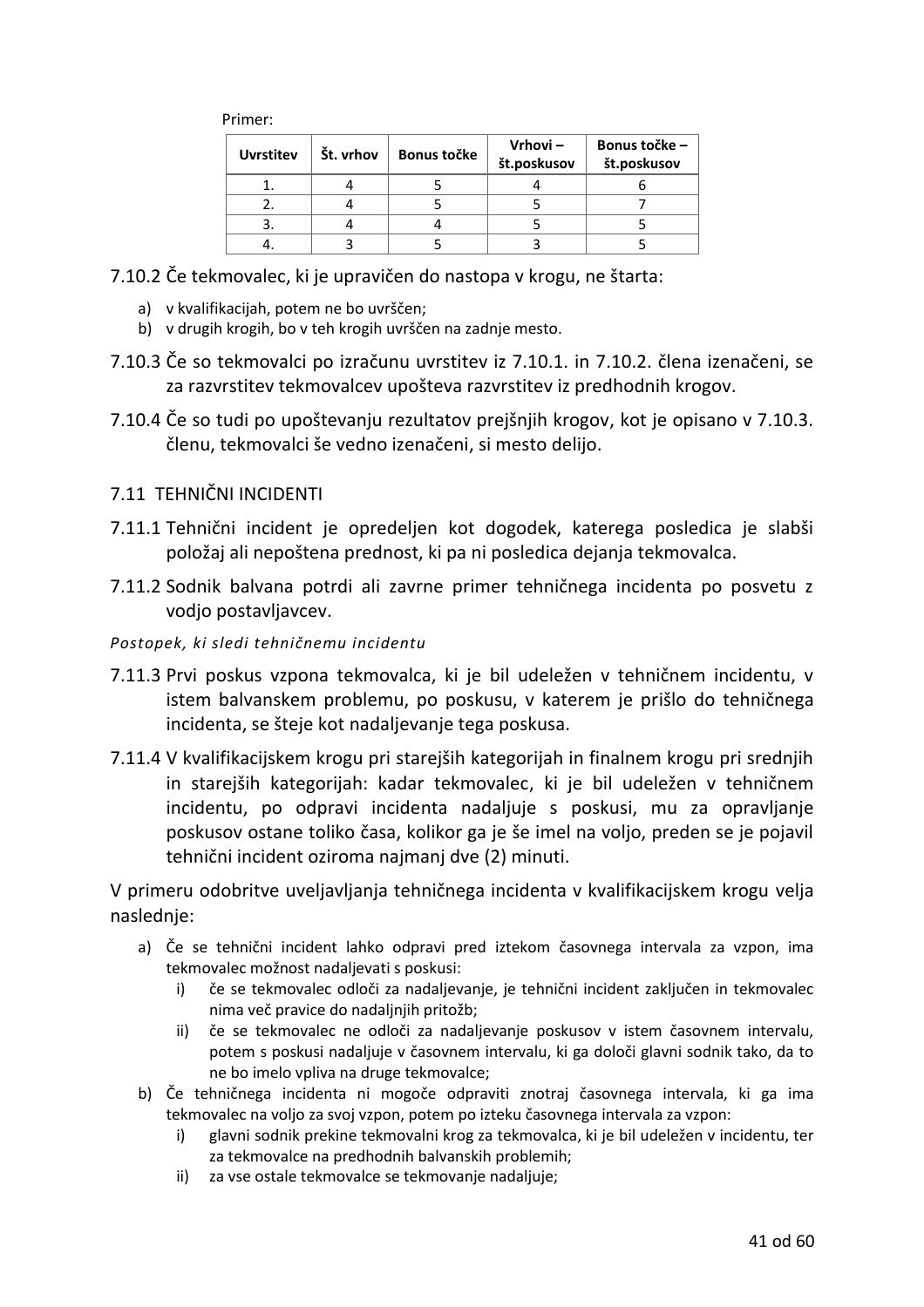Primer:

| Uvrstitev | Št. vrhov | Bonus točke | Vrhovi – št.poskusov | Bonus točke – št.poskusov |
|---|---|---|---|---|
| 1. | 4 | 5 | 4 | 6 |
| 2. | 4 | 5 | 5 | 7 |
| 3. | 4 | 4 | 5 | 5 |
| 4. | 3 | 5 | 3 | 5 |

7.10.2 Če tekmovalec, ki je upravičen do nastopa v krogu, ne štarta:

a) v kvalifikacijah, potem ne bo uvrščen;
b) v drugih krogih, bo v teh krogih uvrščen na zadnje mesto.

7.10.3 Če so tekmovalci po izračunu uvrstitev iz 7.10.1. in 7.10.2. člena izenačeni, se za razvrstitev tekmovalcev upošteva razvrstitev iz predhodnih krogov.

7.10.4 Če so tudi po upoštevanju rezultatov prejšnjih krogov, kot je opisano v 7.10.3. členu, tekmovalci še vedno izenačeni, si mesto delijo.

## 7.11 TEHNIČNI INCIDENTI

7.11.1 Tehnični incident je opredeljen kot dogodek, katerega posledica je slabši položaj ali nepoštena prednost, ki pa ni posledica dejanja tekmovalca.

7.11.2 Sodnik balvana potrdi ali zavrne primer tehničnega incidenta po posvetu z vodjo postavljavcev.

*Postopek, ki sledi tehničnemu incidentu*

7.11.3 Prvi poskus vzpona tekmovalca, ki je bil udeležen v tehničnem incidentu, v istem balvanskem problemu, po poskusu, v katerem je prišlo do tehničnega incidenta, se šteje kot nadaljevanje tega poskusa.

7.11.4 V kvalifikacijskem krogu pri starejših kategorijah in finalnem krogu pri srednjih in starejših kategorijah: kadar tekmovalec, ki je bil udeležen v tehničnem incidentu, po odpravi incidenta nadaljuje s poskusi, mu za opravljanje poskusov ostane toliko časa, kolikor ga je še imel na voljo, preden se je pojavil tehnični incident oziroma najmanj dve (2) minuti.

V primeru odobritve uveljavljanja tehničnega incidenta v kvalifikacijskem krogu velja naslednje:

a) Če se tehnični incident lahko odpravi pred iztekom časovnega intervala za vzpon, ima tekmovalec možnost nadaljevati s poskusi:
   i) če se tekmovalec odloči za nadaljevanje, je tehnični incident zaključen in tekmovalec nima več pravice do nadaljnjih pritožb;
   ii) če se tekmovalec ne odloči za nadaljevanje poskusov v istem časovnem intervalu, potem s poskusi nadaljuje v časovnem intervalu, ki ga določi glavni sodnik tako, da to ne bo imelo vpliva na druge tekmovalce;
b) Če tehničnega incidenta ni mogoče odpraviti znotraj časovnega intervala, ki ga ima tekmovalec na voljo za svoj vzpon, potem po izteku časovnega intervala za vzpon:
   i) glavni sodnik prekine tekmovalni krog za tekmovalca, ki je bil udeležen v incidentu, ter za tekmovalce na predhodnih balvanskih problemih;
   ii) za vse ostale tekmovalce se tekmovanje nadaljuje;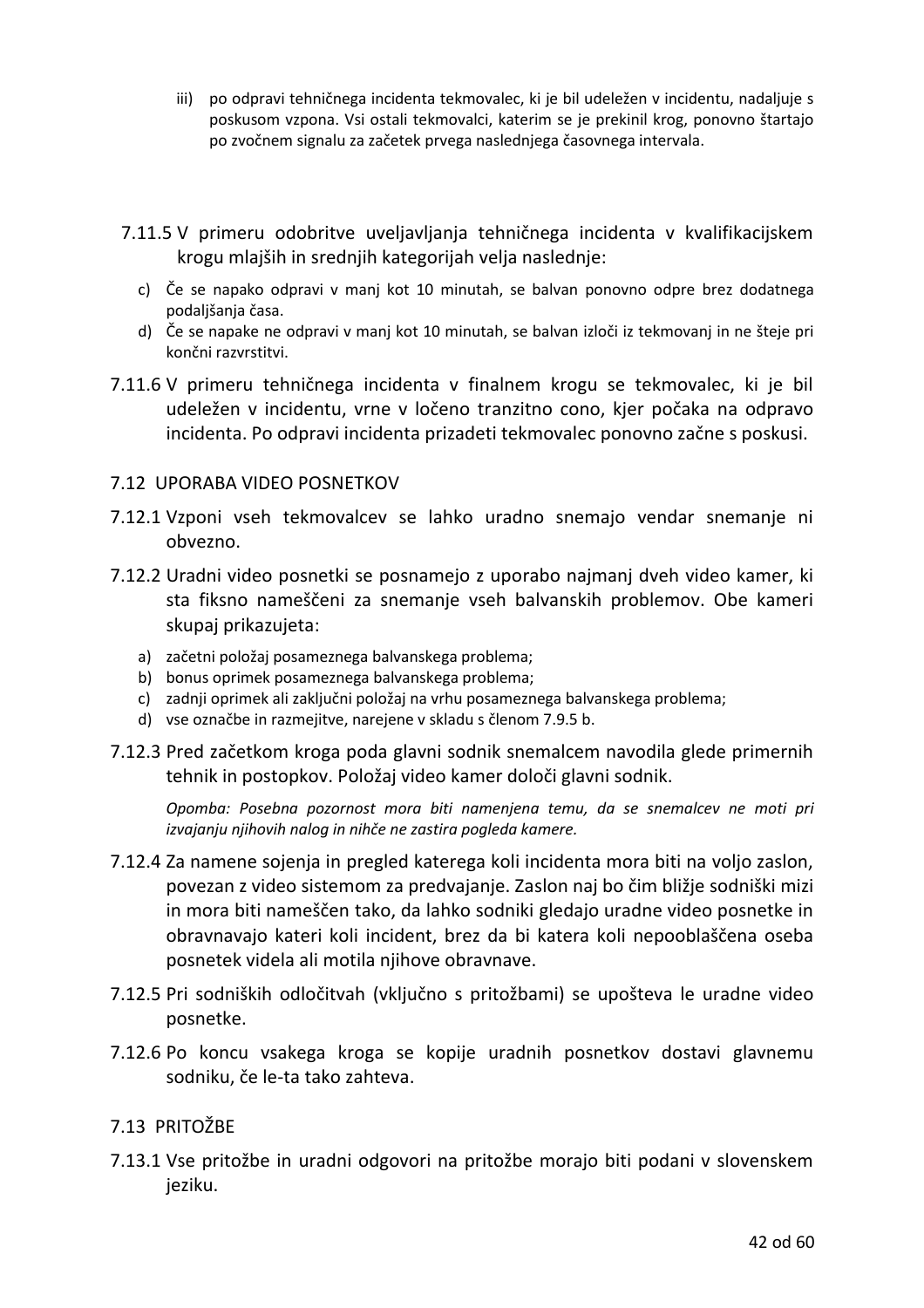iii) po odpravi tehničnega incidenta tekmovalec, ki je bil udeležen v incidentu, nadaljuje s poskusom vzpona. Vsi ostali tekmovalci, katerim se je prekinil krog, ponovno štartajo po zvočnem signalu za začetek prvega naslednjega časovnega intervala.

7.11.5 V primeru odobritve uveljavljanja tehničnega incidenta v kvalifikacijskem krogu mlajših in srednjih kategorijah velja naslednje:

c) Če se napako odpravi v manj kot 10 minutah, se balvan ponovno odpre brez dodatnega podaljšanja časa.
d) Če se napake ne odpravi v manj kot 10 minutah, se balvan izloči iz tekmovanj in ne šteje pri končni razvrstitvi.

7.11.6 V primeru tehničnega incidenta v finalnem krogu se tekmovalec, ki je bil udeležen v incidentu, vrne v ločeno tranzitno cono, kjer počaka na odpravo incidenta. Po odpravi incidenta prizadeti tekmovalec ponovno začne s poskusi.

## 7.12 UPORABA VIDEO POSNETKOV

7.12.1 Vzponi vseh tekmovalcev se lahko uradno snemajo vendar snemanje ni obvezno.

7.12.2 Uradni video posnetki se posnamejo z uporabo najmanj dveh video kamer, ki sta fiksno nameščeni za snemanje vseh balvanskih problemov. Obe kameri skupaj prikazujeta:

a) začetni položaj posameznega balvanskega problema;
b) bonus oprimek posameznega balvanskega problema;
c) zadnji oprimek ali zaključni položaj na vrhu posameznega balvanskega problema;
d) vse oznažbe in razmejitve, narejene v skladu s členom 7.9.5 b.

7.12.3 Pred začetkom kroga poda glavni sodnik snemalcem navodila glede primernih tehnik in postopkov. Položaj video kamer določi glavni sodnik.

*Opomba: Posebna pozornost mora biti namenjena temu, da se snemalcev ne moti pri izvajanju njihovih nalog in nihče ne zastira pogleda kamere.*

7.12.4 Za namene sojenja in pregled katerega koli incidenta mora biti na voljo zaslon, povezan z video sistemom za predvajanje. Zaslon naj bo čim bližje sodniški mizi in mora biti nameščen tako, da lahko sodniki gledajo uradne video posnetke in obravnavajo kateri koli incident, brez da bi katera koli nepooblaščena oseba posnetek videla ali motila njihove obravnave.

7.12.5 Pri sodniških odločitvah (vključno s pritožbami) se upošteva le uradne video posnetke.

7.12.6 Po koncu vsakega kroga se kopije uradnih posnetkov dostavi glavnemu sodniku, če le-ta tako zahteva.

## 7.13 PRITOŽBE

7.13.1 Vse pritožbe in uradni odgovori na pritožbe morajo biti podani v slovenskem jeziku.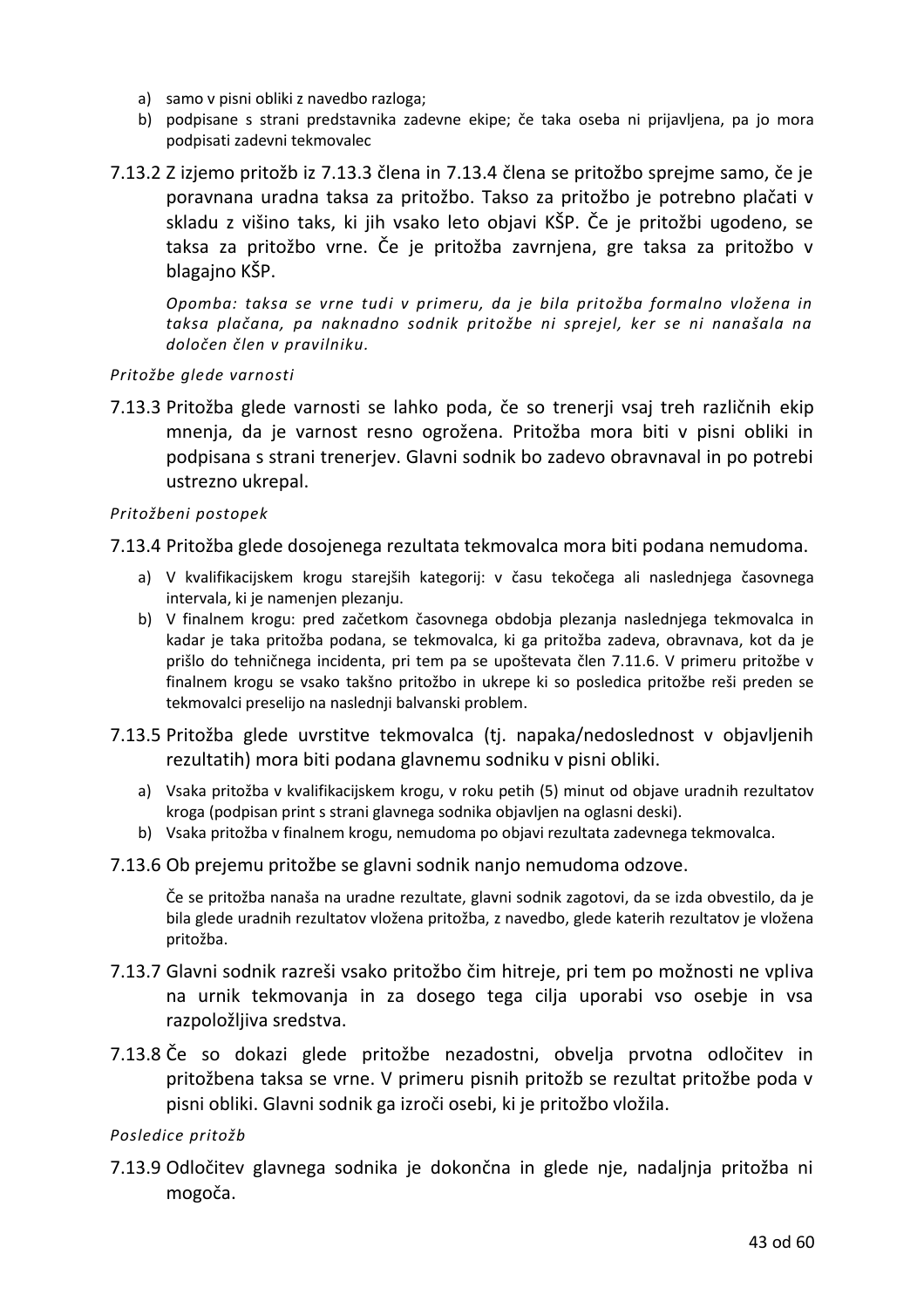a) samo v pisni obliki z navedbo razloga;
b) podpisane s strani predstavnika zadevne ekipe; če taka oseba ni prijavljena, pa jo mora podpisati zadevni tekmovalec

7.13.2 Z izjemo pritožb iz 7.13.3 člena in 7.13.4 člena se pritožbo sprejme samo, če je poravnana uradna taksa za pritožbo. Takso za pritožbo je potrebno plačati v skladu z višino taks, ki jih vsako leto objavi KŠP. Če je pritožbi ugodeno, se taksa za pritožbo vrne. Če je pritožba zavrnjena, gre taksa za pritožbo v blagajno KŠP.

*Opomba: taksa se vrne tudi v primeru, da je bila pritožba formalno vložena in taksa plačana, pa naknadno sodnik pritožbe ni sprejel, ker se ni nanašala na določen člen v pravilniku.*

*Pritožbe glede varnosti*

7.13.3 Pritožba glede varnosti se lahko poda, če so trenerji vsaj treh različnih ekip mnenja, da je varnost resno ogrožena. Pritožba mora biti v pisni obliki in podpisana s strani trenerjev. Glavni sodnik bo zadevo obravnaval in po potrebi ustrezno ukrepal.

*Pritožbeni postopek*

7.13.4 Pritožba glede dosojenega rezultata tekmovalca mora biti podana nemudoma.

a) V kvalifikacijskem krogu starejših kategorij: v času tekočega ali naslednjega časovnega intervala, ki je namenjen plezanju.
b) V finalnem krogu: pred začetkom časovnega obdobja plezanja naslednjega tekmovalca in kadar je taka pritožba podana, se tekmovalca, ki ga pritožba zadeva, obravnava, kot da je prišlo do tehničnega incidenta, pri tem pa se upošteva člen 7.11.6. V primeru pritožbe v finalnem krogu se vsako takšno pritožbo in ukrepe ki so posledica pritožbe reši preden se tekmovalci preselijo na naslednji balvanski problem.

7.13.5 Pritožba glede uvrstitve tekmovalca (tj. napaka/nedoslednost v objavljenih rezultatih) mora biti podana glavnemu sodniku v pisni obliki.

a) Vsaka pritožba v kvalifikacijskem krogu, v roku petih (5) minut od objave uradnih rezultatov kroga (podpisan print s strani glavnega sodnika objavljen na oglasni deski).
b) Vsaka pritožba v finalnem krogu, nemudoma po objavi rezultata zadevnega tekmovalca.

7.13.6 Ob prejemu pritožbe se glavni sodnik nanjo nemudoma odzove.

Če se pritožba nanaša na uradne rezultate, glavni sodnik zagotovi, da se izda obvestilo, da je bila glede uradnih rezultatov vložena pritožba, z navedbo, glede katerih rezultatov je vložena pritožba.

7.13.7 Glavni sodnik razreši vsako pritožbo čim hitreje, pri tem po možnosti ne vpliva na urnik tekmovanja in za dosego tega cilja uporabi vso osebje in vsa razpoložljiva sredstva.

7.13.8 Če so dokazi glede pritožbe nezadostni, obvelja prvotna odločitev in pritožbena taksa se vrne. V primeru pisnih pritožb se rezultat pritožbe poda v pisni obliki. Glavni sodnik ga izroči osebi, ki je pritožbo vložila.

*Posledice pritožb*

7.13.9 Odločitev glavnega sodnika je dokončna in glede nje, nadaljnja pritožba ni mogoča.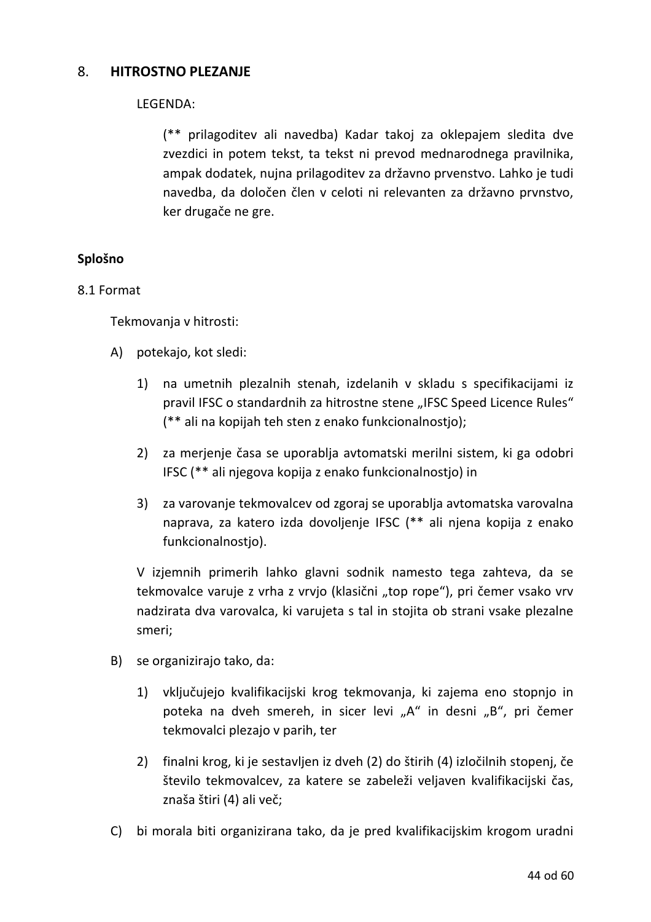## 8. **HITROSTNO PLEZANJE**

LEGENDA:

(** prilagoditev ali navedba) Kadar takoj za oklepajem sledita dve zvezdici in potem tekst, ta tekst ni prevod mednarodnega pravilnika, ampak dodatek, nujna prilagoditev za državno prvenstvo. Lahko je tudi navedba, da določen člen v celoti ni relevanten za državno prvnstvo, ker drugače ne gre.

### Splošno

8.1 Format

Tekmovanja v hitrosti:

A) potekajo, kot sledi:

   1) na umetnih plezalnih stenah, izdelanih v skladu s specifikacijami iz pravil IFSC o standardnih za hitrostne stene „IFSC Speed Licence Rules“ (** ali na kopijah teh sten z enako funkcionalnostjo);

   2) za merjenje časa se uporablja avtomatski merilni sistem, ki ga odobri IFSC (** ali njegova kopija z enako funkcionalnostjo) in

   3) za varovanje tekmovalcev od zgoraj se uporablja avtomatska varovalna naprava, za katero izda dovoljenje IFSC (** ali njena kopija z enako funkcionalnostjo).

   V izjemnih primerih lahko glavni sodnik namesto tega zahteva, da se tekmovalce varuje z vrha z vrvjo (klasični „top rope“), pri čemer vsako vrv nadzirata dva varovalca, ki varujeta s tal in stojita ob strani vsake plezalne smeri;

B) se organizirajo tako, da:

   1) vključujejo kvalifikacijski krog tekmovanja, ki zajema eno stopnjo in poteka na dveh smereh, in sicer levi „A“ in desni „B“, pri čemer tekmovalci plezajo v parih, ter

   2) finalni krog, ki je sestavljen iz dveh (2) do štirih (4) izločilnih stopenj, če število tekmovalcev, za katere se zabeleži veljaven kvalifikacijski čas, znaša štiri (4) ali več;

C) bi morala biti organizirana tako, da je pred kvalifikacijskim krogom uradni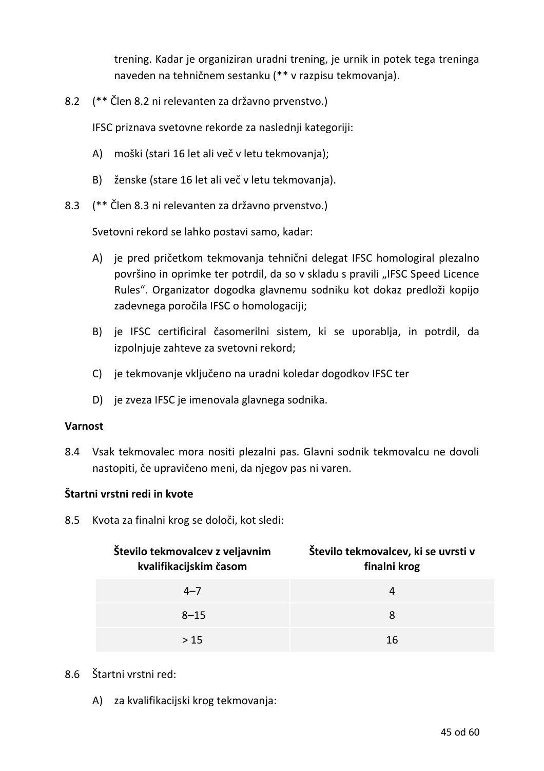trening. Kadar je organiziran uradni trening, je urnik in potek tega treninga naveden na tehničnem sestanku (** v razpisu tekmovanja).

8.2 (** Člen 8.2 ni relevanten za državno prvenstvo.)

IFSC priznava svetovne rekorde za naslednji kategoriji:

A) moški (stari 16 let ali več v letu tekmovanja);

B) ženske (stare 16 let ali več v letu tekmovanja).

8.3 (** Člen 8.3 ni relevanten za državno prvenstvo.)

Svetovni rekord se lahko postavi samo, kadar:

A) je pred pričetkom tekmovanja tehnični delegat IFSC homologiral plezalno površino in oprimke ter potrdil, da so v skladu s pravili „IFSC Speed Licence Rules“. Organizator dogodka glavnemu sodniku kot dokaz predloži kopijo zadevnega poročila IFSC o homologaciji;

B) je IFSC certificiral časomerilni sistem, ki se uporablja, in potrdil, da izpolnjuje zahteve za svetovni rekord;

C) je tekmovanje vključeno na uradni koledar dogodkov IFSC ter

D) je zveza IFSC je imenovala glavnega sodnika.

**Varnost**

8.4 Vsak tekmovalec mora nositi plezalni pas. Glavni sodnik tekmovalcu ne dovoli nastopiti, če upravičeno meni, da njegov pas ni varen.

**Štartni vrstni redi in kvote**

8.5 Kvota za finalni krog se določi, kot sledi:

| Število tekmovalcev z veljavnim kvalifikacijskim časom | Število tekmovalcev, ki se uvrsti v finalni krog |
|---|---|
| 4–7 | 4 |
| 8–15 | 8 |
| > 15 | 16 |

8.6 Štartni vrstni red:

A) za kvalifikacijski krog tekmovanja: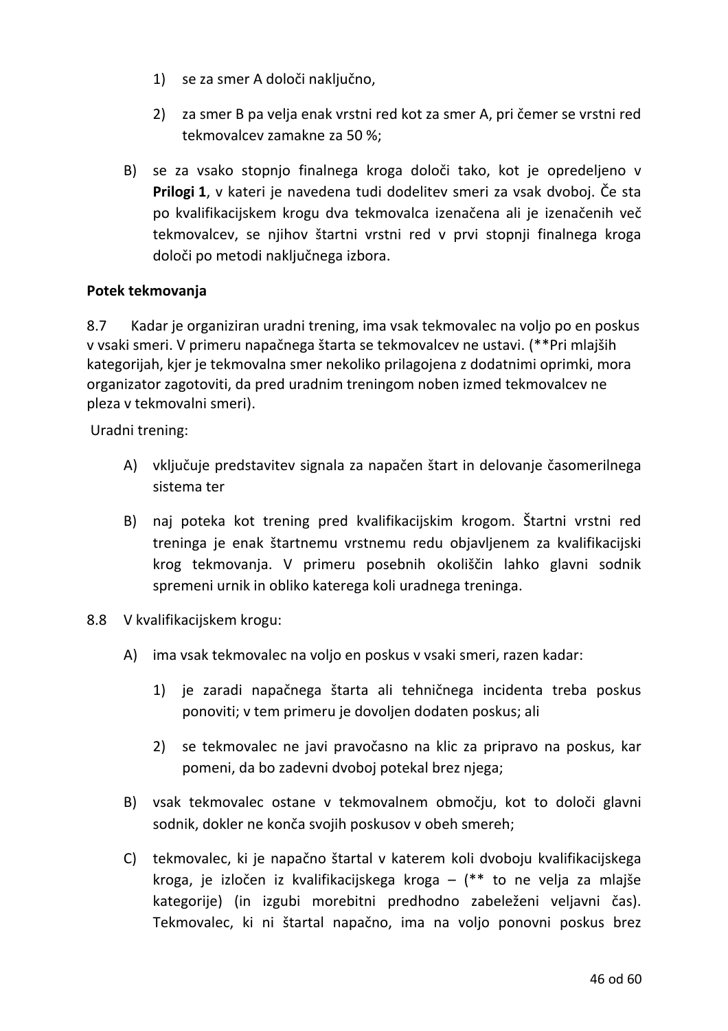1) se za smer A določi naključno,

2) za smer B pa velja enak vrstni red kot za smer A, pri čemer se vrstni red tekmovalcev zamakne za 50 %;

B) se za vsako stopnjo finalnega kroga določi tako, kot je opredeljeno v **Prilogi 1**, v kateri je navedena tudi dodelitev smeri za vsak dvoboj. Če sta po kvalifikacijskem krogu dva tekmovalca izenačena ali je izenačenih več tekmovalcev, se njihov štartni vrstni red v prvi stopnji finalnega kroga določi po metodi naključnega izbora.

**Potek tekmovanja**

8.7 Kadar je organiziran uradni trening, ima vsak tekmovalec na voljo po en poskus v vsaki smeri. V primeru napačnega štarta se tekmovalcev ne ustavi. (**Pri mlajših kategorijah, kjer je tekmovalna smer nekoliko prilagojena z dodatnimi oprimki, mora organizator zagotoviti, da pred uradnim treningom noben izmed tekmovalcev ne pleza v tekmovalni smeri).

Uradni trening:

A) vključuje predstavitev signala za napačen štart in delovanje časomerilnega sistema ter

B) naj poteka kot trening pred kvalifikacijskim krogom. Štartni vrstni red treninga je enak štartnemu vrstnemu redu objavljenem za kvalifikacijski krog tekmovanja. V primeru posebnih okoliščin lahko glavni sodnik spremeni urnik in obliko katerega koli uradnega treninga.

8.8 V kvalifikacijskem krogu:

A) ima vsak tekmovalec na voljo en poskus v vsaki smeri, razen kadar:

1) je zaradi napačnega štarta ali tehničnega incidenta treba poskus ponoviti; v tem primeru je dovoljen dodaten poskus; ali

2) se tekmovalec ne javi pravočasno na klic za pripravo na poskus, kar pomeni, da bo zadevni dvoboj potekal brez njega;

B) vsak tekmovalec ostane v tekmovalnem območju, kot to določi glavni sodnik, dokler ne konča svojih poskusov v obeh smereh;

C) tekmovalec, ki je napačno štartal v katerem koli dvoboju kvalifikacijskega kroga, je izločen iz kvalifikacijskega kroga – (** to ne velja za mlajše kategorije) (in izgubi morebitni predhodno zabeleženi veljavni čas). Tekmovalec, ki ni štartal napačno, ima na voljo ponovni poskus brez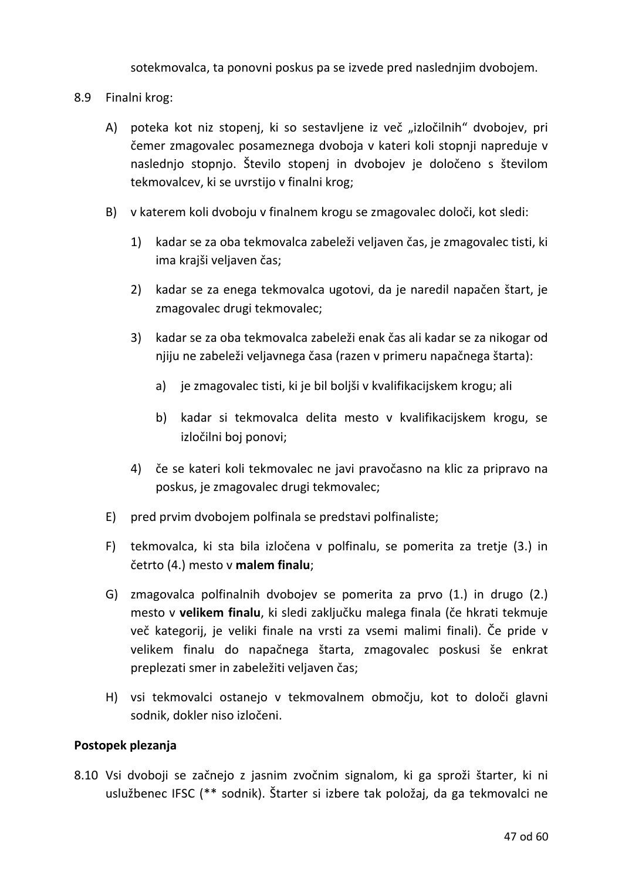sotekmovalca, ta ponovni poskus pa se izvede pred naslednjim dvobojem.

8.9 Finalni krog:

A) poteka kot niz stopenj, ki so sestavljene iz več „izločilnih“ dvobojev, pri čemer zmagovalec posameznega dvoboja v kateri koli stopnji napreduje v naslednjo stopnjo. Število stopenj in dvobojev je določeno s številom tekmovalcev, ki se uvrstijo v finalni krog;

B) v katerem koli dvoboju v finalnem krogu se zmagovalec določi, kot sledi:

   1) kadar se za oba tekmovalca zabeleži veljaven čas, je zmagovalec tisti, ki ima krajši veljaven čas;

   2) kadar se za enega tekmovalca ugotovi, da je naredil napačen štart, je zmagovalec drugi tekmovalec;

   3) kadar se za oba tekmovalca zabeleži enak čas ali kadar se za nikogar od njiju ne zabeleži veljavnega časa (razen v primeru napačnega štarta):

      a) je zmagovalec tisti, ki je bil boljši v kvalifikacijskem krogu; ali

      b) kadar si tekmovalca delita mesto v kvalifikacijskem krogu, se izločilni boj ponovi;

   4) če se kateri koli tekmovalec ne javi pravočasno na klic za pripravo na poskus, je zmagovalec drugi tekmovalec;

E) pred prvim dvobojem polfinala se predstavi polfinaliste;

F) tekmovalca, ki sta bila izločena v polfinalu, se pomerita za tretje (3.) in četrto (4.) mesto v **malem finalu**;

G) zmagovalca polfinalnih dvobojev se pomerita za prvo (1.) in drugo (2.) mesto v **velikem finalu**, ki sledi zaključku malega finala (če hkrati tekmuje več kategorij, je veliki finale na vrsti za vsemi malimi finali). Če pride v velikem finalu do napačnega štarta, zmagovalec poskusi še enkrat preplezati smer in zabeležiti veljaven čas;

H) vsi tekmovalci ostanejo v tekmovalnem območju, kot to določi glavni sodnik, dokler niso izločeni.

**Postopek plezanja**

8.10 Vsi dvoboji se začnejo z jasnim zvočnim signalom, ki ga sproži štarter, ki ni uslužbenec IFSC (** sodnik). Štarter si izbere tak položaj, da ga tekmovalci ne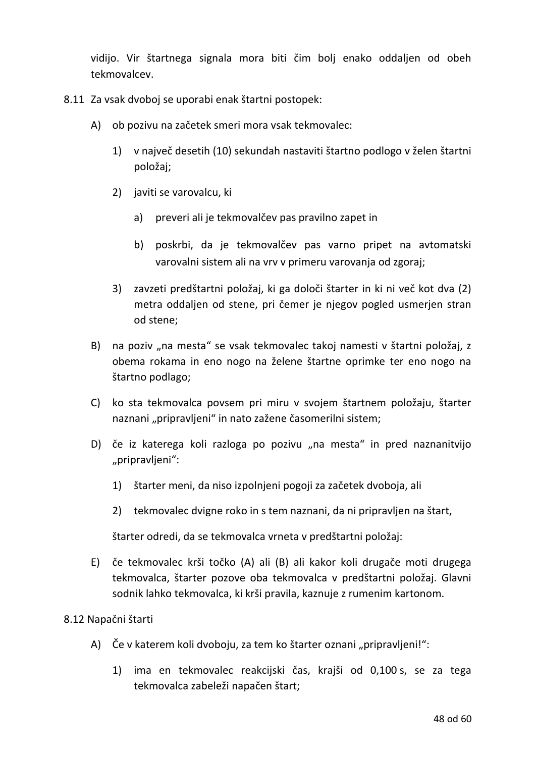vidijo. Vir štartnega signala mora biti čim bolj enako oddaljen od obeh tekmovalcev.

8.11 Za vsak dvoboj se uporabi enak štartni postopek:

A) ob pozivu na začetek smeri mora vsak tekmovalec:

1) v največ desetih (10) sekundah nastaviti štartno podlogo v želen štartni položaj;

2) javiti se varovalcu, ki

a) preveri ali je tekmovalčev pas pravilno zapet in

b) poskrbi, da je tekmovalčev pas varno pripet na avtomatski varovalni sistem ali na vrv v primeru varovanja od zgoraj;

3) zavzeti predštartni položaj, ki ga določi štarter in ki ni več kot dva (2) metra oddaljen od stene, pri čemer je njegov pogled usmerjen stran od stene;

B) na poziv „na mesta“ se vsak tekmovalec takoj namesti v štartni položaj, z obema rokama in eno nogo na zelene štartne oprimke ter eno nogo na štartno podlago;

C) ko sta tekmovalca povsem pri miru v svojem štartnem položaju, štarter naznani „pripravljeni“ in nato zažene časomerilni sistem;

D) če iz katerega koli razloga po pozivu „na mesta“ in pred naznanitvijo „pripravljeni“:

1) štarter meni, da niso izpolnjeni pogoji za začetek dvoboja, ali

2) tekmovalec dvigne roko in s tem naznani, da ni pripravljen na štart,

štarter odredi, da se tekmovalca vrneta v predštartni položaj:

E) če tekmovalec krši točko (A) ali (B) ali kakor koli drugače moti drugega tekmovalca, štarter pozove oba tekmovalca v predštartni položaj. Glavni sodnik lahko tekmovalca, ki krši pravila, kaznuje z rumenim kartonom.

8.12 Napačni štarti

A) Če v katerem koli dvoboju, za tem ko štarter oznani „pripravljeni!“:

1) ima en tekmovalec reakcijski čas, krajši od 0,100 s, se za tega tekmovalca zabeleži napačen štart;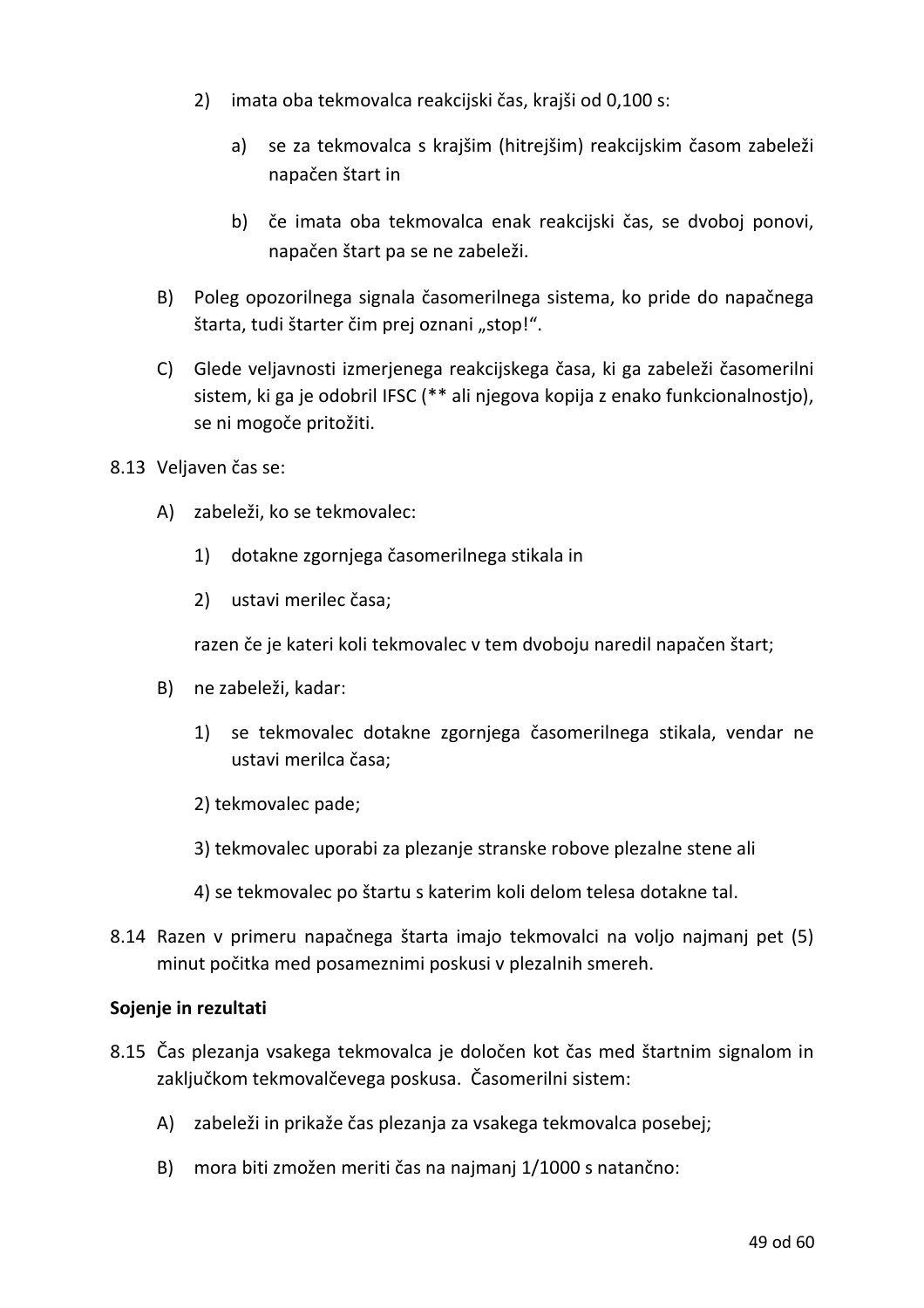2) imata oba tekmovalca reakcijski čas, krajši od 0,100 s:

   a) se za tekmovalca s krajšim (hitrejšim) reakcijskim časom zabeleži napačen štart in

   b) če imata oba tekmovalca enak reakcijski čas, se dvoboj ponovi, napačen štart pa se ne zabeleži.

B) Poleg opozorilnega signala časomerilnega sistema, ko pride do napačnega štarta, tudi štarter čim prej oznani „stop!".

C) Glede veljavnosti izmerjenega reakcijskega časa, ki ga zabeleži časomerilni sistem, ki ga je odobril IFSC (** ali njegova kopija z enako funkcionalnostjo), se ni mogoče pritožiti.

8.13 Veljaven čas se:

A) zabeleži, ko se tekmovalec:

   1) dotakne zgornjega časomerilnega stikala in

   2) ustavi merilec časa;

   razen če je kateri koli tekmovalec v tem dvoboju naredil napačen štart;

B) ne zabeleži, kadar:

   1) se tekmovalec dotakne zgornjega časomerilnega stikala, vendar ne ustavi merilca časa;

   2) tekmovalec pade;

   3) tekmovalec uporabi za plezanje stranske robove plezalne stene ali

   4) se tekmovalec po štartu s katerim koli delom telesa dotakne tal.

8.14 Razen v primeru napačnega štarta imajo tekmovalci na voljo najmanj pet (5) minut počitka med posameznimi poskusi v plezalnih smereh.

**Sojenje in rezultati**

8.15 Čas plezanja vsakega tekmovalca je določen kot čas med štartnim signalom in zaključkom tekmovalčevega poskusa. Časomerilni sistem:

A) zabeleži in prikaže čas plezanja za vsakega tekmovalca posebej;

B) mora biti zmožen meriti čas na najmanj 1/1000 s natančno: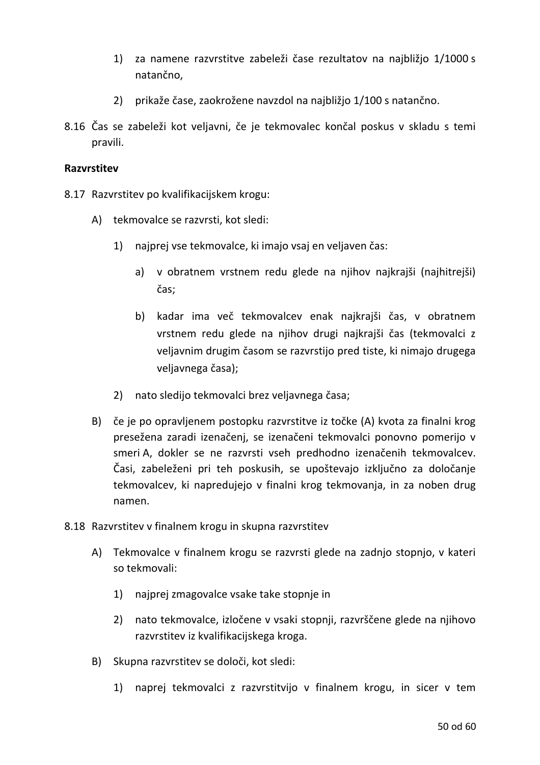1) za namene razvrstitve zabeleži čase rezultatov na najbližjo 1/1000 s natančno,

2) prikaže čase, zaokrožene navzdol na najbližjo 1/100 s natančno.

8.16 Čas se zabeleži kot veljavni, če je tekmovalec končal poskus v skladu s temi pravili.

**Razvrstitev**

8.17 Razvrstitev po kvalifikacijskem krogu:

A) tekmovalce se razvrsti, kot sledi:

1) najprej vse tekmovalce, ki imajo vsaj en veljaven čas:

a) v obratnem vrstnem redu glede na njihov najkrajši (najhitrejši) čas;

b) kadar ima več tekmovalcev enak najkrajši čas, v obratnem vrstnem redu glede na njihov drugi najkrajši čas (tekmovalci z veljavnim drugim časom se razvrstijo pred tiste, ki nimajo drugega veljavnega časa);

2) nato sledijo tekmovalci brez veljavnega časa;

B) če je po opravljenem postopku razvrstitve iz točke (A) kvota za finalni krog presežena zaradi izenačenj, se izenačeni tekmovalci ponovno pomerijo v smeri A, dokler se ne razvrsti vseh predhodno izenačenih tekmovalcev. Časi, zabeleženi pri teh poskusih, se upoštevajo izključno za določanje tekmovalcev, ki napredujejo v finalni krog tekmovanja, in za noben drug namen.

8.18 Razvrstitev v finalnem krogu in skupna razvrstitev

A) Tekmovalce v finalnem krogu se razvrsti glede na zadnjo stopnjo, v kateri so tekmovali:

1) najprej zmagovalce vsake take stopnje in

2) nato tekmovalce, izločene v vsaki stopnji, razvrščene glede na njihovo razvrstitev iz kvalifikacijskega kroga.

B) Skupna razvrstitev se določi, kot sledi:

1) naprej tekmovalci z razvrstitvijo v finalnem krogu, in sicer v tem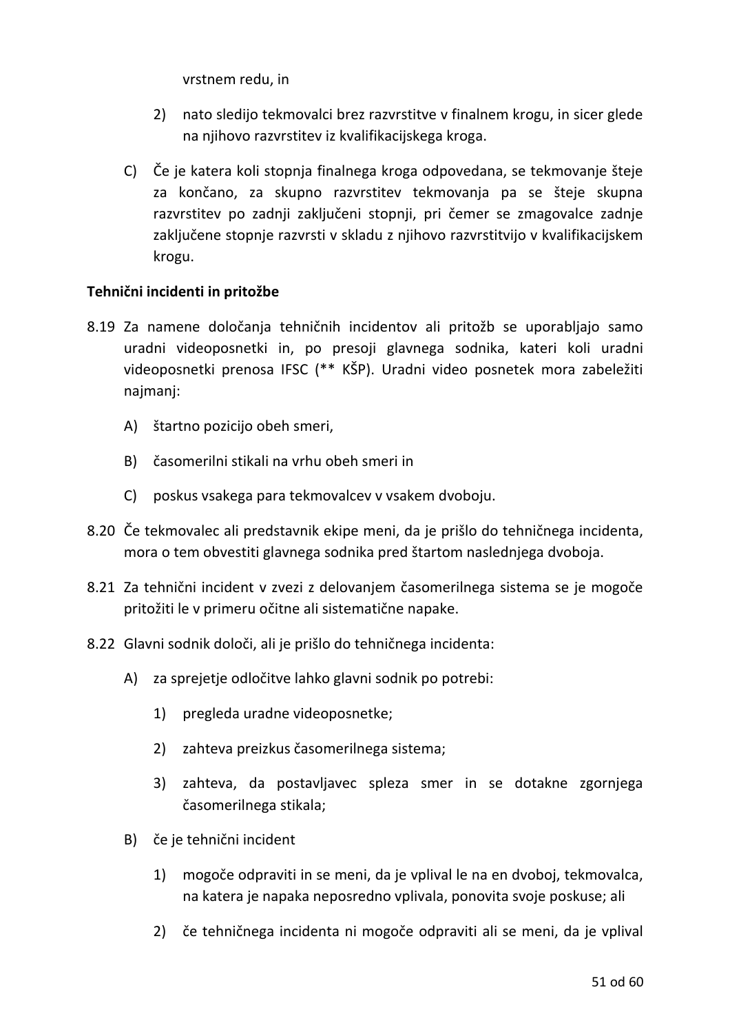vrstnem redu, in

2) nato sledijo tekmovalci brez razvrstitve v finalnem krogu, in sicer glede na njihovo razvrstitev iz kvalifikacijskega kroga.

C) Če je katera koli stopnja finalnega kroga odpovedana, se tekmovanje šteje za končano, za skupno razvrstitev tekmovanja pa se šteje skupna razvrstitev po zadnji zaključeni stopnji, pri čemer se zmagovalce zadnje zaključene stopnje razvrsti v skladu z njihovo razvrstitvijo v kvalifikacijskem krogu.

**Tehnični incidenti in pritožbe**

8.19 Za namene določanja tehničnih incidentov ali pritožb se uporabljajo samo uradni videoposnetki in, po presoji glavnega sodnika, kateri koli uradni videoposnetki prenosa IFSC (** KŠP). Uradni video posnetek mora zabeležiti najmanj:

A) štartno pozicijo obeh smeri,

B) časomerilni stikali na vrhu obeh smeri in

C) poskus vsakega para tekmovalcev v vsakem dvoboju.

8.20 Če tekmovalec ali predstavnik ekipe meni, da je prišlo do tehničnega incidenta, mora o tem obvestiti glavnega sodnika pred štartom naslednjega dvoboja.

8.21 Za tehnični incident v zvezi z delovanjem časomerilnega sistema se je mogoče pritožiti le v primeru očitne ali sistematične napake.

8.22 Glavni sodnik določi, ali je prišlo do tehničnega incidenta:

A) za sprejetje odločitve lahko glavni sodnik po potrebi:

1) pregleda uradne videoposnetke;

2) zahteva preizkus časomerilnega sistema;

3) zahteva, da postavljavec spleza smer in se dotakne zgornjega časomerilnega stikala;

B) če je tehnični incident

1) mogoče odpraviti in se meni, da je vplival le na en dvoboj, tekmovalca, na katera je napaka neposredno vplivala, ponovita svoje poskuse; ali

2) če tehničnega incidenta ni mogoče odpraviti ali se meni, da je vplival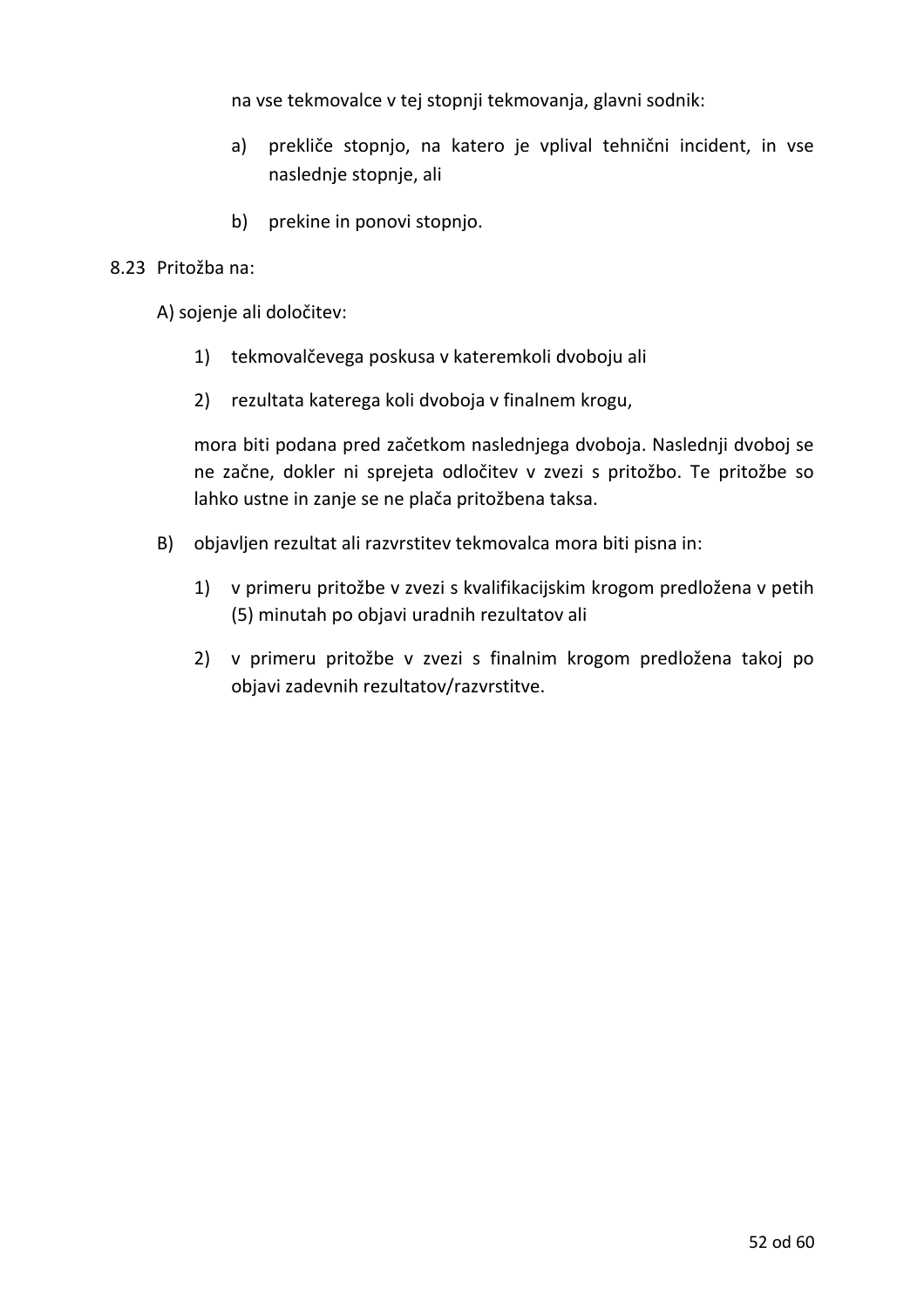na vse tekmovalce v tej stopnji tekmovanja, glavni sodnik:

a) prekliče stopnjo, na katero je vplival tehnični incident, in vse naslednje stopnje, ali

b) prekine in ponovi stopnjo.

8.23 Pritožba na:

A) sojenje ali določitev:

1) tekmovalčevega poskusa v kateremkoli dvoboju ali

2) rezultata katerega koli dvoboja v finalnem krogu,

mora biti podana pred začetkom naslednjega dvoboja. Naslednji dvoboj se ne začne, dokler ni sprejeta odločitev v zvezi s pritožbo. Te pritožbe so lahko ustne in zanje se ne plača pritožbena taksa.

B) objavljen rezultat ali razvrstitev tekmovalca mora biti pisna in:

1) v primeru pritožbe v zvezi s kvalifikacijskim krogom predložena v petih (5) minutah po objavi uradnih rezultatov ali

2) v primeru pritožbe v zvezi s finalnim krogom predložena takoj po objavi zadevnih rezultatov/razvrstitve.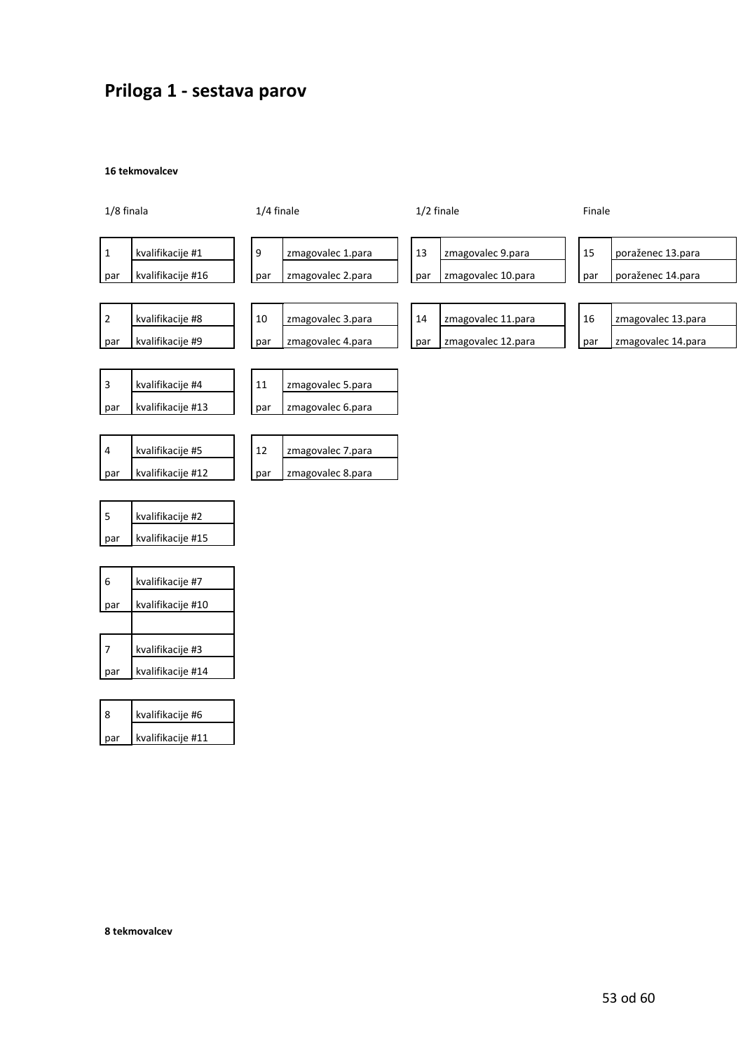# Priloga 1 - sestava parov

**16 tekmovalcev**

**1/8 finala**

| | |
|---|---|
| 1 | kvalifikacije #1 |
| par | kvalifikacije #16 |
| 2 | kvalifikacije #8 |
| par | kvalifikacije #9 |
| 3 | kvalifikacije #4 |
| par | kvalifikacije #13 |
| 4 | kvalifikacije #5 |
| par | kvalifikacije #12 |
| 5 | kvalifikacije #2 |
| par | kvalifikacije #15 |
| 6 | kvalifikacije #7 |
| par | kvalifikacije #10 |
| 7 | kvalifikacije #3 |
| par | kvalifikacije #14 |
| 8 | kvalifikacije #6 |
| par | kvalifikacije #11 |

**1/4 finale**

| | |
|---|---|
| 9 | zmagovalec 1.para |
| par | zmagovalec 2.para |
| 10 | zmagovalec 3.para |
| par | zmagovalec 4.para |
| 11 | zmagovalec 5.para |
| par | zmagovalec 6.para |
| 12 | zmagovalec 7.para |
| par | zmagovalec 8.para |

**1/2 finale**

| | |
|---|---|
| 13 | zmagovalec 9.para |
| par | zmagovalec 10.para |
| 14 | zmagovalec 11.para |
| par | zmagovalec 12.para |

**Finale**

| | |
|---|---|
| 15 | poraženec 13.para |
| par | poraženec 14.para |
| 16 | zmagovalec 13.para |
| par | zmagovalec 14.para |

**8 tekmovalcev**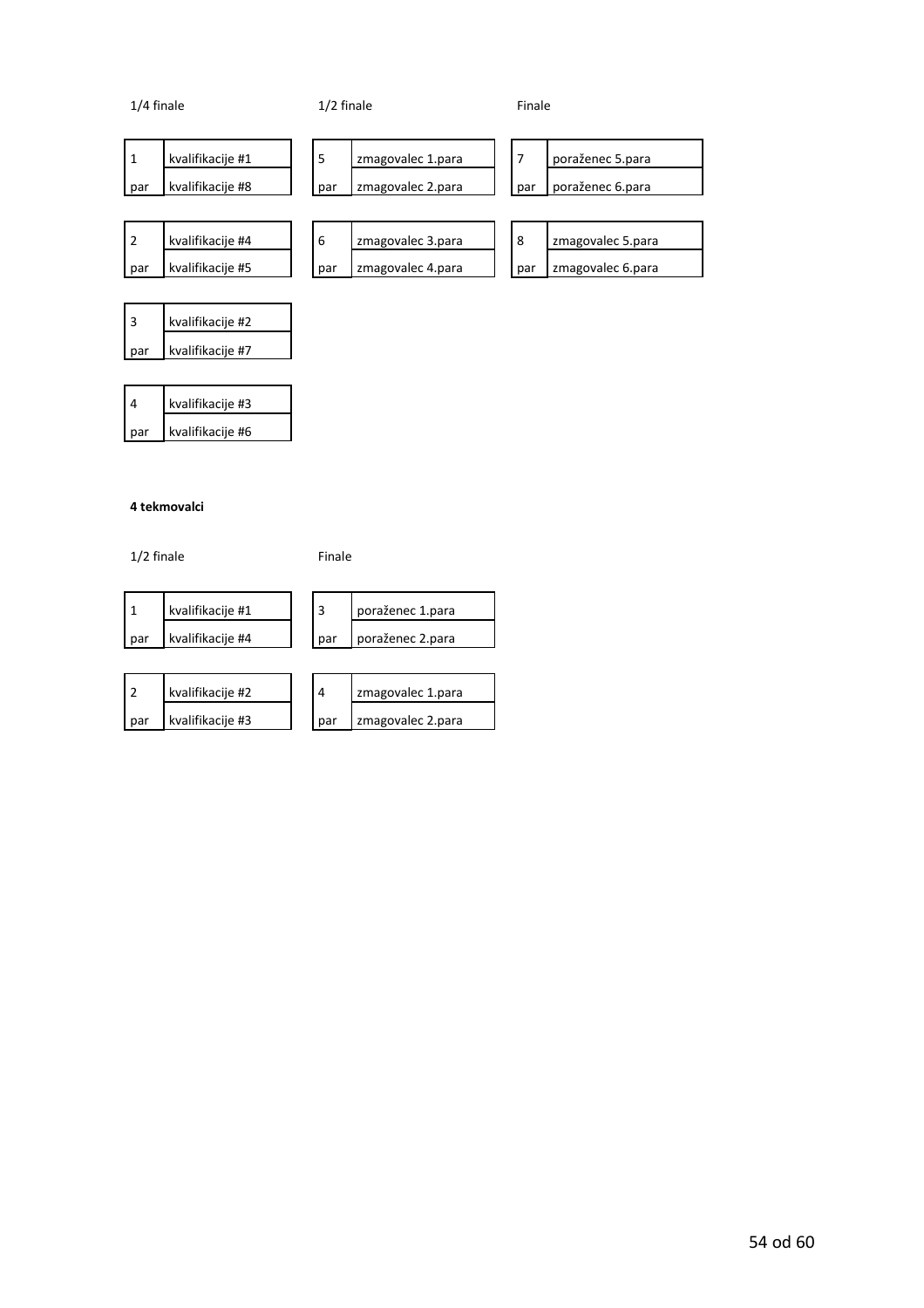1/4 finale

| 1 | kvalifikacije #1 |
| --- | --- |
| par | kvalifikacije #8 |

| 2 | kvalifikacije #4 |
| --- | --- |
| par | kvalifikacije #5 |

| 3 | kvalifikacije #2 |
| --- | --- |
| par | kvalifikacije #7 |

| 4 | kvalifikacije #3 |
| --- | --- |
| par | kvalifikacije #6 |

1/2 finale

| 5 | zmagovalec 1.para |
| --- | --- |
| par | zmagovalec 2.para |

| 6 | zmagovalec 3.para |
| --- | --- |
| par | zmagovalec 4.para |

Finale

| 7 | poraženec 5.para |
| --- | --- |
| par | poraženec 6.para |

| 8 | zmagovalec 5.para |
| --- | --- |
| par | zmagovalec 6.para |

**4 tekmovalci**

1/2 finale

| 1 | kvalifikacije #1 |
| --- | --- |
| par | kvalifikacije #4 |

| 2 | kvalifikacije #2 |
| --- | --- |
| par | kvalifikacije #3 |

Finale

| 3 | poraženec 1.para |
| --- | --- |
| par | poraženec 2.para |

| 4 | zmagovalec 1.para |
| --- | --- |
| par | zmagovalec 2.para |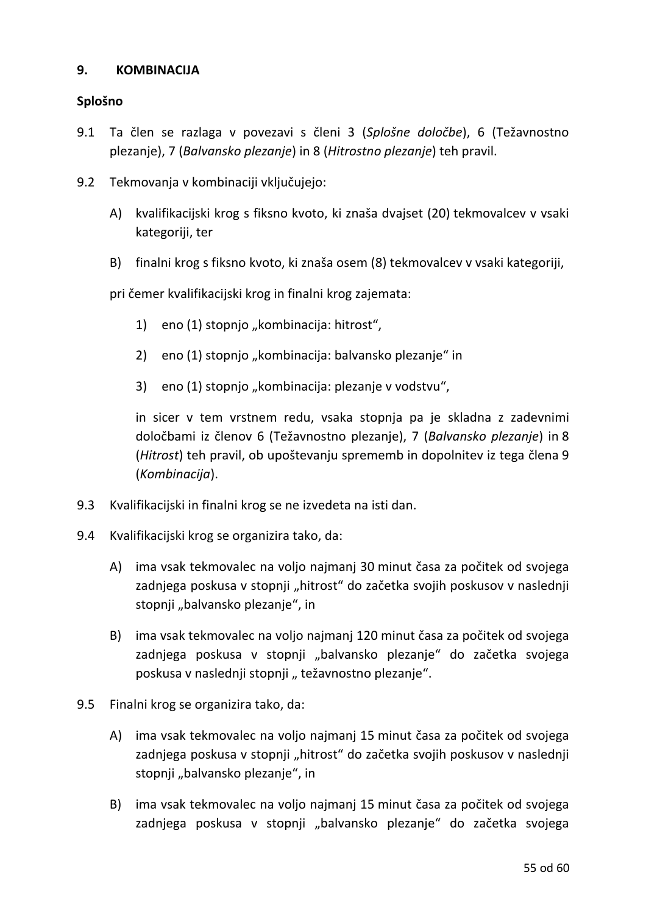## 9. KOMBINACIJA

**Splošno**

9.1 Ta člen se razlaga v povezavi s členi 3 (*Splošne določbe*), 6 (Težavnostno plezanje), 7 (*Balvansko plezanje*) in 8 (*Hitrostno plezanje*) teh pravil.

9.2 Tekmovanja v kombinaciji vključujejo:

A) kvalifikacijski krog s fiksno kvoto, ki znaša dvajset (20) tekmovalcev v vsaki kategoriji, ter

B) finalni krog s fiksno kvoto, ki znaša osem (8) tekmovalcev v vsaki kategoriji,

pri čemer kvalifikacijski krog in finalni krog zajemata:

1) eno (1) stopnjo „kombinacija: hitrost",

2) eno (1) stopnjo „kombinacija: balvansko plezanje" in

3) eno (1) stopnjo „kombinacija: plezanje v vodstvu",

in sicer v tem vrstnem redu, vsaka stopnja pa je skladna z zadevnimi določbami iz členov 6 (Težavnostno plezanje), 7 (*Balvansko plezanje*) in 8 (*Hitrost*) teh pravil, ob upoštevanju sprememb in dopolnitev iz tega člena 9 (*Kombinacija*).

9.3 Kvalifikacijski in finalni krog se ne izvedeta na isti dan.

9.4 Kvalifikacijski krog se organizira tako, da:

A) ima vsak tekmovalec na voljo najmanj 30 minut časa za počitek od svojega zadnjega poskusa v stopnji „hitrost" do začetka svojih poskusov v naslednji stopnji „balvansko plezanje", in

B) ima vsak tekmovalec na voljo najmanj 120 minut časa za počitek od svojega zadnjega poskusa v stopnji „balvansko plezanje" do začetka svojega poskusa v naslednji stopnji „ težavnostno plezanje".

9.5 Finalni krog se organizira tako, da:

A) ima vsak tekmovalec na voljo najmanj 15 minut časa za počitek od svojega zadnjega poskusa v stopnji „hitrost" do začetka svojih poskusov v naslednji stopnji „balvansko plezanje", in

B) ima vsak tekmovalec na voljo najmanj 15 minut časa za počitek od svojega zadnjega poskusa v stopnji „balvansko plezanje" do začetka svojega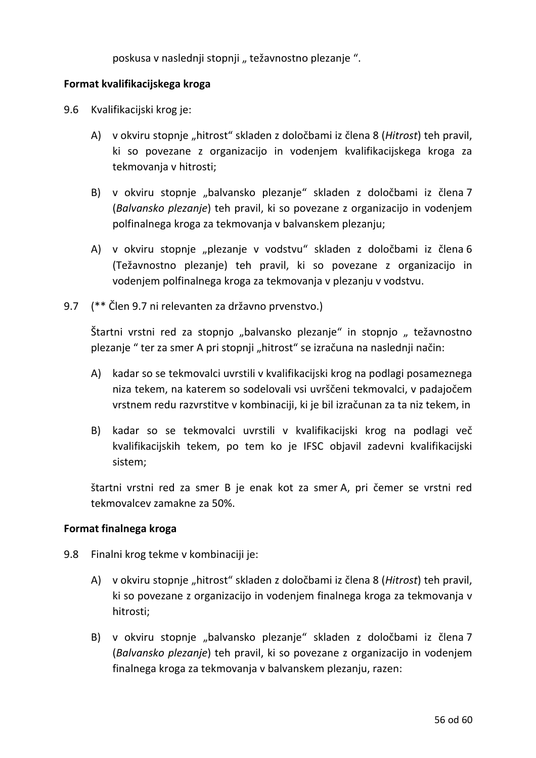poskusa v naslednji stopnji „ težavnostno plezanje “.

**Format kvalifikacijskega kroga**

9.6 Kvalifikacijski krog je:

A) v okviru stopnje „hitrost“ skladen z določbami iz člena 8 (*Hitrost*) teh pravil, ki so povezane z organizacijo in vodenjem kvalifikacijskega kroga za tekmovanja v hitrosti;

B) v okviru stopnje „balvansko plezanje“ skladen z določbami iz člena 7 (*Balvansko plezanje*) teh pravil, ki so povezane z organizacijo in vodenjem polfinalnega kroga za tekmovanja v balvanskem plezanju;

A) v okviru stopnje „plezanje v vodstvu“ skladen z določbami iz člena 6 (Težavnostno plezanje) teh pravil, ki so povezane z organizacijo in vodenjem polfinalnega kroga za tekmovanja v plezanju v vodstvu.

9.7 (** Člen 9.7 ni relevanten za državno prvenstvo.)

Štartni vrstni red za stopnjo „balvansko plezanje“ in stopnjo „ težavnostno plezanje “ ter za smer A pri stopnji „hitrost“ se izračuna na naslednji način:

A) kadar so se tekmovalci uvrstili v kvalifikacijski krog na podlagi posameznega niza tekem, na katerem so sodelovali vsi uvrščeni tekmovalci, v padajočem vrstnem redu razvrstitve v kombinaciji, ki je bil izračunan za ta niz tekem, in

B) kadar so se tekmovalci uvrstili v kvalifikacijski krog na podlagi več kvalifikacijskih tekem, po tem ko je IFSC objavil zadevni kvalifikacijski sistem;

štartni vrstni red za smer B je enak kot za smer A, pri čemer se vrstni red tekmovalcev zamakne za 50%.

**Format finalnega kroga**

9.8 Finalni krog tekme v kombinaciji je:

A) v okviru stopnje „hitrost“ skladen z določbami iz člena 8 (*Hitrost*) teh pravil, ki so povezane z organizacijo in vodenjem finalnega kroga za tekmovanja v hitrosti;

B) v okviru stopnje „balvansko plezanje“ skladen z določbami iz člena 7 (*Balvansko plezanje*) teh pravil, ki so povezane z organizacijo in vodenjem finalnega kroga za tekmovanja v balvanskem plezanju, razen: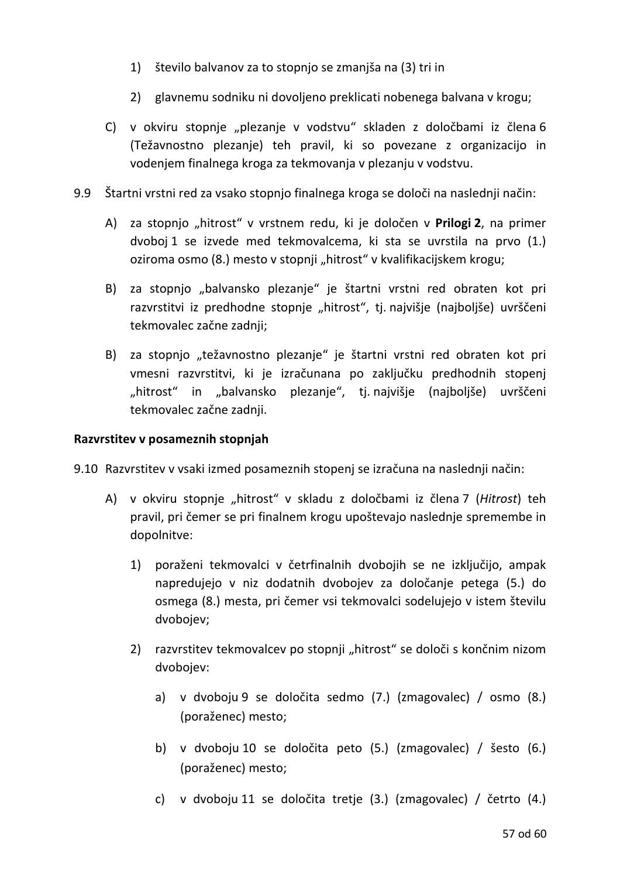1) število balvanov za to stopnjo se zmanjša na (3) tri in

2) glavnemu sodniku ni dovoljeno preklicati nobenega balvana v krogu;

C) v okviru stopnje „plezanje v vodstvu" skladen z določbami iz člena 6 (Težavnostno plezanje) teh pravil, ki so povezane z organizacijo in vodenjem finalnega kroga za tekmovanja v plezanju v vodstvu.

9.9 Štartni vrstni red za vsako stopnjo finalnega kroga se določi na naslednji način:

A) za stopnjo „hitrost" v vrstnem redu, ki je določen v **Prilogi 2**, na primer dvoboj 1 se izvede med tekmovalcema, ki sta se uvrstila na prvo (1.) oziroma osmo (8.) mesto v stopnji „hitrost" v kvalifikacijskem krogu;

B) za stopnjo „balvansko plezanje" je štartni vrstni red obraten kot pri razvrstitvi iz predhodne stopnje „hitrost", tj. najvišje (najboljše) uvrščeni tekmovalec začne zadnji;

B) za stopnjo „težavnostno plezanje" je štartni vrstni red obraten kot pri vmesni razvrstitvi, ki je izračunana po zaključku predhodnih stopenj „hitrost" in „balvansko plezanje", tj. najvišje (najboljše) uvrščeni tekmovalec začne zadnji.

**Razvrstitev v posameznih stopnjah**

9.10 Razvrstitev v vsaki izmed posameznih stopenj se izračuna na naslednji način:

A) v okviru stopnje „hitrost" v skladu z določbami iz člena 7 (*Hitrost*) teh pravil, pri čemer se pri finalnem krogu upoštevajo naslednje spremembe in dopolnitve:

1) poraženi tekmovalci v četrfinalnih dvobojih se ne izključijo, ampak napredujejo v niz dodatnih dvobojev za določanje petega (5.) do osmega (8.) mesta, pri čemer vsi tekmovalci sodelujejo v istem številu dvobojev;

2) razvrstitev tekmovalcev po stopnji „hitrost" se določi s končnim nizom dvobojev:

a) v dvoboju 9 se določita sedmo (7.) (zmagovalec) / osmo (8.) (poraženec) mesto;

b) v dvoboju 10 se določita peto (5.) (zmagovalec) / šesto (6.) (poraženec) mesto;

c) v dvoboju 11 se določita tretje (3.) (zmagovalec) / četrto (4.)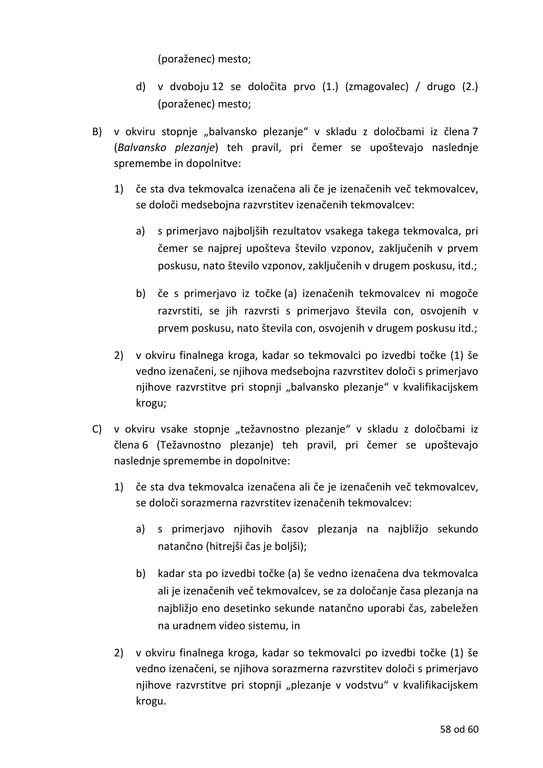(poraženec) mesto;

d) v dvoboju 12 se določita prvo (1.) (zmagovalec) / drugo (2.) (poraženec) mesto;

B) v okviru stopnje „balvansko plezanje“ v skladu z določbami iz člena 7 (*Balvansko plezanje*) teh pravil, pri čemer se upoštevajo naslednje spremembe in dopolnitve:

1) če sta dva tekmovalca izenačena ali če je izenačenih več tekmovalcev, se določi medsebojna razvrstitev izenačenih tekmovalcev:

a) s primerjavo najboljših rezultatov vsakega takega tekmovalca, pri čemer se najprej upošteva število vzponov, zaključenih v prvem poskusu, nato število vzponov, zaključenih v drugem poskusu, itd.;

b) če s primerjavo iz točke (a) izenačenih tekmovalcev ni mogoče razvrstiti, se jih razvrsti s primerjavo števila con, osvojenih v prvem poskusu, nato števila con, osvojenih v drugem poskusu itd.;

2) v okviru finalnega kroga, kadar so tekmovalci po izvedbi točke (1) še vedno izenačeni, se njihova medsebojna razvrstitev določi s primerjavo njihove razvrstitve pri stopnji „balvansko plezanje“ v kvalifikacijskem krogu;

C) v okviru vsake stopnje „težavnostno plezanje“ v skladu z določbami iz člena 6 (Težavnostno plezanje) teh pravil, pri čemer se upoštevajo naslednje spremembe in dopolnitve:

1) če sta dva tekmovalca izenačena ali če je izenačenih več tekmovalcev, se določi sorazmerna razvrstitev izenačenih tekmovalcev:

a) s primerjavo njihovih časov plezanja na najbližjo sekundo natančno (hitrejši čas je boljši);

b) kadar sta po izvedbi točke (a) še vedno izenačena dva tekmovalca ali je izenačenih več tekmovalcev, se za določanje časa plezanja na najbližjo eno desetinko sekunde natančno uporabi čas, zabeležen na uradnem video sistemu, in

2) v okviru finalnega kroga, kadar so tekmovalci po izvedbi točke (1) še vedno izenačeni, se njihova sorazmerna razvrstitev določi s primerjavo njihove razvrstitve pri stopnji „plezanje v vodstvu“ v kvalifikacijskem krogu.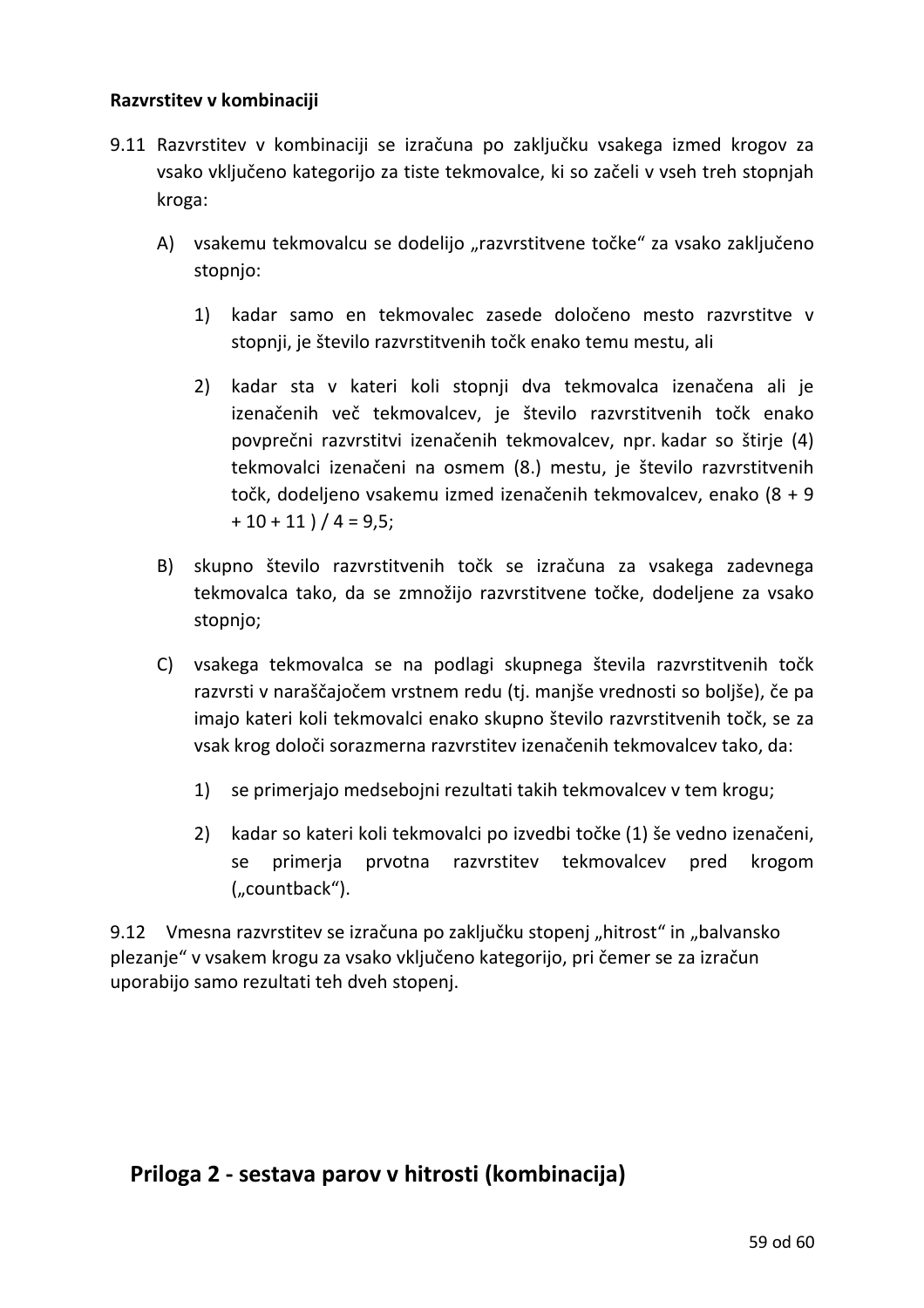**Razvrstitev v kombinaciji**

9.11 Razvrstitev v kombinaciji se izračuna po zaključku vsakega izmed krogov za vsako vključeno kategorijo za tiste tekmovalce, ki so začeli v vseh treh stopnjah kroga:

A) vsakemu tekmovalcu se dodelijo „razvrstitvene točke“ za vsako zaključeno stopnjo:

1) kadar samo en tekmovalec zasede določeno mesto razvrstitve v stopnji, je število razvrstitvenih točk enako temu mestu, ali

2) kadar sta v kateri koli stopnji dva tekmovalca izenačena ali je izenačenih več tekmovalcev, je število razvrstitvenih točk enako povprečni razvrstitvi izenačenih tekmovalcev, npr. kadar so štirje (4) tekmovalci izenačeni na osmem (8.) mestu, je število razvrstitvenih točk, dodeljeno vsakemu izmed izenačenih tekmovalcev, enako (8 + 9 + 10 + 11 ) / 4 = 9,5;

B) skupno število razvrstitvenih točk se izračuna za vsakega zadevnega tekmovalca tako, da se zmnožijo razvrstitvene točke, dodeljene za vsako stopnjo;

C) vsakega tekmovalca se na podlagi skupnega števila razvrstitvenih točk razvrsti v naraščajočem vrstnem redu (tj. manjše vrednosti so boljše), če pa imajo kateri koli tekmovalci enako skupno število razvrstitvenih točk, se za vsak krog določi sorazmerna razvrstitev izenačenih tekmovalcev tako, da:

1) se primerjajo medsebojni rezultati takih tekmovalcev v tem krogu;

2) kadar so kateri koli tekmovalci po izvedbi točke (1) še vedno izenačeni, se primerja prvotna razvrstitev tekmovalcev pred krogom („countback“).

9.12 Vmesna razvrstitev se izračuna po zaključku stopenj „hitrost“ in „balvansko plezanje“ v vsakem krogu za vsako vključeno kategorijo, pri čemer se za izračun uporabijo samo rezultati teh dveh stopenj.

## Priloga 2 - sestava parov v hitrosti (kombinacija)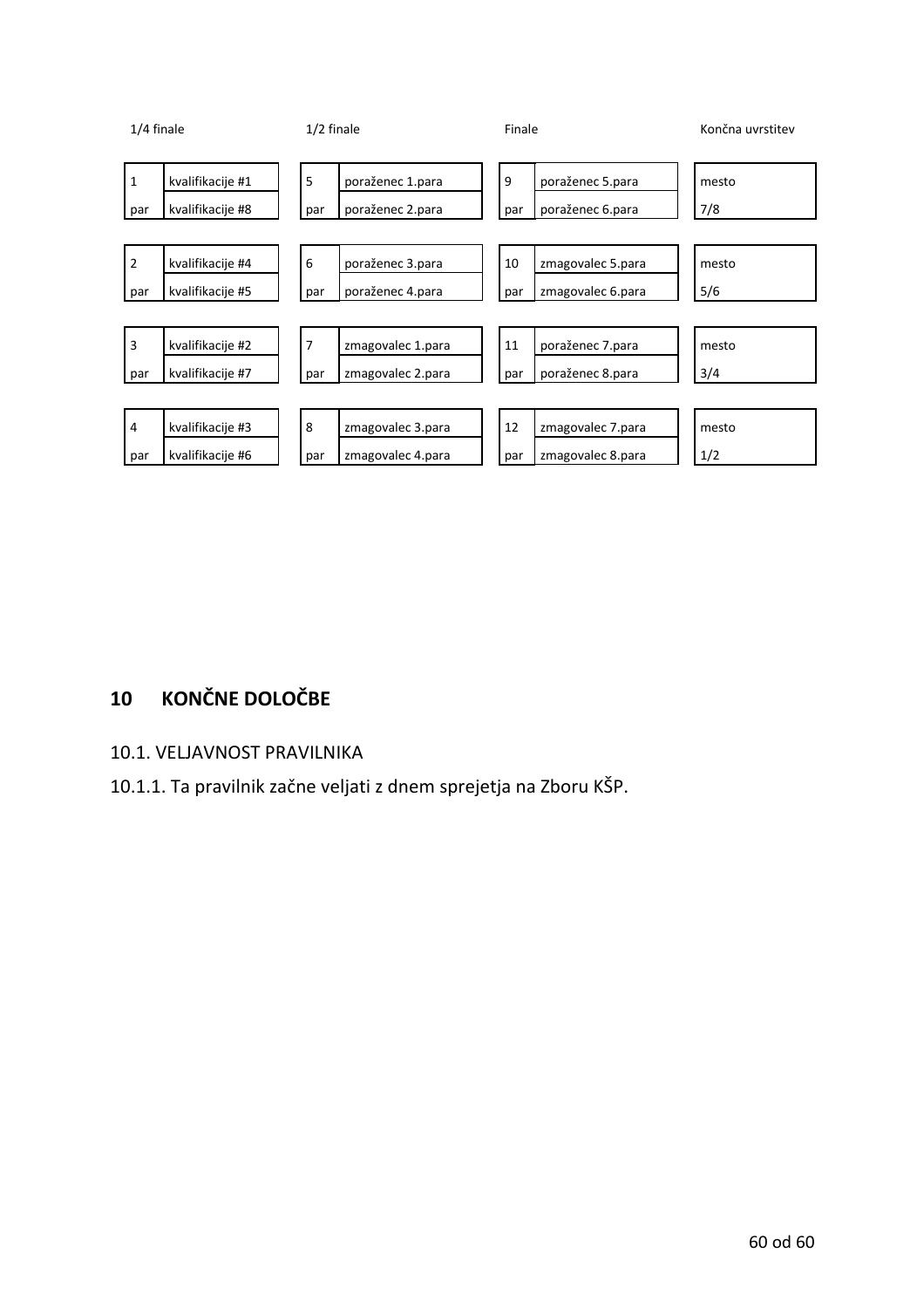| 1/4 finale | | | 1/2 finale | | | Finale | | | Končna uvrstitev |
|---|---|---|---|---|---|---|---|---|---|
| 1 | kvalifikacije #1 | | 5 | poraženec 1.para | | 9 | poraženec 5.para | | mesto |
| par | kvalifikacije #8 | | par | poraženec 2.para | | par | poraženec 6.para | | 7/8 |
| 2 | kvalifikacije #4 | | 6 | poraženec 3.para | | 10 | zmagovalec 5.para | | mesto |
| par | kvalifikacije #5 | | par | poraženec 4.para | | par | zmagovalec 6.para | | 5/6 |
| 3 | kvalifikacije #2 | | 7 | zmagovalec 1.para | | 11 | poraženec 7.para | | mesto |
| par | kvalifikacije #7 | | par | zmagovalec 2.para | | par | poraženec 8.para | | 3/4 |
| 4 | kvalifikacije #3 | | 8 | zmagovalec 3.para | | 12 | zmagovalec 7.para | | mesto |
| par | kvalifikacije #6 | | par | zmagovalec 4.para | | par | zmagovalec 8.para | | 1/2 |

# 10 KONČNE DOLOČBE

10.1. VELJAVNOST PRAVILNIKA

10.1.1. Ta pravilnik začne veljati z dnem sprejetja na Zboru KŠP.